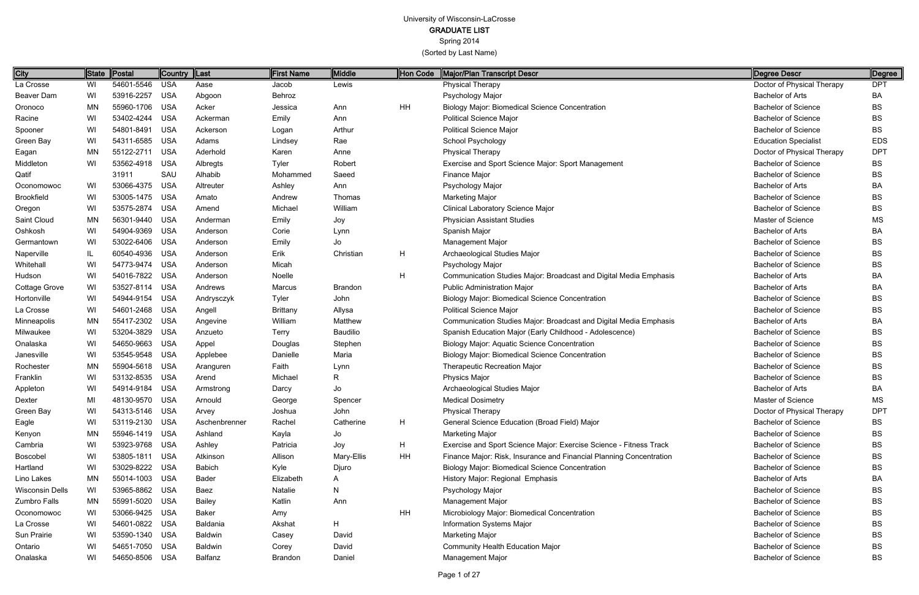University of Wisconsin-LaCrosse

**GRADUATE LIST**

Spring 2014

(Sorted by Last Name)

| City | State | Postal | Country | Last | First Name | Middle | Hon Code | Major/Plan Transcript Descr | Degree Descr | Degree |
|---|---|---|---|---|---|---|---|---|---|---|
| La Crosse | WI | 54601-5546 | USA | Aase | Jacob | Lewis | | Physical Therapy | Doctor of Physical Therapy | DPT |
| Beaver Dam | WI | 53916-2257 | USA | Abgoon | Behroz | | | Psychology Major | Bachelor of Arts | BA |
| Oronoco | MN | 55960-1706 | USA | Acker | Jessica | Ann | HH | Biology Major: Biomedical Science Concentration | Bachelor of Science | BS |
| Racine | WI | 53402-4244 | USA | Ackerman | Emily | Ann | | Political Science Major | Bachelor of Science | BS |
| Spooner | WI | 54801-8491 | USA | Ackerson | Logan | Arthur | | Political Science Major | Bachelor of Science | BS |
| Green Bay | WI | 54311-6585 | USA | Adams | Lindsey | Rae | | School Psychology | Education Specialist | EDS |
| Eagan | MN | 55122-2711 | USA | Aderhold | Karen | Anne | | Physical Therapy | Doctor of Physical Therapy | DPT |
| Middleton | WI | 53562-4918 | USA | Albregts | Tyler | Robert | | Exercise and Sport Science Major: Sport Management | Bachelor of Science | BS |
| Qatif | | 31911 | SAU | Alhabib | Mohammed | Saeed | | Finance Major | Bachelor of Science | BS |
| Oconomowoc | WI | 53066-4375 | USA | Altreuter | Ashley | Ann | | Psychology Major | Bachelor of Arts | BA |
| Brookfield | WI | 53005-1475 | USA | Amato | Andrew | Thomas | | Marketing Major | Bachelor of Science | BS |
| Oregon | WI | 53575-2874 | USA | Amend | Michael | William | | Clinical Laboratory Science Major | Bachelor of Science | BS |
| Saint Cloud | MN | 56301-9440 | USA | Anderman | Emily | Joy | | Physician Assistant Studies | Master of Science | MS |
| Oshkosh | WI | 54904-9369 | USA | Anderson | Corie | Lynn | | Spanish Major | Bachelor of Arts | BA |
| Germantown | WI | 53022-6406 | USA | Anderson | Emily | Jo | | Management Major | Bachelor of Science | BS |
| Naperville | IL | 60540-4936 | USA | Anderson | Erik | Christian | H | Archaeological Studies Major | Bachelor of Science | BS |
| Whitehall | WI | 54773-9474 | USA | Anderson | Micah | | | Psychology Major | Bachelor of Science | BS |
| Hudson | WI | 54016-7822 | USA | Anderson | Noelle | | H | Communication Studies Major: Broadcast and Digital Media Emphasis | Bachelor of Arts | BA |
| Cottage Grove | WI | 53527-8114 | USA | Andrews | Marcus | Brandon | | Public Administration Major | Bachelor of Arts | BA |
| Hortonville | WI | 54944-9154 | USA | Andrysczyk | Tyler | John | | Biology Major: Biomedical Science Concentration | Bachelor of Science | BS |
| La Crosse | WI | 54601-2468 | USA | Angell | Brittany | Allysa | | Political Science Major | Bachelor of Science | BS |
| Minneapolis | MN | 55417-2302 | USA | Angevine | William | Matthew | | Communication Studies Major: Broadcast and Digital Media Emphasis | Bachelor of Arts | BA |
| Milwaukee | WI | 53204-3829 | USA | Anzueto | Terry | Baudilio | | Spanish Education Major (Early Childhood - Adolescence) | Bachelor of Science | BS |
| Onalaska | WI | 54650-9663 | USA | Appel | Douglas | Stephen | | Biology Major: Aquatic Science Concentration | Bachelor of Science | BS |
| Janesville | WI | 53545-9548 | USA | Applebee | Danielle | Maria | | Biology Major: Biomedical Science Concentration | Bachelor of Science | BS |
| Rochester | MN | 55904-5618 | USA | Aranguren | Faith | Lynn | | Therapeutic Recreation Major | Bachelor of Science | BS |
| Franklin | WI | 53132-8535 | USA | Arend | Michael | R | | Physics Major | Bachelor of Science | BS |
| Appleton | WI | 54914-9184 | USA | Armstrong | Darcy | Jo | | Archaeological Studies Major | Bachelor of Arts | BA |
| Dexter | MI | 48130-9570 | USA | Arnould | George | Spencer | | Medical Dosimetry | Master of Science | MS |
| Green Bay | WI | 54313-5146 | USA | Arvey | Joshua | John | | Physical Therapy | Doctor of Physical Therapy | DPT |
| Eagle | WI | 53119-2130 | USA | Aschenbrenner | Rachel | Catherine | H | General Science Education (Broad Field) Major | Bachelor of Science | BS |
| Kenyon | MN | 55946-1419 | USA | Ashland | Kayla | Jo | | Marketing Major | Bachelor of Science | BS |
| Cambria | WI | 53923-9768 | USA | Ashley | Patricia | Joy | H | Exercise and Sport Science Major: Exercise Science - Fitness Track | Bachelor of Science | BS |
| Boscobel | WI | 53805-1811 | USA | Atkinson | Allison | Mary-Ellis | HH | Finance Major: Risk, Insurance and Financial Planning Concentration | Bachelor of Science | BS |
| Hartland | WI | 53029-8222 | USA | Babich | Kyle | Djuro | | Biology Major: Biomedical Science Concentration | Bachelor of Science | BS |
| Lino Lakes | MN | 55014-1003 | USA | Bader | Elizabeth | A | | History Major: Regional Emphasis | Bachelor of Arts | BA |
| Wisconsin Dells | WI | 53965-8862 | USA | Baez | Natalie | N | | Psychology Major | Bachelor of Science | BS |
| Zumbro Falls | MN | 55991-5020 | USA | Bailey | Katlin | Ann | | Management Major | Bachelor of Science | BS |
| Oconomowoc | WI | 53066-9425 | USA | Baker | Amy | | HH | Microbiology Major: Biomedical Concentration | Bachelor of Science | BS |
| La Crosse | WI | 54601-0822 | USA | Baldania | Akshat | H | | Information Systems Major | Bachelor of Science | BS |
| Sun Prairie | WI | 53590-1340 | USA | Baldwin | Casey | David | | Marketing Major | Bachelor of Science | BS |
| Ontario | WI | 54651-7050 | USA | Baldwin | Corey | David | | Community Health Education Major | Bachelor of Science | BS |
| Onalaska | WI | 54650-8506 | USA | Balfanz | Brandon | Daniel | | Management Major | Bachelor of Science | BS |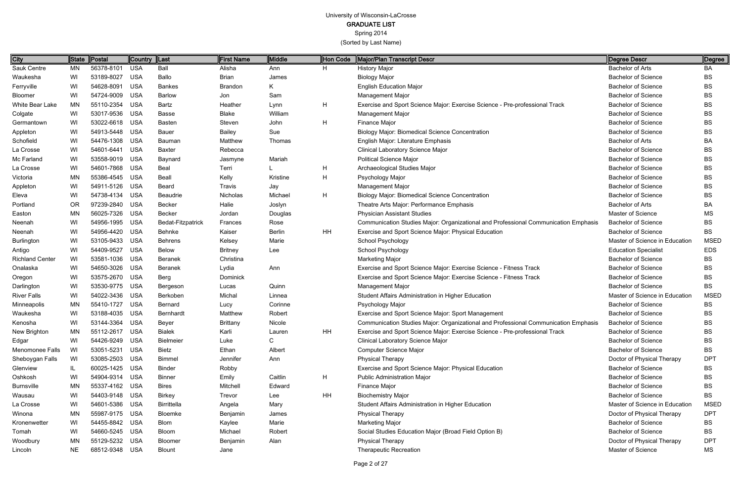# University of Wisconsin-LaCrosse

## GRADUATE LIST

Spring 2014

(Sorted by Last Name)

| City | State | Postal | Country | Last | First Name | Middle | Hon Code | Major/Plan Transcript Descr | Degree Descr | Degree |
|---|---|---|---|---|---|---|---|---|---|---|
| Sauk Centre | MN | 56378-8101 | USA | Ball | Alisha | Ann | H | History Major | Bachelor of Arts | BA |
| Waukesha | WI | 53189-8027 | USA | Ballo | Brian | James | | Biology Major | Bachelor of Science | BS |
| Ferryville | WI | 54628-8091 | USA | Bankes | Brandon | K | | English Education Major | Bachelor of Science | BS |
| Bloomer | WI | 54724-9009 | USA | Barlow | Jon | Sam | | Management Major | Bachelor of Science | BS |
| White Bear Lake | MN | 55110-2354 | USA | Bartz | Heather | Lynn | H | Exercise and Sport Science Major: Exercise Science - Pre-professional Track | Bachelor of Science | BS |
| Colgate | WI | 53017-9536 | USA | Basse | Blake | William | | Management Major | Bachelor of Science | BS |
| Germantown | WI | 53022-6618 | USA | Basten | Steven | John | H | Finance Major | Bachelor of Science | BS |
| Appleton | WI | 54913-5448 | USA | Bauer | Bailey | Sue | | Biology Major: Biomedical Science Concentration | Bachelor of Science | BS |
| Schofield | WI | 54476-1308 | USA | Bauman | Matthew | Thomas | | English Major: Literature Emphasis | Bachelor of Arts | BA |
| La Crosse | WI | 54601-6441 | USA | Baxter | Rebecca | | | Clinical Laboratory Science Major | Bachelor of Science | BS |
| Mc Farland | WI | 53558-9019 | USA | Baynard | Jasmyne | Mariah | | Political Science Major | Bachelor of Science | BS |
| La Crosse | WI | 54601-7868 | USA | Beal | Terri | L | H | Archaeological Studies Major | Bachelor of Science | BS |
| Victoria | MN | 55386-4545 | USA | Beall | Kelly | Kristine | H | Psychology Major | Bachelor of Science | BS |
| Appleton | WI | 54911-5126 | USA | Beard | Travis | Jay | | Management Major | Bachelor of Science | BS |
| Eleva | WI | 54738-4134 | USA | Beaudrie | Nicholas | Michael | H | Biology Major: Biomedical Science Concentration | Bachelor of Science | BS |
| Portland | OR | 97239-2840 | USA | Becker | Halie | Joslyn | | Theatre Arts Major: Performance Emphasis | Bachelor of Arts | BA |
| Easton | MN | 56025-7326 | USA | Becker | Jordan | Douglas | | Physician Assistant Studies | Master of Science | MS |
| Neenah | WI | 54956-1995 | USA | Bedat-Fitzpatrick | Frances | Rose | | Communication Studies Major: Organizational and Professional Communication Emphasis | Bachelor of Science | BS |
| Neenah | WI | 54956-4420 | USA | Behnke | Kaiser | Berlin | HH | Exercise and Sport Science Major: Physical Education | Bachelor of Science | BS |
| Burlington | WI | 53105-9433 | USA | Behrens | Kelsey | Marie | | School Psychology | Master of Science in Education | MSED |
| Antigo | WI | 54409-9527 | USA | Below | Britney | Lee | | School Psychology | Education Specialist | EDS |
| Richland Center | WI | 53581-1036 | USA | Beranek | Christina | | | Marketing Major | Bachelor of Science | BS |
| Onalaska | WI | 54650-3026 | USA | Beranek | Lydia | Ann | | Exercise and Sport Science Major: Exercise Science - Fitness Track | Bachelor of Science | BS |
| Oregon | WI | 53575-2670 | USA | Berg | Dominick | | | Exercise and Sport Science Major: Exercise Science - Fitness Track | Bachelor of Science | BS |
| Darlington | WI | 53530-9775 | USA | Bergeson | Lucas | Quinn | | Management Major | Bachelor of Science | BS |
| River Falls | WI | 54022-3436 | USA | Berkoben | Michal | Linnea | | Student Affairs Administration in Higher Education | Master of Science in Education | MSED |
| Minneapolis | MN | 55410-1727 | USA | Bernard | Lucy | Corinne | | Psychology Major | Bachelor of Science | BS |
| Waukesha | WI | 53188-4035 | USA | Bernhardt | Matthew | Robert | | Exercise and Sport Science Major: Sport Management | Bachelor of Science | BS |
| Kenosha | WI | 53144-3364 | USA | Beyer | Brittany | Nicole | | Communication Studies Major: Organizational and Professional Communication Emphasis | Bachelor of Science | BS |
| New Brighton | MN | 55112-2617 | USA | Bialek | Karli | Lauren | HH | Exercise and Sport Science Major: Exercise Science - Pre-professional Track | Bachelor of Science | BS |
| Edgar | WI | 54426-9249 | USA | Bielmeier | Luke | C | | Clinical Laboratory Science Major | Bachelor of Science | BS |
| Menomonee Falls | WI | 53051-5231 | USA | Bietz | Ethan | Albert | | Computer Science Major | Bachelor of Science | BS |
| Sheboygan Falls | WI | 53085-2503 | USA | Bimmel | Jennifer | Ann | | Physical Therapy | Doctor of Physical Therapy | DPT |
| Glenview | IL | 60025-1425 | USA | Binder | Robby | | | Exercise and Sport Science Major: Physical Education | Bachelor of Science | BS |
| Oshkosh | WI | 54904-9314 | USA | Binner | Emily | Caitlin | H | Public Administration Major | Bachelor of Science | BS |
| Burnsville | MN | 55337-4162 | USA | Bires | Mitchell | Edward | | Finance Major | Bachelor of Science | BS |
| Wausau | WI | 54403-9148 | USA | Birkey | Trevor | Lee | HH | Biochemistry Major | Bachelor of Science | BS |
| La Crosse | WI | 54601-5386 | USA | Birrittella | Angela | Mary | | Student Affairs Administration in Higher Education | Master of Science in Education | MSED |
| Winona | MN | 55987-9175 | USA | Bloemke | Benjamin | James | | Physical Therapy | Doctor of Physical Therapy | DPT |
| Kronenwetter | WI | 54455-8842 | USA | Blom | Kaylee | Marie | | Marketing Major | Bachelor of Science | BS |
| Tomah | WI | 54660-5245 | USA | Bloom | Michael | Robert | | Social Studies Education Major (Broad Field Option B) | Bachelor of Science | BS |
| Woodbury | MN | 55129-5232 | USA | Bloomer | Benjamin | Alan | | Physical Therapy | Doctor of Physical Therapy | DPT |
| Lincoln | NE | 68512-9348 | USA | Blount | Jane | | | Therapeutic Recreation | Master of Science | MS |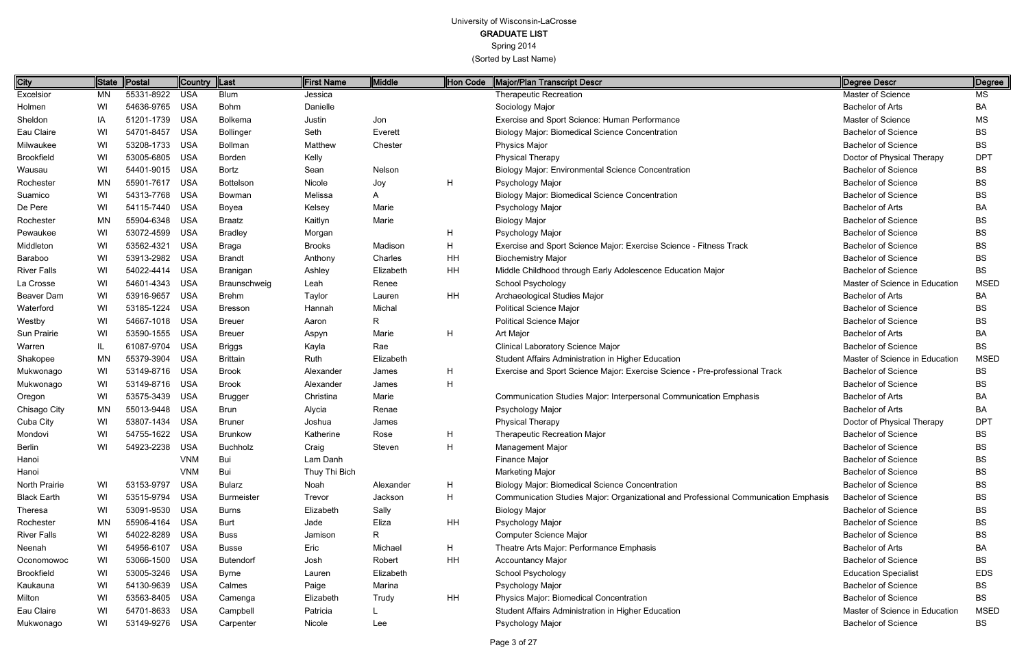# University of Wisconsin-LaCrosse

## GRADUATE LIST

Spring 2014

(Sorted by Last Name)

| City | State | Postal | Country | Last | First Name | Middle | Hon Code | Major/Plan Transcript Descr | Degree Descr | Degree |
|---|---|---|---|---|---|---|---|---|---|---|
| Excelsior | MN | 55331-8922 | USA | Blum | Jessica | | | Therapeutic Recreation | Master of Science | MS |
| Holmen | WI | 54636-9765 | USA | Bohm | Danielle | | | Sociology Major | Bachelor of Arts | BA |
| Sheldon | IA | 51201-1739 | USA | Bolkema | Justin | Jon | | Exercise and Sport Science: Human Performance | Master of Science | MS |
| Eau Claire | WI | 54701-8457 | USA | Bollinger | Seth | Everett | | Biology Major: Biomedical Science Concentration | Bachelor of Science | BS |
| Milwaukee | WI | 53208-1733 | USA | Bollman | Matthew | Chester | | Physics Major | Bachelor of Science | BS |
| Brookfield | WI | 53005-6805 | USA | Borden | Kelly | | | Physical Therapy | Doctor of Physical Therapy | DPT |
| Wausau | WI | 54401-9015 | USA | Bortz | Sean | Nelson | | Biology Major: Environmental Science Concentration | Bachelor of Science | BS |
| Rochester | MN | 55901-7617 | USA | Bottelson | Nicole | Joy | H | Psychology Major | Bachelor of Science | BS |
| Suamico | WI | 54313-7768 | USA | Bowman | Melissa | A | | Biology Major: Biomedical Science Concentration | Bachelor of Science | BS |
| De Pere | WI | 54115-7440 | USA | Boyea | Kelsey | Marie | | Psychology Major | Bachelor of Arts | BA |
| Rochester | MN | 55904-6348 | USA | Braatz | Kaitlyn | Marie | | Biology Major | Bachelor of Science | BS |
| Pewaukee | WI | 53072-4599 | USA | Bradley | Morgan | | H | Psychology Major | Bachelor of Science | BS |
| Middleton | WI | 53562-4321 | USA | Braga | Brooks | Madison | H | Exercise and Sport Science Major: Exercise Science - Fitness Track | Bachelor of Science | BS |
| Baraboo | WI | 53913-2982 | USA | Brandt | Anthony | Charles | HH | Biochemistry Major | Bachelor of Science | BS |
| River Falls | WI | 54022-4414 | USA | Branigan | Ashley | Elizabeth | HH | Middle Childhood through Early Adolescence Education Major | Bachelor of Science | BS |
| La Crosse | WI | 54601-4343 | USA | Braunschweig | Leah | Renee | | School Psychology | Master of Science in Education | MSED |
| Beaver Dam | WI | 53916-9657 | USA | Brehm | Taylor | Lauren | HH | Archaeological Studies Major | Bachelor of Arts | BA |
| Waterford | WI | 53185-1224 | USA | Bresson | Hannah | Michal | | Political Science Major | Bachelor of Science | BS |
| Westby | WI | 54667-1018 | USA | Breuer | Aaron | R | | Political Science Major | Bachelor of Science | BS |
| Sun Prairie | WI | 53590-1555 | USA | Breuer | Aspyn | Marie | H | Art Major | Bachelor of Arts | BA |
| Warren | IL | 61087-9704 | USA | Briggs | Kayla | Rae | | Clinical Laboratory Science Major | Bachelor of Science | BS |
| Shakopee | MN | 55379-3904 | USA | Brittain | Ruth | Elizabeth | | Student Affairs Administration in Higher Education | Master of Science in Education | MSED |
| Mukwonago | WI | 53149-8716 | USA | Brook | Alexander | James | H | Exercise and Sport Science Major: Exercise Science - Pre-professional Track | Bachelor of Science | BS |
| Mukwonago | WI | 53149-8716 | USA | Brook | Alexander | James | H | | Bachelor of Science | BS |
| Oregon | WI | 53575-3439 | USA | Brugger | Christina | Marie | | Communication Studies Major: Interpersonal Communication Emphasis | Bachelor of Arts | BA |
| Chisago City | MN | 55013-9448 | USA | Brun | Alycia | Renae | | Psychology Major | Bachelor of Arts | BA |
| Cuba City | WI | 53807-1434 | USA | Bruner | Joshua | James | | Physical Therapy | Doctor of Physical Therapy | DPT |
| Mondovi | WI | 54755-1622 | USA | Brunkow | Katherine | Rose | H | Therapeutic Recreation Major | Bachelor of Science | BS |
| Berlin | WI | 54923-2238 | USA | Buchholz | Craig | Steven | H | Management Major | Bachelor of Science | BS |
| Hanoi | | | VNM | Bui | Lam Danh | | | Finance Major | Bachelor of Science | BS |
| Hanoi | | | VNM | Bui | Thuy Thi Bich | | | Marketing Major | Bachelor of Science | BS |
| North Prairie | WI | 53153-9797 | USA | Bularz | Noah | Alexander | H | Biology Major: Biomedical Science Concentration | Bachelor of Science | BS |
| Black Earth | WI | 53515-9794 | USA | Burmeister | Trevor | Jackson | H | Communication Studies Major: Organizational and Professional Communication Emphasis | Bachelor of Science | BS |
| Theresa | WI | 53091-9530 | USA | Burns | Elizabeth | Sally | | Biology Major | Bachelor of Science | BS |
| Rochester | MN | 55906-4164 | USA | Burt | Jade | Eliza | HH | Psychology Major | Bachelor of Science | BS |
| River Falls | WI | 54022-8289 | USA | Buss | Jamison | R | | Computer Science Major | Bachelor of Science | BS |
| Neenah | WI | 54956-6107 | USA | Busse | Eric | Michael | H | Theatre Arts Major: Performance Emphasis | Bachelor of Arts | BA |
| Oconomowoc | WI | 53066-1500 | USA | Butendorf | Josh | Robert | HH | Accountancy Major | Bachelor of Science | BS |
| Brookfield | WI | 53005-3246 | USA | Byrne | Lauren | Elizabeth | | School Psychology | Education Specialist | EDS |
| Kaukauna | WI | 54130-9639 | USA | Calmes | Paige | Marina | | Psychology Major | Bachelor of Science | BS |
| Milton | WI | 53563-8405 | USA | Camenga | Elizabeth | Trudy | HH | Physics Major: Biomedical Concentration | Bachelor of Science | BS |
| Eau Claire | WI | 54701-8633 | USA | Campbell | Patricia | L | | Student Affairs Administration in Higher Education | Master of Science in Education | MSED |
| Mukwonago | WI | 53149-9276 | USA | Carpenter | Nicole | Lee | | Psychology Major | Bachelor of Science | BS |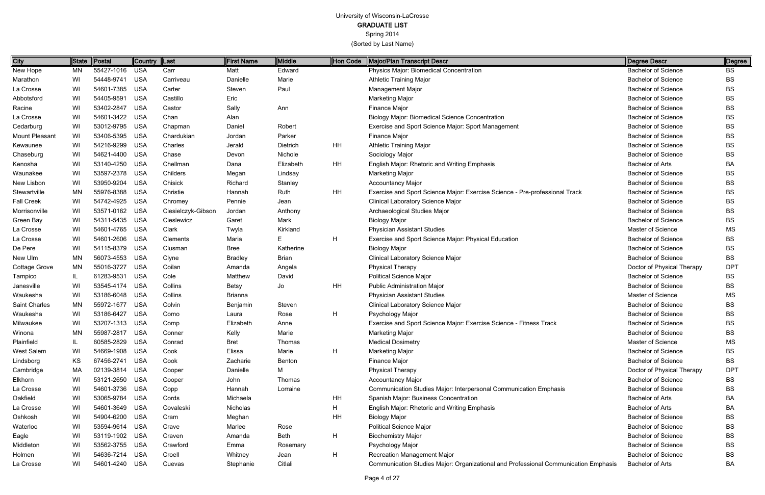University of Wisconsin-LaCrosse

**GRADUATE LIST**

Spring 2014

(Sorted by Last Name)

| City | State | Postal | Country | Last | First Name | Middle | Hon Code | Major/Plan Transcript Descr | Degree Descr | Degree |
|---|---|---|---|---|---|---|---|---|---|---|
| New Hope | MN | 55427-1016 | USA | Carr | Matt | Edward | | Physics Major: Biomedical Concentration | Bachelor of Science | BS |
| Marathon | WI | 54448-9741 | USA | Carriveau | Danielle | Marie | | Athletic Training Major | Bachelor of Science | BS |
| La Crosse | WI | 54601-7385 | USA | Carter | Steven | Paul | | Management Major | Bachelor of Science | BS |
| Abbotsford | WI | 54405-9591 | USA | Castillo | Eric | | | Marketing Major | Bachelor of Science | BS |
| Racine | WI | 53402-2847 | USA | Castor | Sally | Ann | | Finance Major | Bachelor of Science | BS |
| La Crosse | WI | 54601-3422 | USA | Chan | Alan | | | Biology Major: Biomedical Science Concentration | Bachelor of Science | BS |
| Cedarburg | WI | 53012-9795 | USA | Chapman | Daniel | Robert | | Exercise and Sport Science Major: Sport Management | Bachelor of Science | BS |
| Mount Pleasant | WI | 53406-5395 | USA | Chardukian | Jordan | Parker | | Finance Major | Bachelor of Science | BS |
| Kewaunee | WI | 54216-9299 | USA | Charles | Jerald | Dietrich | HH | Athletic Training Major | Bachelor of Science | BS |
| Chaseburg | WI | 54621-4400 | USA | Chase | Devon | Nichole | | Sociology Major | Bachelor of Science | BS |
| Kenosha | WI | 53140-4250 | USA | Chellman | Dana | Elizabeth | HH | English Major: Rhetoric and Writing Emphasis | Bachelor of Arts | BA |
| Waunakee | WI | 53597-2378 | USA | Childers | Megan | Lindsay | | Marketing Major | Bachelor of Science | BS |
| New Lisbon | WI | 53950-9204 | USA | Chisick | Richard | Stanley | | Accountancy Major | Bachelor of Science | BS |
| Stewartville | MN | 55976-8388 | USA | Christie | Hannah | Ruth | HH | Exercise and Sport Science Major: Exercise Science - Pre-professional Track | Bachelor of Science | BS |
| Fall Creek | WI | 54742-4925 | USA | Chromey | Pennie | Jean | | Clinical Laboratory Science Major | Bachelor of Science | BS |
| Morrisonville | WI | 53571-0162 | USA | Ciesielczyk-Gibson | Jordan | Anthony | | Archaeological Studies Major | Bachelor of Science | BS |
| Green Bay | WI | 54311-5435 | USA | Cieslewicz | Garet | Mark | | Biology Major | Bachelor of Science | BS |
| La Crosse | WI | 54601-4765 | USA | Clark | Twyla | Kirkland | | Physician Assistant Studies | Master of Science | MS |
| La Crosse | WI | 54601-2606 | USA | Clements | Maria | E | H | Exercise and Sport Science Major: Physical Education | Bachelor of Science | BS |
| De Pere | WI | 54115-8379 | USA | Clusman | Bree | Katherine | | Biology Major | Bachelor of Science | BS |
| New Ulm | MN | 56073-4553 | USA | Clyne | Bradley | Brian | | Clinical Laboratory Science Major | Bachelor of Science | BS |
| Cottage Grove | MN | 55016-3727 | USA | Coilan | Amanda | Angela | | Physical Therapy | Doctor of Physical Therapy | DPT |
| Tampico | IL | 61283-9531 | USA | Cole | Matthew | David | | Political Science Major | Bachelor of Science | BS |
| Janesville | WI | 53545-4174 | USA | Collins | Betsy | Jo | HH | Public Administration Major | Bachelor of Science | BS |
| Waukesha | WI | 53186-6048 | USA | Collins | Brianna | | | Physician Assistant Studies | Master of Science | MS |
| Saint Charles | MN | 55972-1677 | USA | Colvin | Benjamin | Steven | | Clinical Laboratory Science Major | Bachelor of Science | BS |
| Waukesha | WI | 53186-6427 | USA | Como | Laura | Rose | H | Psychology Major | Bachelor of Science | BS |
| Milwaukee | WI | 53207-1313 | USA | Comp | Elizabeth | Anne | | Exercise and Sport Science Major: Exercise Science - Fitness Track | Bachelor of Science | BS |
| Winona | MN | 55987-2817 | USA | Conner | Kelly | Marie | | Marketing Major | Bachelor of Science | BS |
| Plainfield | IL | 60585-2829 | USA | Conrad | Bret | Thomas | | Medical Dosimetry | Master of Science | MS |
| West Salem | WI | 54669-1908 | USA | Cook | Elissa | Marie | H | Marketing Major | Bachelor of Science | BS |
| Lindsborg | KS | 67456-2741 | USA | Cook | Zacharie | Benton | | Finance Major | Bachelor of Science | BS |
| Cambridge | MA | 02139-3814 | USA | Cooper | Danielle | M | | Physical Therapy | Doctor of Physical Therapy | DPT |
| Elkhorn | WI | 53121-2650 | USA | Cooper | John | Thomas | | Accountancy Major | Bachelor of Science | BS |
| La Crosse | WI | 54601-3736 | USA | Copp | Hannah | Lorraine | | Communication Studies Major: Interpersonal Communication Emphasis | Bachelor of Science | BS |
| Oakfield | WI | 53065-9784 | USA | Cords | Michaela | | HH | Spanish Major: Business Concentration | Bachelor of Arts | BA |
| La Crosse | WI | 54601-3649 | USA | Covaleski | Nicholas | | H | English Major: Rhetoric and Writing Emphasis | Bachelor of Arts | BA |
| Oshkosh | WI | 54904-6200 | USA | Cram | Meghan | | HH | Biology Major | Bachelor of Science | BS |
| Waterloo | WI | 53594-9614 | USA | Crave | Marlee | Rose | | Political Science Major | Bachelor of Science | BS |
| Eagle | WI | 53119-1902 | USA | Craven | Amanda | Beth | H | Biochemistry Major | Bachelor of Science | BS |
| Middleton | WI | 53562-3755 | USA | Crawford | Emma | Rosemary | | Psychology Major | Bachelor of Science | BS |
| Holmen | WI | 54636-7214 | USA | Croell | Whitney | Jean | H | Recreation Management Major | Bachelor of Science | BS |
| La Crosse | WI | 54601-4240 | USA | Cuevas | Stephanie | Citlali | | Communication Studies Major: Organizational and Professional Communication Emphasis | Bachelor of Arts | BA |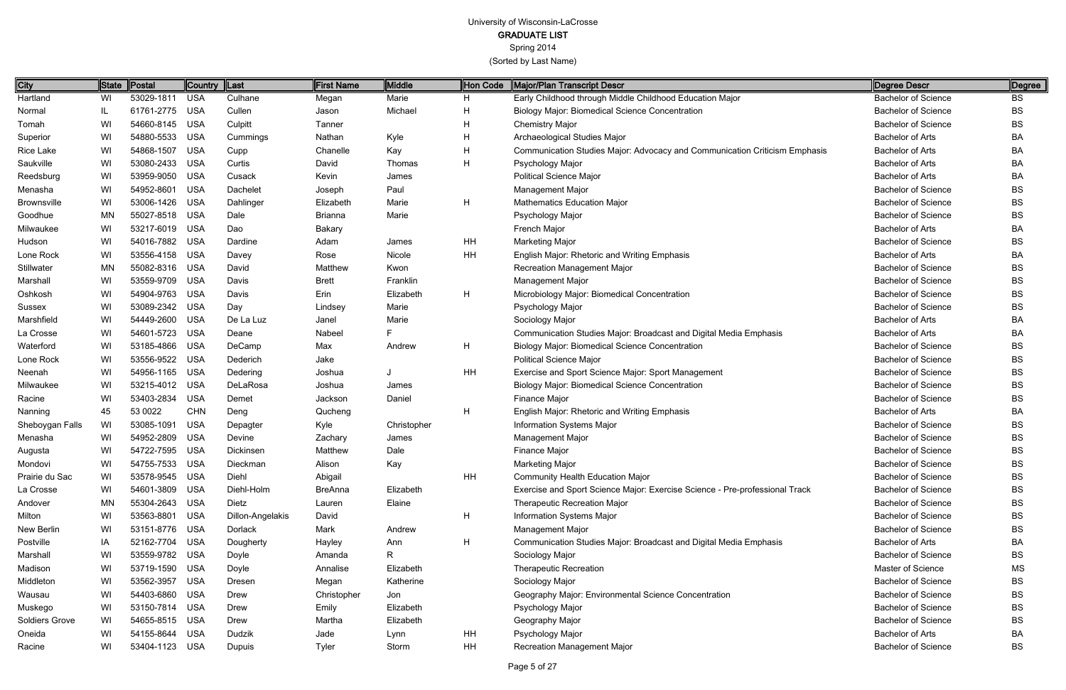# University of Wisconsin-LaCrosse

## GRADUATE LIST

Spring 2014

(Sorted by Last Name)

| City | State | Postal | Country | Last | First Name | Middle | Hon Code | Major/Plan Transcript Descr | Degree Descr | Degree |
|---|---|---|---|---|---|---|---|---|---|---|
| Hartland | WI | 53029-1811 | USA | Culhane | Megan | Marie | H | Early Childhood through Middle Childhood Education Major | Bachelor of Science | BS |
| Normal | IL | 61761-2775 | USA | Cullen | Jason | Michael | H | Biology Major: Biomedical Science Concentration | Bachelor of Science | BS |
| Tomah | WI | 54660-8145 | USA | Culpitt | Tanner | | H | Chemistry Major | Bachelor of Science | BS |
| Superior | WI | 54880-5533 | USA | Cummings | Nathan | Kyle | H | Archaeological Studies Major | Bachelor of Arts | BA |
| Rice Lake | WI | 54868-1507 | USA | Cupp | Chanelle | Kay | H | Communication Studies Major: Advocacy and Communication Criticism Emphasis | Bachelor of Arts | BA |
| Saukville | WI | 53080-2433 | USA | Curtis | David | Thomas | H | Psychology Major | Bachelor of Arts | BA |
| Reedsburg | WI | 53959-9050 | USA | Cusack | Kevin | James | | Political Science Major | Bachelor of Arts | BA |
| Menasha | WI | 54952-8601 | USA | Dachelet | Joseph | Paul | | Management Major | Bachelor of Science | BS |
| Brownsville | WI | 53006-1426 | USA | Dahlinger | Elizabeth | Marie | H | Mathematics Education Major | Bachelor of Science | BS |
| Goodhue | MN | 55027-8518 | USA | Dale | Brianna | Marie | | Psychology Major | Bachelor of Science | BS |
| Milwaukee | WI | 53217-6019 | USA | Dao | Bakary | | | French Major | Bachelor of Arts | BA |
| Hudson | WI | 54016-7882 | USA | Dardine | Adam | James | HH | Marketing Major | Bachelor of Science | BS |
| Lone Rock | WI | 53556-4158 | USA | Davey | Rose | Nicole | HH | English Major: Rhetoric and Writing Emphasis | Bachelor of Arts | BA |
| Stillwater | MN | 55082-8316 | USA | David | Matthew | Kwon | | Recreation Management Major | Bachelor of Science | BS |
| Marshall | WI | 53559-9709 | USA | Davis | Brett | Franklin | | Management Major | Bachelor of Science | BS |
| Oshkosh | WI | 54904-9763 | USA | Davis | Erin | Elizabeth | H | Microbiology Major: Biomedical Concentration | Bachelor of Science | BS |
| Sussex | WI | 53089-2342 | USA | Day | Lindsey | Marie | | Psychology Major | Bachelor of Science | BS |
| Marshfield | WI | 54449-2600 | USA | De La Luz | Janel | Marie | | Sociology Major | Bachelor of Arts | BA |
| La Crosse | WI | 54601-5723 | USA | Deane | Nabeel | F | | Communication Studies Major: Broadcast and Digital Media Emphasis | Bachelor of Arts | BA |
| Waterford | WI | 53185-4866 | USA | DeCamp | Max | Andrew | H | Biology Major: Biomedical Science Concentration | Bachelor of Science | BS |
| Lone Rock | WI | 53556-9522 | USA | Dederich | Jake | | | Political Science Major | Bachelor of Science | BS |
| Neenah | WI | 54956-1165 | USA | Dedering | Joshua | J | HH | Exercise and Sport Science Major: Sport Management | Bachelor of Science | BS |
| Milwaukee | WI | 53215-4012 | USA | DeLaRosa | Joshua | James | | Biology Major: Biomedical Science Concentration | Bachelor of Science | BS |
| Racine | WI | 53403-2834 | USA | Demet | Jackson | Daniel | | Finance Major | Bachelor of Science | BS |
| Nanning | 45 | 53 0022 | CHN | Deng | Qucheng | | H | English Major: Rhetoric and Writing Emphasis | Bachelor of Arts | BA |
| Sheboygan Falls | WI | 53085-1091 | USA | Depagter | Kyle | Christopher | | Information Systems Major | Bachelor of Science | BS |
| Menasha | WI | 54952-2809 | USA | Devine | Zachary | James | | Management Major | Bachelor of Science | BS |
| Augusta | WI | 54722-7595 | USA | Dickinsen | Matthew | Dale | | Finance Major | Bachelor of Science | BS |
| Mondovi | WI | 54755-7533 | USA | Dieckman | Alison | Kay | | Marketing Major | Bachelor of Science | BS |
| Prairie du Sac | WI | 53578-9545 | USA | Diehl | Abigail | | HH | Community Health Education Major | Bachelor of Science | BS |
| La Crosse | WI | 54601-3809 | USA | Diehl-Holm | BreAnna | Elizabeth | | Exercise and Sport Science Major: Exercise Science - Pre-professional Track | Bachelor of Science | BS |
| Andover | MN | 55304-2643 | USA | Dietz | Lauren | Elaine | | Therapeutic Recreation Major | Bachelor of Science | BS |
| Milton | WI | 53563-8801 | USA | Dillon-Angelakis | David | | H | Information Systems Major | Bachelor of Science | BS |
| New Berlin | WI | 53151-8776 | USA | Dorlack | Mark | Andrew | | Management Major | Bachelor of Science | BS |
| Postville | IA | 52162-7704 | USA | Dougherty | Hayley | Ann | H | Communication Studies Major: Broadcast and Digital Media Emphasis | Bachelor of Arts | BA |
| Marshall | WI | 53559-9782 | USA | Doyle | Amanda | R | | Sociology Major | Bachelor of Science | BS |
| Madison | WI | 53719-1590 | USA | Doyle | Annalise | Elizabeth | | Therapeutic Recreation | Master of Science | MS |
| Middleton | WI | 53562-3957 | USA | Dresen | Megan | Katherine | | Sociology Major | Bachelor of Science | BS |
| Wausau | WI | 54403-6860 | USA | Drew | Christopher | Jon | | Geography Major: Environmental Science Concentration | Bachelor of Science | BS |
| Muskego | WI | 53150-7814 | USA | Drew | Emily | Elizabeth | | Psychology Major | Bachelor of Science | BS |
| Soldiers Grove | WI | 54655-8515 | USA | Drew | Martha | Elizabeth | | Geography Major | Bachelor of Science | BS |
| Oneida | WI | 54155-8644 | USA | Dudzik | Jade | Lynn | HH | Psychology Major | Bachelor of Arts | BA |
| Racine | WI | 53404-1123 | USA | Dupuis | Tyler | Storm | HH | Recreation Management Major | Bachelor of Science | BS |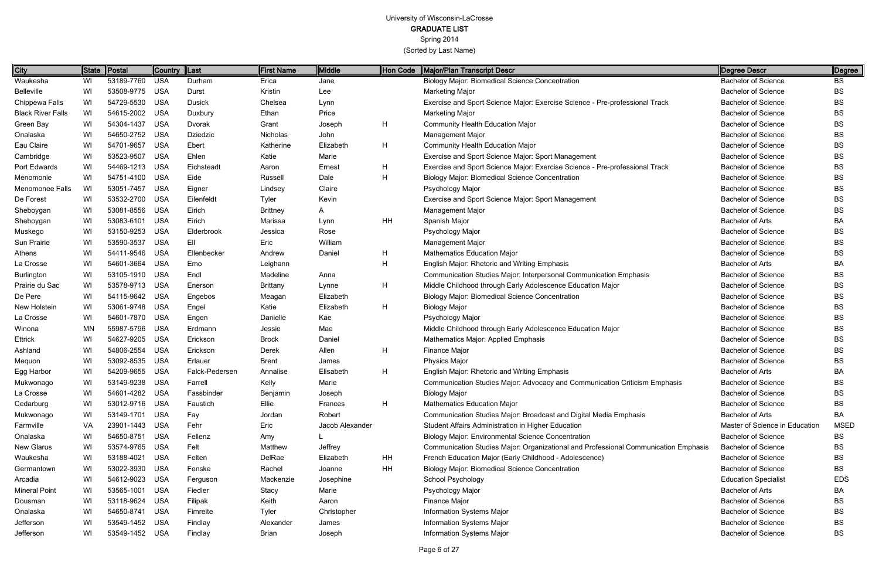University of Wisconsin-LaCrosse

GRADUATE LIST

Spring 2014

(Sorted by Last Name)

| City | State | Postal | Country | Last | First Name | Middle | Hon Code | Major/Plan Transcript Descr | Degree Descr | Degree |
|---|---|---|---|---|---|---|---|---|---|---|
| Waukesha | WI | 53189-7760 | USA | Durham | Erica | Jane | | Biology Major: Biomedical Science Concentration | Bachelor of Science | BS |
| Belleville | WI | 53508-9775 | USA | Durst | Kristin | Lee | | Marketing Major | Bachelor of Science | BS |
| Chippewa Falls | WI | 54729-5530 | USA | Dusick | Chelsea | Lynn | | Exercise and Sport Science Major: Exercise Science - Pre-professional Track | Bachelor of Science | BS |
| Black River Falls | WI | 54615-2002 | USA | Duxbury | Ethan | Price | | Marketing Major | Bachelor of Science | BS |
| Green Bay | WI | 54304-1437 | USA | Dvorak | Grant | Joseph | H | Community Health Education Major | Bachelor of Science | BS |
| Onalaska | WI | 54650-2752 | USA | Dziedzic | Nicholas | John | | Management Major | Bachelor of Science | BS |
| Eau Claire | WI | 54701-9657 | USA | Ebert | Katherine | Elizabeth | H | Community Health Education Major | Bachelor of Science | BS |
| Cambridge | WI | 53523-9507 | USA | Ehlen | Katie | Marie | | Exercise and Sport Science Major: Sport Management | Bachelor of Science | BS |
| Port Edwards | WI | 54469-1213 | USA | Eichsteadt | Aaron | Ernest | H | Exercise and Sport Science Major: Exercise Science - Pre-professional Track | Bachelor of Science | BS |
| Menomonie | WI | 54751-4100 | USA | Eide | Russell | Dale | H | Biology Major: Biomedical Science Concentration | Bachelor of Science | BS |
| Menomonee Falls | WI | 53051-7457 | USA | Eigner | Lindsey | Claire | | Psychology Major | Bachelor of Science | BS |
| De Forest | WI | 53532-2700 | USA | Eilenfeldt | Tyler | Kevin | | Exercise and Sport Science Major: Sport Management | Bachelor of Science | BS |
| Sheboygan | WI | 53081-8556 | USA | Eirich | Brittney | A | | Management Major | Bachelor of Science | BS |
| Sheboygan | WI | 53083-6101 | USA | Eirich | Marissa | Lynn | HH | Spanish Major | Bachelor of Arts | BA |
| Muskego | WI | 53150-9253 | USA | Elderbrook | Jessica | Rose | | Psychology Major | Bachelor of Science | BS |
| Sun Prairie | WI | 53590-3537 | USA | Ell | Eric | William | | Management Major | Bachelor of Science | BS |
| Athens | WI | 54411-9546 | USA | Ellenbecker | Andrew | Daniel | H | Mathematics Education Major | Bachelor of Science | BS |
| La Crosse | WI | 54601-3664 | USA | Emo | Leighann | | H | English Major: Rhetoric and Writing Emphasis | Bachelor of Arts | BA |
| Burlington | WI | 53105-1910 | USA | Endl | Madeline | Anna | | Communication Studies Major: Interpersonal Communication Emphasis | Bachelor of Science | BS |
| Prairie du Sac | WI | 53578-9713 | USA | Enerson | Brittany | Lynne | H | Middle Childhood through Early Adolescence Education Major | Bachelor of Science | BS |
| De Pere | WI | 54115-9642 | USA | Engebos | Meagan | Elizabeth | | Biology Major: Biomedical Science Concentration | Bachelor of Science | BS |
| New Holstein | WI | 53061-9748 | USA | Engel | Katie | Elizabeth | H | Biology Major | Bachelor of Science | BS |
| La Crosse | WI | 54601-7870 | USA | Engen | Danielle | Kae | | Psychology Major | Bachelor of Science | BS |
| Winona | MN | 55987-5796 | USA | Erdmann | Jessie | Mae | | Middle Childhood through Early Adolescence Education Major | Bachelor of Science | BS |
| Ettrick | WI | 54627-9205 | USA | Erickson | Brock | Daniel | | Mathematics Major: Applied Emphasis | Bachelor of Science | BS |
| Ashland | WI | 54806-2554 | USA | Erickson | Derek | Allen | H | Finance Major | Bachelor of Science | BS |
| Mequon | WI | 53092-8535 | USA | Erlauer | Brent | James | | Physics Major | Bachelor of Science | BS |
| Egg Harbor | WI | 54209-9655 | USA | Falck-Pedersen | Annalise | Elisabeth | H | English Major: Rhetoric and Writing Emphasis | Bachelor of Arts | BA |
| Mukwonago | WI | 53149-9238 | USA | Farrell | Kelly | Marie | | Communication Studies Major: Advocacy and Communication Criticism Emphasis | Bachelor of Science | BS |
| La Crosse | WI | 54601-4282 | USA | Fassbinder | Benjamin | Joseph | | Biology Major | Bachelor of Science | BS |
| Cedarburg | WI | 53012-9716 | USA | Faustich | Ellie | Frances | H | Mathematics Education Major | Bachelor of Science | BS |
| Mukwonago | WI | 53149-1701 | USA | Fay | Jordan | Robert | | Communication Studies Major: Broadcast and Digital Media Emphasis | Bachelor of Arts | BA |
| Farmville | VA | 23901-1443 | USA | Fehr | Eric | Jacob Alexander | | Student Affairs Administration in Higher Education | Master of Science in Education | MSED |
| Onalaska | WI | 54650-8751 | USA | Fellenz | Amy | L | | Biology Major: Environmental Science Concentration | Bachelor of Science | BS |
| New Glarus | WI | 53574-9765 | USA | Felt | Matthew | Jeffrey | | Communication Studies Major: Organizational and Professional Communication Emphasis | Bachelor of Science | BS |
| Waukesha | WI | 53188-4021 | USA | Felten | DelRae | Elizabeth | HH | French Education Major (Early Childhood - Adolescence) | Bachelor of Science | BS |
| Germantown | WI | 53022-3930 | USA | Fenske | Rachel | Joanne | HH | Biology Major: Biomedical Science Concentration | Bachelor of Science | BS |
| Arcadia | WI | 54612-9023 | USA | Ferguson | Mackenzie | Josephine | | School Psychology | Education Specialist | EDS |
| Mineral Point | WI | 53565-1001 | USA | Fiedler | Stacy | Marie | | Psychology Major | Bachelor of Arts | BA |
| Dousman | WI | 53118-9624 | USA | Filipak | Keith | Aaron | | Finance Major | Bachelor of Science | BS |
| Onalaska | WI | 54650-8741 | USA | Fimreite | Tyler | Christopher | | Information Systems Major | Bachelor of Science | BS |
| Jefferson | WI | 53549-1452 | USA | Findlay | Alexander | James | | Information Systems Major | Bachelor of Science | BS |
| Jefferson | WI | 53549-1452 | USA | Findlay | Brian | Joseph | | Information Systems Major | Bachelor of Science | BS |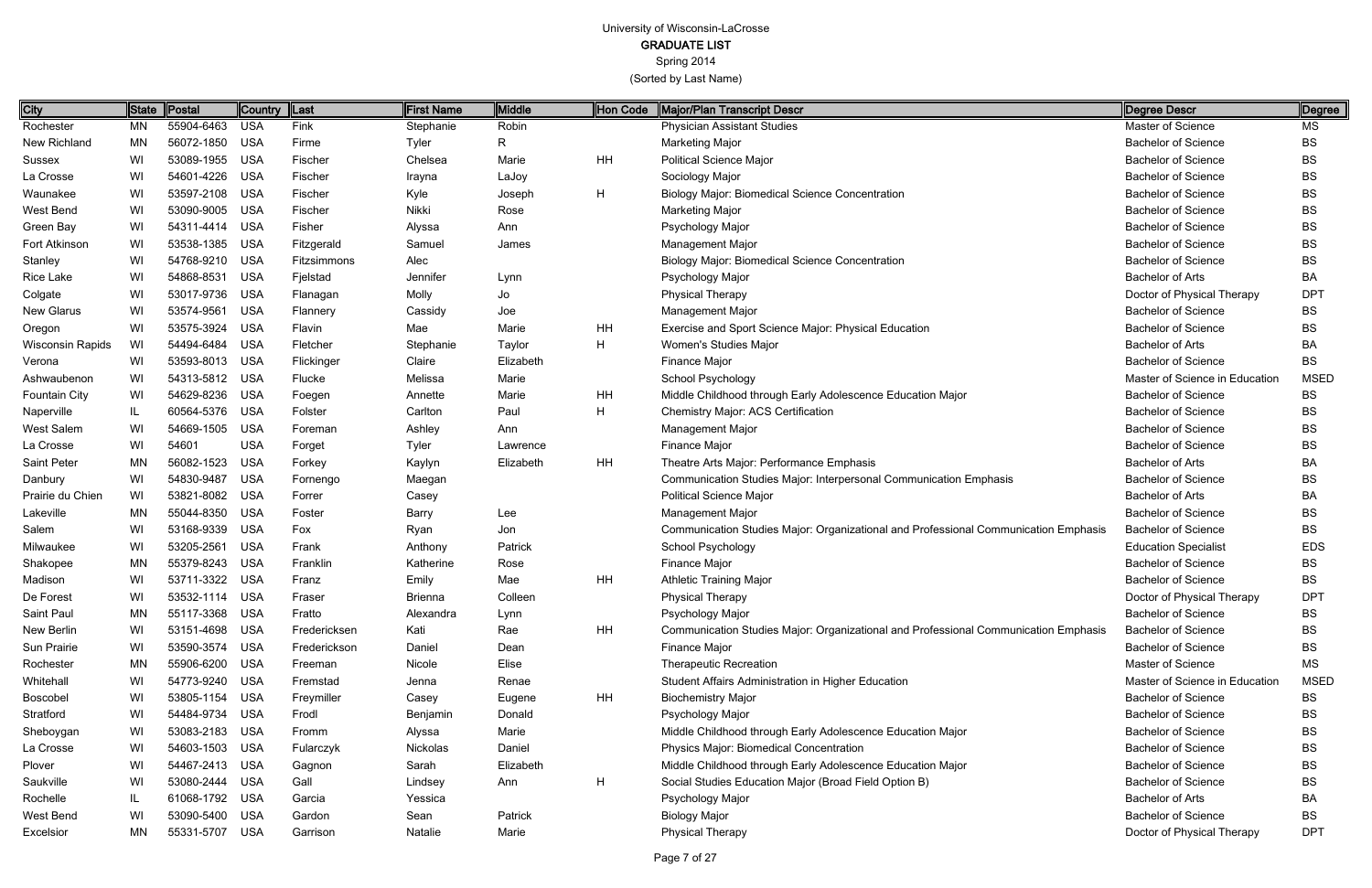# University of Wisconsin-LaCrosse

## GRADUATE LIST

Spring 2014

(Sorted by Last Name)

| City | State | Postal | Country | Last | First Name | Middle | Hon Code | Major/Plan Transcript Descr | Degree Descr | Degree |
|---|---|---|---|---|---|---|---|---|---|---|
| Rochester | MN | 55904-6463 | USA | Fink | Stephanie | Robin | | Physician Assistant Studies | Master of Science | MS |
| New Richland | MN | 56072-1850 | USA | Firme | Tyler | R | | Marketing Major | Bachelor of Science | BS |
| Sussex | WI | 53089-1955 | USA | Fischer | Chelsea | Marie | HH | Political Science Major | Bachelor of Science | BS |
| La Crosse | WI | 54601-4226 | USA | Fischer | Irayna | LaJoy | | Sociology Major | Bachelor of Science | BS |
| Waunakee | WI | 53597-2108 | USA | Fischer | Kyle | Joseph | H | Biology Major: Biomedical Science Concentration | Bachelor of Science | BS |
| West Bend | WI | 53090-9005 | USA | Fischer | Nikki | Rose | | Marketing Major | Bachelor of Science | BS |
| Green Bay | WI | 54311-4414 | USA | Fisher | Alyssa | Ann | | Psychology Major | Bachelor of Science | BS |
| Fort Atkinson | WI | 53538-1385 | USA | Fitzgerald | Samuel | James | | Management Major | Bachelor of Science | BS |
| Stanley | WI | 54768-9210 | USA | Fitzsimmons | Alec | | | Biology Major: Biomedical Science Concentration | Bachelor of Science | BS |
| Rice Lake | WI | 54868-8531 | USA | Fjelstad | Jennifer | Lynn | | Psychology Major | Bachelor of Arts | BA |
| Colgate | WI | 53017-9736 | USA | Flanagan | Molly | Jo | | Physical Therapy | Doctor of Physical Therapy | DPT |
| New Glarus | WI | 53574-9561 | USA | Flannery | Cassidy | Joe | | Management Major | Bachelor of Science | BS |
| Oregon | WI | 53575-3924 | USA | Flavin | Mae | Marie | HH | Exercise and Sport Science Major: Physical Education | Bachelor of Science | BS |
| Wisconsin Rapids | WI | 54494-6484 | USA | Fletcher | Stephanie | Taylor | H | Women's Studies Major | Bachelor of Arts | BA |
| Verona | WI | 53593-8013 | USA | Flickinger | Claire | Elizabeth | | Finance Major | Bachelor of Science | BS |
| Ashwaubenon | WI | 54313-5812 | USA | Flucke | Melissa | Marie | | School Psychology | Master of Science in Education | MSED |
| Fountain City | WI | 54629-8236 | USA | Foegen | Annette | Marie | HH | Middle Childhood through Early Adolescence Education Major | Bachelor of Science | BS |
| Naperville | IL | 60564-5376 | USA | Folster | Carlton | Paul | H | Chemistry Major: ACS Certification | Bachelor of Science | BS |
| West Salem | WI | 54669-1505 | USA | Foreman | Ashley | Ann | | Management Major | Bachelor of Science | BS |
| La Crosse | WI | 54601 | USA | Forget | Tyler | Lawrence | | Finance Major | Bachelor of Science | BS |
| Saint Peter | MN | 56082-1523 | USA | Forkey | Kaylyn | Elizabeth | HH | Theatre Arts Major: Performance Emphasis | Bachelor of Arts | BA |
| Danbury | WI | 54830-9487 | USA | Fornengo | Maegan | | | Communication Studies Major: Interpersonal Communication Emphasis | Bachelor of Science | BS |
| Prairie du Chien | WI | 53821-8082 | USA | Forrer | Casey | | | Political Science Major | Bachelor of Arts | BA |
| Lakeville | MN | 55044-8350 | USA | Foster | Barry | Lee | | Management Major | Bachelor of Science | BS |
| Salem | WI | 53168-9339 | USA | Fox | Ryan | Jon | | Communication Studies Major: Organizational and Professional Communication Emphasis | Bachelor of Science | BS |
| Milwaukee | WI | 53205-2561 | USA | Frank | Anthony | Patrick | | School Psychology | Education Specialist | EDS |
| Shakopee | MN | 55379-8243 | USA | Franklin | Katherine | Rose | | Finance Major | Bachelor of Science | BS |
| Madison | WI | 53711-3322 | USA | Franz | Emily | Mae | HH | Athletic Training Major | Bachelor of Science | BS |
| De Forest | WI | 53532-1114 | USA | Fraser | Brienna | Colleen | | Physical Therapy | Doctor of Physical Therapy | DPT |
| Saint Paul | MN | 55117-3368 | USA | Fratto | Alexandra | Lynn | | Psychology Major | Bachelor of Science | BS |
| New Berlin | WI | 53151-4698 | USA | Fredericksen | Kati | Rae | HH | Communication Studies Major: Organizational and Professional Communication Emphasis | Bachelor of Science | BS |
| Sun Prairie | WI | 53590-3574 | USA | Frederickson | Daniel | Dean | | Finance Major | Bachelor of Science | BS |
| Rochester | MN | 55906-6200 | USA | Freeman | Nicole | Elise | | Therapeutic Recreation | Master of Science | MS |
| Whitehall | WI | 54773-9240 | USA | Fremstad | Jenna | Renae | | Student Affairs Administration in Higher Education | Master of Science in Education | MSED |
| Boscobel | WI | 53805-1154 | USA | Freymiller | Casey | Eugene | HH | Biochemistry Major | Bachelor of Science | BS |
| Stratford | WI | 54484-9734 | USA | Frodl | Benjamin | Donald | | Psychology Major | Bachelor of Science | BS |
| Sheboygan | WI | 53083-2183 | USA | Fromm | Alyssa | Marie | | Middle Childhood through Early Adolescence Education Major | Bachelor of Science | BS |
| La Crosse | WI | 54603-1503 | USA | Fularczyk | Nickolas | Daniel | | Physics Major: Biomedical Concentration | Bachelor of Science | BS |
| Plover | WI | 54467-2413 | USA | Gagnon | Sarah | Elizabeth | | Middle Childhood through Early Adolescence Education Major | Bachelor of Science | BS |
| Saukville | WI | 53080-2444 | USA | Gall | Lindsey | Ann | H | Social Studies Education Major (Broad Field Option B) | Bachelor of Science | BS |
| Rochelle | IL | 61068-1792 | USA | Garcia | Yessica | | | Psychology Major | Bachelor of Arts | BA |
| West Bend | WI | 53090-5400 | USA | Gardon | Sean | Patrick | | Biology Major | Bachelor of Science | BS |
| Excelsior | MN | 55331-5707 | USA | Garrison | Natalie | Marie | | Physical Therapy | Doctor of Physical Therapy | DPT |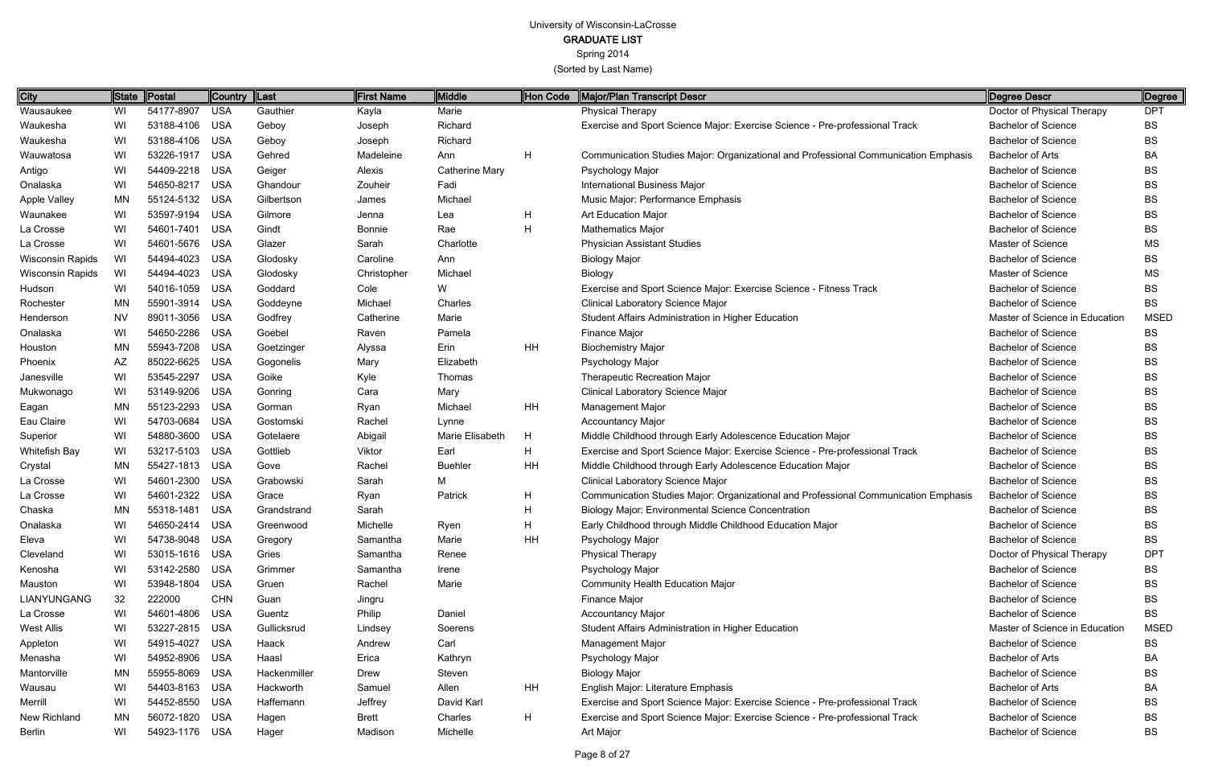University of Wisconsin-LaCrosse

**GRADUATE LIST**

Spring 2014

(Sorted by Last Name)

| City | State | Postal | Country | Last | First Name | Middle | Hon Code | Major/Plan Transcript Descr | Degree Descr | Degree |
|---|---|---|---|---|---|---|---|---|---|---|
| Wausaukee | WI | 54177-8907 | USA | Gauthier | Kayla | Marie | | Physical Therapy | Doctor of Physical Therapy | DPT |
| Waukesha | WI | 53188-4106 | USA | Geboy | Joseph | Richard | | Exercise and Sport Science Major: Exercise Science - Pre-professional Track | Bachelor of Science | BS |
| Waukesha | WI | 53188-4106 | USA | Geboy | Joseph | Richard | | | Bachelor of Science | BS |
| Wauwatosa | WI | 53226-1917 | USA | Gehred | Madeleine | Ann | H | Communication Studies Major: Organizational and Professional Communication Emphasis | Bachelor of Arts | BA |
| Antigo | WI | 54409-2218 | USA | Geiger | Alexis | Catherine Mary | | Psychology Major | Bachelor of Science | BS |
| Onalaska | WI | 54650-8217 | USA | Ghandour | Zouheir | Fadi | | International Business Major | Bachelor of Science | BS |
| Apple Valley | MN | 55124-5132 | USA | Gilbertson | James | Michael | | Music Major: Performance Emphasis | Bachelor of Science | BS |
| Waunakee | WI | 53597-9194 | USA | Gilmore | Jenna | Lea | H | Art Education Major | Bachelor of Science | BS |
| La Crosse | WI | 54601-7401 | USA | Gindt | Bonnie | Rae | H | Mathematics Major | Bachelor of Science | BS |
| La Crosse | WI | 54601-5676 | USA | Glazer | Sarah | Charlotte | | Physician Assistant Studies | Master of Science | MS |
| Wisconsin Rapids | WI | 54494-4023 | USA | Glodosky | Caroline | Ann | | Biology Major | Bachelor of Science | BS |
| Wisconsin Rapids | WI | 54494-4023 | USA | Glodosky | Christopher | Michael | | Biology | Master of Science | MS |
| Hudson | WI | 54016-1059 | USA | Goddard | Cole | W | | Exercise and Sport Science Major: Exercise Science - Fitness Track | Bachelor of Science | BS |
| Rochester | MN | 55901-3914 | USA | Goddeyne | Michael | Charles | | Clinical Laboratory Science Major | Bachelor of Science | BS |
| Henderson | NV | 89011-3056 | USA | Godfrey | Catherine | Marie | | Student Affairs Administration in Higher Education | Master of Science in Education | MSED |
| Onalaska | WI | 54650-2286 | USA | Goebel | Raven | Pamela | | Finance Major | Bachelor of Science | BS |
| Houston | MN | 55943-7208 | USA | Goetzinger | Alyssa | Erin | HH | Biochemistry Major | Bachelor of Science | BS |
| Phoenix | AZ | 85022-6625 | USA | Gogonelis | Mary | Elizabeth | | Psychology Major | Bachelor of Science | BS |
| Janesville | WI | 53545-2297 | USA | Goike | Kyle | Thomas | | Therapeutic Recreation Major | Bachelor of Science | BS |
| Mukwonago | WI | 53149-9206 | USA | Gonring | Cara | Mary | | Clinical Laboratory Science Major | Bachelor of Science | BS |
| Eagan | MN | 55123-2293 | USA | Gorman | Ryan | Michael | HH | Management Major | Bachelor of Science | BS |
| Eau Claire | WI | 54703-0684 | USA | Gostomski | Rachel | Lynne | | Accountancy Major | Bachelor of Science | BS |
| Superior | WI | 54880-3600 | USA | Gotelaere | Abigail | Marie Elisabeth | H | Middle Childhood through Early Adolescence Education Major | Bachelor of Science | BS |
| Whitefish Bay | WI | 53217-5103 | USA | Gottlieb | Viktor | Earl | H | Exercise and Sport Science Major: Exercise Science - Pre-professional Track | Bachelor of Science | BS |
| Crystal | MN | 55427-1813 | USA | Gove | Rachel | Buehler | HH | Middle Childhood through Early Adolescence Education Major | Bachelor of Science | BS |
| La Crosse | WI | 54601-2300 | USA | Grabowski | Sarah | M | | Clinical Laboratory Science Major | Bachelor of Science | BS |
| La Crosse | WI | 54601-2322 | USA | Grace | Ryan | Patrick | H | Communication Studies Major: Organizational and Professional Communication Emphasis | Bachelor of Science | BS |
| Chaska | MN | 55318-1481 | USA | Grandstrand | Sarah | | H | Biology Major: Environmental Science Concentration | Bachelor of Science | BS |
| Onalaska | WI | 54650-2414 | USA | Greenwood | Michelle | Ryen | H | Early Childhood through Middle Childhood Education Major | Bachelor of Science | BS |
| Eleva | WI | 54738-9048 | USA | Gregory | Samantha | Marie | HH | Psychology Major | Bachelor of Science | BS |
| Cleveland | WI | 53015-1616 | USA | Gries | Samantha | Renee | | Physical Therapy | Doctor of Physical Therapy | DPT |
| Kenosha | WI | 53142-2580 | USA | Grimmer | Samantha | Irene | | Psychology Major | Bachelor of Science | BS |
| Mauston | WI | 53948-1804 | USA | Gruen | Rachel | Marie | | Community Health Education Major | Bachelor of Science | BS |
| LIANYUNGANG | 32 | 222000 | CHN | Guan | Jingru | | | Finance Major | Bachelor of Science | BS |
| La Crosse | WI | 54601-4806 | USA | Guentz | Philip | Daniel | | Accountancy Major | Bachelor of Science | BS |
| West Allis | WI | 53227-2815 | USA | Gullicksrud | Lindsey | Soerens | | Student Affairs Administration in Higher Education | Master of Science in Education | MSED |
| Appleton | WI | 54915-4027 | USA | Haack | Andrew | Carl | | Management Major | Bachelor of Science | BS |
| Menasha | WI | 54952-8906 | USA | Haasl | Erica | Kathryn | | Psychology Major | Bachelor of Arts | BA |
| Mantorville | MN | 55955-8069 | USA | Hackenmiller | Drew | Steven | | Biology Major | Bachelor of Science | BS |
| Wausau | WI | 54403-8163 | USA | Hackworth | Samuel | Allen | HH | English Major: Literature Emphasis | Bachelor of Arts | BA |
| Merrill | WI | 54452-8550 | USA | Haffemann | Jeffrey | David Karl | | Exercise and Sport Science Major: Exercise Science - Pre-professional Track | Bachelor of Science | BS |
| New Richland | MN | 56072-1820 | USA | Hagen | Brett | Charles | H | Exercise and Sport Science Major: Exercise Science - Pre-professional Track | Bachelor of Science | BS |
| Berlin | WI | 54923-1176 | USA | Hager | Madison | Michelle | | Art Major | Bachelor of Science | BS |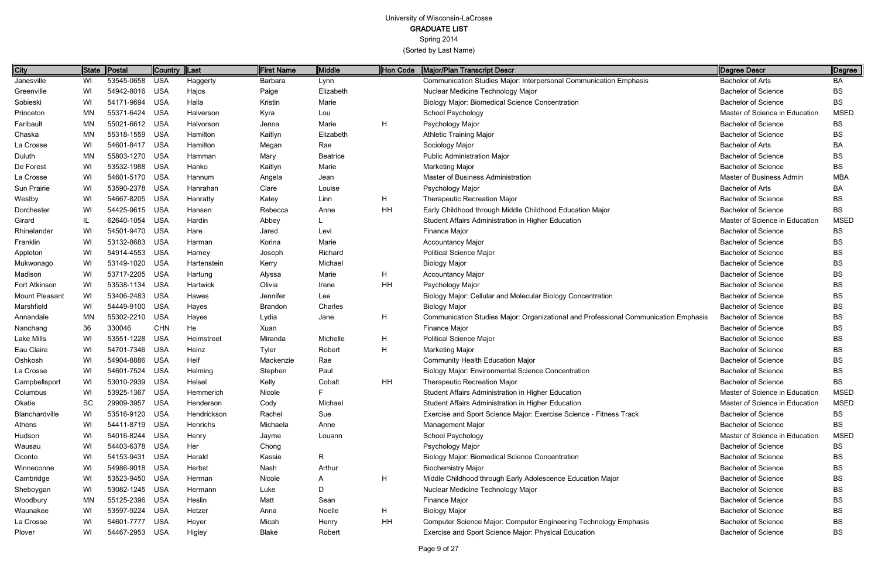# University of Wisconsin-LaCrosse

## GRADUATE LIST

Spring 2014

(Sorted by Last Name)

| City | State | Postal | Country | Last | First Name | Middle | Hon Code | Major/Plan Transcript Descr | Degree Descr | Degree |
|---|---|---|---|---|---|---|---|---|---|---|
| Janesville | WI | 53545-0658 | USA | Haggerty | Barbara | Lynn | | Communication Studies Major: Interpersonal Communication Emphasis | Bachelor of Arts | BA |
| Greenville | WI | 54942-8016 | USA | Hajos | Paige | Elizabeth | | Nuclear Medicine Technology Major | Bachelor of Science | BS |
| Sobieski | WI | 54171-9694 | USA | Halla | Kristin | Marie | | Biology Major: Biomedical Science Concentration | Bachelor of Science | BS |
| Princeton | MN | 55371-6424 | USA | Halverson | Kyra | Lou | | School Psychology | Master of Science in Education | MSED |
| Faribault | MN | 55021-6612 | USA | Halvorson | Jenna | Marie | H | Psychology Major | Bachelor of Science | BS |
| Chaska | MN | 55318-1559 | USA | Hamilton | Kaitlyn | Elizabeth | | Athletic Training Major | Bachelor of Science | BS |
| La Crosse | WI | 54601-8417 | USA | Hamilton | Megan | Rae | | Sociology Major | Bachelor of Arts | BA |
| Duluth | MN | 55803-1270 | USA | Hamman | Mary | Beatrice | | Public Administration Major | Bachelor of Science | BS |
| De Forest | WI | 53532-1988 | USA | Hanko | Kaitlyn | Marie | | Marketing Major | Bachelor of Science | BS |
| La Crosse | WI | 54601-5170 | USA | Hannum | Angela | Jean | | Master of Business Administration | Master of Business Admin | MBA |
| Sun Prairie | WI | 53590-2378 | USA | Hanrahan | Clare | Louise | | Psychology Major | Bachelor of Arts | BA |
| Westby | WI | 54667-8205 | USA | Hanratty | Katey | Linn | H | Therapeutic Recreation Major | Bachelor of Science | BS |
| Dorchester | WI | 54425-9615 | USA | Hansen | Rebecca | Anne | HH | Early Childhood through Middle Childhood Education Major | Bachelor of Science | BS |
| Girard | IL | 62640-1054 | USA | Hardin | Abbey | L | | Student Affairs Administration in Higher Education | Master of Science in Education | MSED |
| Rhinelander | WI | 54501-9470 | USA | Hare | Jared | Levi | | Finance Major | Bachelor of Science | BS |
| Franklin | WI | 53132-8683 | USA | Harman | Korina | Marie | | Accountancy Major | Bachelor of Science | BS |
| Appleton | WI | 54914-4553 | USA | Harney | Joseph | Richard | | Political Science Major | Bachelor of Science | BS |
| Mukwonago | WI | 53149-1020 | USA | Hartenstein | Kerry | Michael | | Biology Major | Bachelor of Science | BS |
| Madison | WI | 53717-2205 | USA | Hartung | Alyssa | Marie | H | Accountancy Major | Bachelor of Science | BS |
| Fort Atkinson | WI | 53538-1134 | USA | Hartwick | Olivia | Irene | HH | Psychology Major | Bachelor of Science | BS |
| Mount Pleasant | WI | 53406-2483 | USA | Hawes | Jennifer | Lee | | Biology Major: Cellular and Molecular Biology Concentration | Bachelor of Science | BS |
| Marshfield | WI | 54449-9100 | USA | Hayes | Brandon | Charles | | Biology Major | Bachelor of Science | BS |
| Annandale | MN | 55302-2210 | USA | Hayes | Lydia | Jane | H | Communication Studies Major: Organizational and Professional Communication Emphasis | Bachelor of Science | BS |
| Nanchang | 36 | 330046 | CHN | He | Xuan | | | Finance Major | Bachelor of Science | BS |
| Lake Mills | WI | 53551-1228 | USA | Heimstreet | Miranda | Michelle | H | Political Science Major | Bachelor of Science | BS |
| Eau Claire | WI | 54701-7346 | USA | Heinz | Tyler | Robert | H | Marketing Major | Bachelor of Science | BS |
| Oshkosh | WI | 54904-8886 | USA | Helf | Mackenzie | Rae | | Community Health Education Major | Bachelor of Science | BS |
| La Crosse | WI | 54601-7524 | USA | Helming | Stephen | Paul | | Biology Major: Environmental Science Concentration | Bachelor of Science | BS |
| Campbellsport | WI | 53010-2939 | USA | Helsel | Kelly | Cobalt | HH | Therapeutic Recreation Major | Bachelor of Science | BS |
| Columbus | WI | 53925-1367 | USA | Hemmerich | Nicole | F | | Student Affairs Administration in Higher Education | Master of Science in Education | MSED |
| Okatie | SC | 29909-3957 | USA | Henderson | Cody | Michael | | Student Affairs Administration in Higher Education | Master of Science in Education | MSED |
| Blanchardville | WI | 53516-9120 | USA | Hendrickson | Rachel | Sue | | Exercise and Sport Science Major: Exercise Science - Fitness Track | Bachelor of Science | BS |
| Athens | WI | 54411-8719 | USA | Henrichs | Michaela | Anne | | Management Major | Bachelor of Science | BS |
| Hudson | WI | 54016-8244 | USA | Henry | Jayme | Louann | | School Psychology | Master of Science in Education | MSED |
| Wausau | WI | 54403-6378 | USA | Her | Chong | | | Psychology Major | Bachelor of Science | BS |
| Oconto | WI | 54153-9431 | USA | Herald | Kassie | R | | Biology Major: Biomedical Science Concentration | Bachelor of Science | BS |
| Winneconne | WI | 54986-9018 | USA | Herbst | Nash | Arthur | | Biochemistry Major | Bachelor of Science | BS |
| Cambridge | WI | 53523-9450 | USA | Herman | Nicole | A | H | Middle Childhood through Early Adolescence Education Major | Bachelor of Science | BS |
| Sheboygan | WI | 53082-1245 | USA | Hermann | Luke | D | | Nuclear Medicine Technology Major | Bachelor of Science | BS |
| Woodbury | MN | 55125-2396 | USA | Heslin | Matt | Sean | | Finance Major | Bachelor of Science | BS |
| Waunakee | WI | 53597-9224 | USA | Hetzer | Anna | Noelle | H | Biology Major | Bachelor of Science | BS |
| La Crosse | WI | 54601-7777 | USA | Heyer | Micah | Henry | HH | Computer Science Major: Computer Engineering Technology Emphasis | Bachelor of Science | BS |
| Plover | WI | 54467-2953 | USA | Higley | Blake | Robert | | Exercise and Sport Science Major: Physical Education | Bachelor of Science | BS |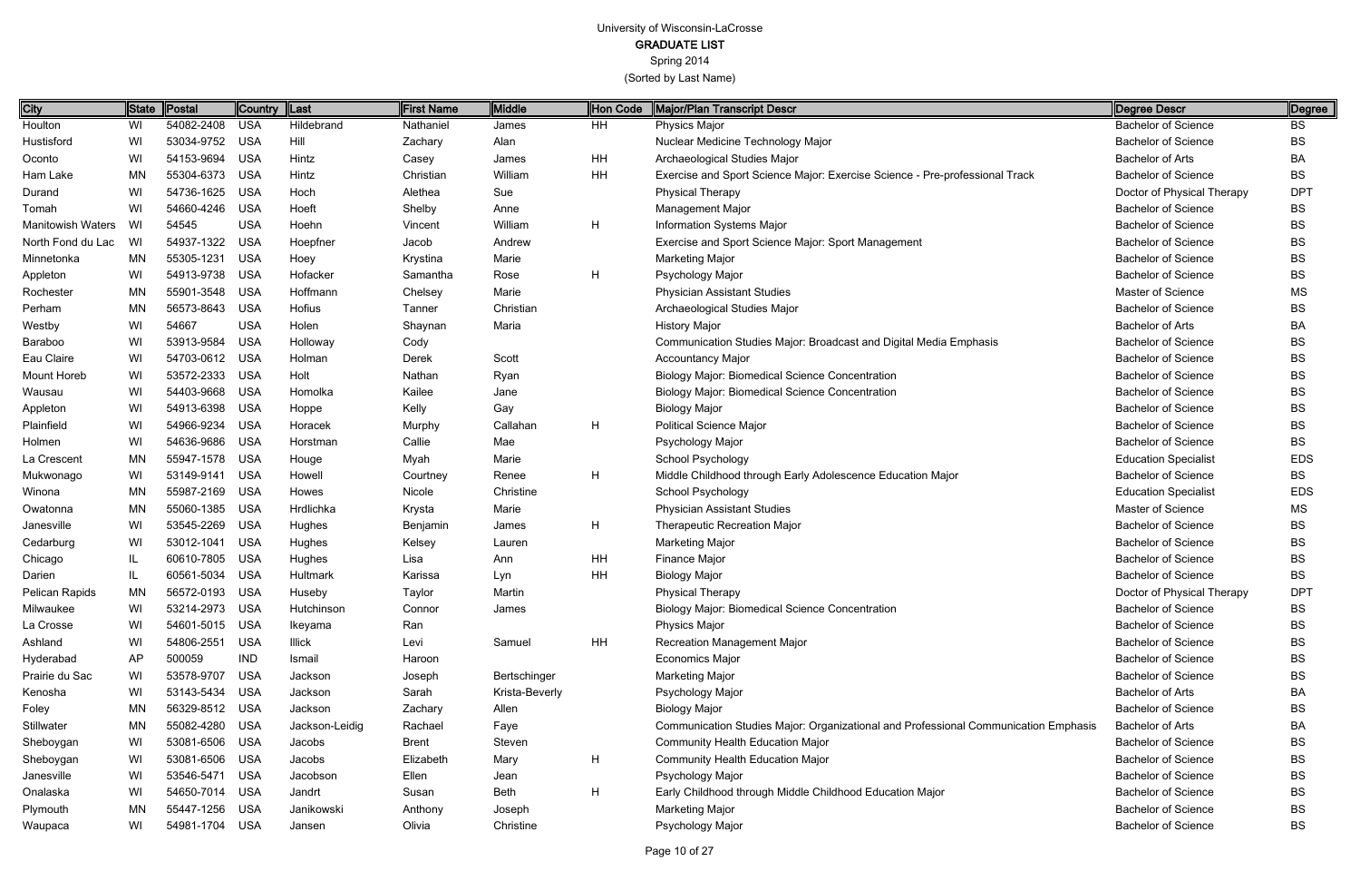# University of Wisconsin-LaCrosse

## GRADUATE LIST

Spring 2014

(Sorted by Last Name)

| City | State | Postal | Country | Last | First Name | Middle | Hon Code | Major/Plan Transcript Descr | Degree Descr | Degree |
|---|---|---|---|---|---|---|---|---|---|---|
| Houlton | WI | 54082-2408 | USA | Hildebrand | Nathaniel | James | HH | Physics Major | Bachelor of Science | BS |
| Hustisford | WI | 53034-9752 | USA | Hill | Zachary | Alan | | Nuclear Medicine Technology Major | Bachelor of Science | BS |
| Oconto | WI | 54153-9694 | USA | Hintz | Casey | James | HH | Archaeological Studies Major | Bachelor of Arts | BA |
| Ham Lake | MN | 55304-6373 | USA | Hintz | Christian | William | HH | Exercise and Sport Science Major: Exercise Science - Pre-professional Track | Bachelor of Science | BS |
| Durand | WI | 54736-1625 | USA | Hoch | Alethea | Sue | | Physical Therapy | Doctor of Physical Therapy | DPT |
| Tomah | WI | 54660-4246 | USA | Hoeft | Shelby | Anne | | Management Major | Bachelor of Science | BS |
| Manitowish Waters | WI | 54545 | USA | Hoehn | Vincent | William | H | Information Systems Major | Bachelor of Science | BS |
| North Fond du Lac | WI | 54937-1322 | USA | Hoepfner | Jacob | Andrew | | Exercise and Sport Science Major: Sport Management | Bachelor of Science | BS |
| Minnetonka | MN | 55305-1231 | USA | Hoey | Krystina | Marie | | Marketing Major | Bachelor of Science | BS |
| Appleton | WI | 54913-9738 | USA | Hofacker | Samantha | Rose | H | Psychology Major | Bachelor of Science | BS |
| Rochester | MN | 55901-3548 | USA | Hoffmann | Chelsey | Marie | | Physician Assistant Studies | Master of Science | MS |
| Perham | MN | 56573-8643 | USA | Hofius | Tanner | Christian | | Archaeological Studies Major | Bachelor of Science | BS |
| Westby | WI | 54667 | USA | Holen | Shaynan | Maria | | History Major | Bachelor of Arts | BA |
| Baraboo | WI | 53913-9584 | USA | Holloway | Cody | | | Communication Studies Major: Broadcast and Digital Media Emphasis | Bachelor of Science | BS |
| Eau Claire | WI | 54703-0612 | USA | Holman | Derek | Scott | | Accountancy Major | Bachelor of Science | BS |
| Mount Horeb | WI | 53572-2333 | USA | Holt | Nathan | Ryan | | Biology Major: Biomedical Science Concentration | Bachelor of Science | BS |
| Wausau | WI | 54403-9668 | USA | Homolka | Kailee | Jane | | Biology Major: Biomedical Science Concentration | Bachelor of Science | BS |
| Appleton | WI | 54913-6398 | USA | Hoppe | Kelly | Gay | | Biology Major | Bachelor of Science | BS |
| Plainfield | WI | 54966-9234 | USA | Horacek | Murphy | Callahan | H | Political Science Major | Bachelor of Science | BS |
| Holmen | WI | 54636-9686 | USA | Horstman | Callie | Mae | | Psychology Major | Bachelor of Science | BS |
| La Crescent | MN | 55947-1578 | USA | Houge | Myah | Marie | | School Psychology | Education Specialist | EDS |
| Mukwonago | WI | 53149-9141 | USA | Howell | Courtney | Renee | H | Middle Childhood through Early Adolescence Education Major | Bachelor of Science | BS |
| Winona | MN | 55987-2169 | USA | Howes | Nicole | Christine | | School Psychology | Education Specialist | EDS |
| Owatonna | MN | 55060-1385 | USA | Hrdlichka | Krysta | Marie | | Physician Assistant Studies | Master of Science | MS |
| Janesville | WI | 53545-2269 | USA | Hughes | Benjamin | James | H | Therapeutic Recreation Major | Bachelor of Science | BS |
| Cedarburg | WI | 53012-1041 | USA | Hughes | Kelsey | Lauren | | Marketing Major | Bachelor of Science | BS |
| Chicago | IL | 60610-7805 | USA | Hughes | Lisa | Ann | HH | Finance Major | Bachelor of Science | BS |
| Darien | IL | 60561-5034 | USA | Hultmark | Karissa | Lyn | HH | Biology Major | Bachelor of Science | BS |
| Pelican Rapids | MN | 56572-0193 | USA | Huseby | Taylor | Martin | | Physical Therapy | Doctor of Physical Therapy | DPT |
| Milwaukee | WI | 53214-2973 | USA | Hutchinson | Connor | James | | Biology Major: Biomedical Science Concentration | Bachelor of Science | BS |
| La Crosse | WI | 54601-5015 | USA | Ikeyama | Ran | | | Physics Major | Bachelor of Science | BS |
| Ashland | WI | 54806-2551 | USA | Illick | Levi | Samuel | HH | Recreation Management Major | Bachelor of Science | BS |
| Hyderabad | AP | 500059 | IND | Ismail | Haroon | | | Economics Major | Bachelor of Science | BS |
| Prairie du Sac | WI | 53578-9707 | USA | Jackson | Joseph | Bertschinger | | Marketing Major | Bachelor of Science | BS |
| Kenosha | WI | 53143-5434 | USA | Jackson | Sarah | Krista-Beverly | | Psychology Major | Bachelor of Arts | BA |
| Foley | MN | 56329-8512 | USA | Jackson | Zachary | Allen | | Biology Major | Bachelor of Science | BS |
| Stillwater | MN | 55082-4280 | USA | Jackson-Leidig | Rachael | Faye | | Communication Studies Major: Organizational and Professional Communication Emphasis | Bachelor of Arts | BA |
| Sheboygan | WI | 53081-6506 | USA | Jacobs | Brent | Steven | | Community Health Education Major | Bachelor of Science | BS |
| Sheboygan | WI | 53081-6506 | USA | Jacobs | Elizabeth | Mary | H | Community Health Education Major | Bachelor of Science | BS |
| Janesville | WI | 53546-5471 | USA | Jacobson | Ellen | Jean | | Psychology Major | Bachelor of Science | BS |
| Onalaska | WI | 54650-7014 | USA | Jandrt | Susan | Beth | H | Early Childhood through Middle Childhood Education Major | Bachelor of Science | BS |
| Plymouth | MN | 55447-1256 | USA | Janikowski | Anthony | Joseph | | Marketing Major | Bachelor of Science | BS |
| Waupaca | WI | 54981-1704 | USA | Jansen | Olivia | Christine | | Psychology Major | Bachelor of Science | BS |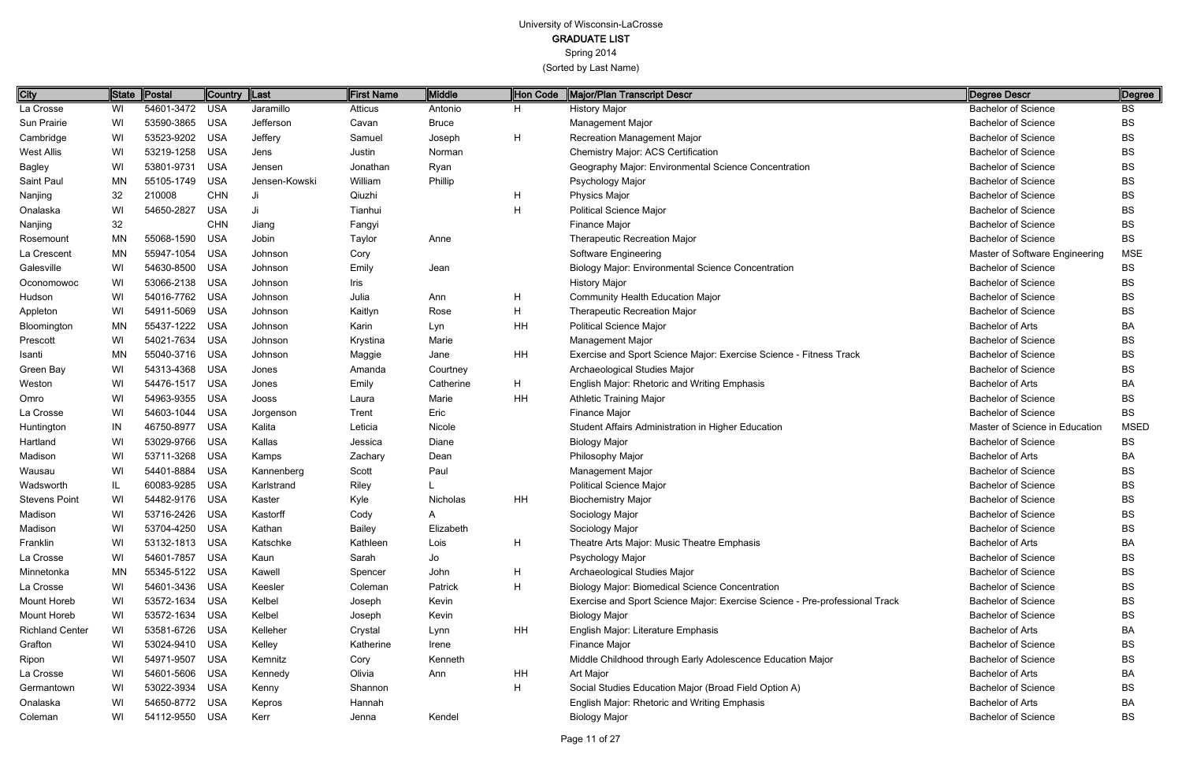University of Wisconsin-LaCrosse
**GRADUATE LIST**
Spring 2014
(Sorted by Last Name)

| City | State | Postal | Country | Last | First Name | Middle | Hon Code | Major/Plan Transcript Descr | Degree Descr | Degree |
|---|---|---|---|---|---|---|---|---|---|---|
| La Crosse | WI | 54601-3472 | USA | Jaramillo | Atticus | Antonio | H | History Major | Bachelor of Science | BS |
| Sun Prairie | WI | 53590-3865 | USA | Jefferson | Cavan | Bruce | | Management Major | Bachelor of Science | BS |
| Cambridge | WI | 53523-9202 | USA | Jeffery | Samuel | Joseph | H | Recreation Management Major | Bachelor of Science | BS |
| West Allis | WI | 53219-1258 | USA | Jens | Justin | Norman | | Chemistry Major: ACS Certification | Bachelor of Science | BS |
| Bagley | WI | 53801-9731 | USA | Jensen | Jonathan | Ryan | | Geography Major: Environmental Science Concentration | Bachelor of Science | BS |
| Saint Paul | MN | 55105-1749 | USA | Jensen-Kowski | William | Phillip | | Psychology Major | Bachelor of Science | BS |
| Nanjing | 32 | 210008 | CHN | Ji | Qiuzhi | | H | Physics Major | Bachelor of Science | BS |
| Onalaska | WI | 54650-2827 | USA | Ji | Tianhui | | H | Political Science Major | Bachelor of Science | BS |
| Nanjing | 32 | | CHN | Jiang | Fangyi | | | Finance Major | Bachelor of Science | BS |
| Rosemount | MN | 55068-1590 | USA | Jobin | Taylor | Anne | | Therapeutic Recreation Major | Bachelor of Science | BS |
| La Crescent | MN | 55947-1054 | USA | Johnson | Cory | | | Software Engineering | Master of Software Engineering | MSE |
| Galesville | WI | 54630-8500 | USA | Johnson | Emily | Jean | | Biology Major: Environmental Science Concentration | Bachelor of Science | BS |
| Oconomowoc | WI | 53066-2138 | USA | Johnson | Iris | | | History Major | Bachelor of Science | BS |
| Hudson | WI | 54016-7762 | USA | Johnson | Julia | Ann | H | Community Health Education Major | Bachelor of Science | BS |
| Appleton | WI | 54911-5069 | USA | Johnson | Kaitlyn | Rose | H | Therapeutic Recreation Major | Bachelor of Science | BS |
| Bloomington | MN | 55437-1222 | USA | Johnson | Karin | Lyn | HH | Political Science Major | Bachelor of Arts | BA |
| Prescott | WI | 54021-7634 | USA | Johnson | Krystina | Marie | | Management Major | Bachelor of Science | BS |
| Isanti | MN | 55040-3716 | USA | Johnson | Maggie | Jane | HH | Exercise and Sport Science Major: Exercise Science - Fitness Track | Bachelor of Science | BS |
| Green Bay | WI | 54313-4368 | USA | Jones | Amanda | Courtney | | Archaeological Studies Major | Bachelor of Science | BS |
| Weston | WI | 54476-1517 | USA | Jones | Emily | Catherine | H | English Major: Rhetoric and Writing Emphasis | Bachelor of Arts | BA |
| Omro | WI | 54963-9355 | USA | Jooss | Laura | Marie | HH | Athletic Training Major | Bachelor of Science | BS |
| La Crosse | WI | 54603-1044 | USA | Jorgenson | Trent | Eric | | Finance Major | Bachelor of Science | BS |
| Huntington | IN | 46750-8977 | USA | Kalita | Leticia | Nicole | | Student Affairs Administration in Higher Education | Master of Science in Education | MSED |
| Hartland | WI | 53029-9766 | USA | Kallas | Jessica | Diane | | Biology Major | Bachelor of Science | BS |
| Madison | WI | 53711-3268 | USA | Kamps | Zachary | Dean | | Philosophy Major | Bachelor of Arts | BA |
| Wausau | WI | 54401-8884 | USA | Kannenberg | Scott | Paul | | Management Major | Bachelor of Science | BS |
| Wadsworth | IL | 60083-9285 | USA | Karlstrand | Riley | L | | Political Science Major | Bachelor of Science | BS |
| Stevens Point | WI | 54482-9176 | USA | Kaster | Kyle | Nicholas | HH | Biochemistry Major | Bachelor of Science | BS |
| Madison | WI | 53716-2426 | USA | Kastorff | Cody | A | | Sociology Major | Bachelor of Science | BS |
| Madison | WI | 53704-4250 | USA | Kathan | Bailey | Elizabeth | | Sociology Major | Bachelor of Science | BS |
| Franklin | WI | 53132-1813 | USA | Katschke | Kathleen | Lois | H | Theatre Arts Major: Music Theatre Emphasis | Bachelor of Arts | BA |
| La Crosse | WI | 54601-7857 | USA | Kaun | Sarah | Jo | | Psychology Major | Bachelor of Science | BS |
| Minnetonka | MN | 55345-5122 | USA | Kawell | Spencer | John | H | Archaeological Studies Major | Bachelor of Science | BS |
| La Crosse | WI | 54601-3436 | USA | Keesler | Coleman | Patrick | H | Biology Major: Biomedical Science Concentration | Bachelor of Science | BS |
| Mount Horeb | WI | 53572-1634 | USA | Kelbel | Joseph | Kevin | | Exercise and Sport Science Major: Exercise Science - Pre-professional Track | Bachelor of Science | BS |
| Mount Horeb | WI | 53572-1634 | USA | Kelbel | Joseph | Kevin | | Biology Major | Bachelor of Science | BS |
| Richland Center | WI | 53581-6726 | USA | Kelleher | Crystal | Lynn | HH | English Major: Literature Emphasis | Bachelor of Arts | BA |
| Grafton | WI | 53024-9410 | USA | Kelley | Katherine | Irene | | Finance Major | Bachelor of Science | BS |
| Ripon | WI | 54971-9507 | USA | Kemnitz | Cory | Kenneth | | Middle Childhood through Early Adolescence Education Major | Bachelor of Science | BS |
| La Crosse | WI | 54601-5606 | USA | Kennedy | Olivia | Ann | HH | Art Major | Bachelor of Arts | BA |
| Germantown | WI | 53022-3934 | USA | Kenny | Shannon | | H | Social Studies Education Major (Broad Field Option A) | Bachelor of Science | BS |
| Onalaska | WI | 54650-8772 | USA | Kepros | Hannah | | | English Major: Rhetoric and Writing Emphasis | Bachelor of Arts | BA |
| Coleman | WI | 54112-9550 | USA | Kerr | Jenna | Kendel | | Biology Major | Bachelor of Science | BS |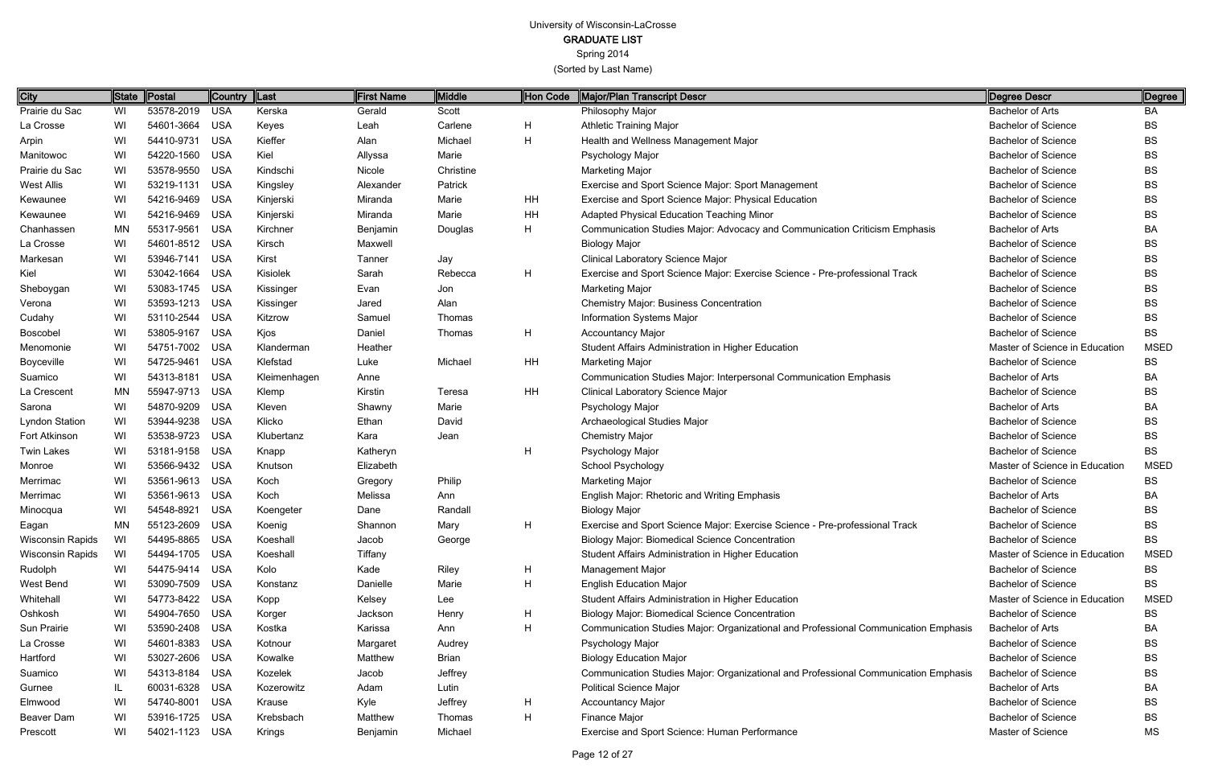University of Wisconsin-LaCrosse
**GRADUATE LIST**
Spring 2014
(Sorted by Last Name)

| City | State | Postal | Country | Last | First Name | Middle | Hon Code | Major/Plan Transcript Descr | Degree Descr | Degree |
|---|---|---|---|---|---|---|---|---|---|---|
| Prairie du Sac | WI | 53578-2019 | USA | Kerska | Gerald | Scott | | Philosophy Major | Bachelor of Arts | BA |
| La Crosse | WI | 54601-3664 | USA | Keyes | Leah | Carlene | H | Athletic Training Major | Bachelor of Science | BS |
| Arpin | WI | 54410-9731 | USA | Kieffer | Alan | Michael | H | Health and Wellness Management Major | Bachelor of Science | BS |
| Manitowoc | WI | 54220-1560 | USA | Kiel | Allyssa | Marie | | Psychology Major | Bachelor of Science | BS |
| Prairie du Sac | WI | 53578-9550 | USA | Kindschi | Nicole | Christine | | Marketing Major | Bachelor of Science | BS |
| West Allis | WI | 53219-1131 | USA | Kingsley | Alexander | Patrick | | Exercise and Sport Science Major: Sport Management | Bachelor of Science | BS |
| Kewaunee | WI | 54216-9469 | USA | Kinjerski | Miranda | Marie | HH | Exercise and Sport Science Major: Physical Education | Bachelor of Science | BS |
| Kewaunee | WI | 54216-9469 | USA | Kinjerski | Miranda | Marie | HH | Adapted Physical Education Teaching Minor | Bachelor of Science | BS |
| Chanhassen | MN | 55317-9561 | USA | Kirchner | Benjamin | Douglas | H | Communication Studies Major: Advocacy and Communication Criticism Emphasis | Bachelor of Arts | BA |
| La Crosse | WI | 54601-8512 | USA | Kirsch | Maxwell | | | Biology Major | Bachelor of Science | BS |
| Markesan | WI | 53946-7141 | USA | Kirst | Tanner | Jay | | Clinical Laboratory Science Major | Bachelor of Science | BS |
| Kiel | WI | 53042-1664 | USA | Kisiolek | Sarah | Rebecca | H | Exercise and Sport Science Major: Exercise Science - Pre-professional Track | Bachelor of Science | BS |
| Sheboygan | WI | 53083-1745 | USA | Kissinger | Evan | Jon | | Marketing Major | Bachelor of Science | BS |
| Verona | WI | 53593-1213 | USA | Kissinger | Jared | Alan | | Chemistry Major: Business Concentration | Bachelor of Science | BS |
| Cudahy | WI | 53110-2544 | USA | Kitzrow | Samuel | Thomas | | Information Systems Major | Bachelor of Science | BS |
| Boscobel | WI | 53805-9167 | USA | Kjos | Daniel | Thomas | H | Accountancy Major | Bachelor of Science | BS |
| Menomonie | WI | 54751-7002 | USA | Klanderman | Heather | | | Student Affairs Administration in Higher Education | Master of Science in Education | MSED |
| Boyceville | WI | 54725-9461 | USA | Klefstad | Luke | Michael | HH | Marketing Major | Bachelor of Science | BS |
| Suamico | WI | 54313-8181 | USA | Kleimenhagen | Anne | | | Communication Studies Major: Interpersonal Communication Emphasis | Bachelor of Arts | BA |
| La Crescent | MN | 55947-9713 | USA | Klemp | Kirstin | Teresa | HH | Clinical Laboratory Science Major | Bachelor of Science | BS |
| Sarona | WI | 54870-9209 | USA | Kleven | Shawny | Marie | | Psychology Major | Bachelor of Arts | BA |
| Lyndon Station | WI | 53944-9238 | USA | Klicko | Ethan | David | | Archaeological Studies Major | Bachelor of Science | BS |
| Fort Atkinson | WI | 53538-9723 | USA | Klubertanz | Kara | Jean | | Chemistry Major | Bachelor of Science | BS |
| Twin Lakes | WI | 53181-9158 | USA | Knapp | Katheryn | | H | Psychology Major | Bachelor of Science | BS |
| Monroe | WI | 53566-9432 | USA | Knutson | Elizabeth | | | School Psychology | Master of Science in Education | MSED |
| Merrimac | WI | 53561-9613 | USA | Koch | Gregory | Philip | | Marketing Major | Bachelor of Science | BS |
| Merrimac | WI | 53561-9613 | USA | Koch | Melissa | Ann | | English Major: Rhetoric and Writing Emphasis | Bachelor of Arts | BA |
| Minocqua | WI | 54548-8921 | USA | Koengeter | Dane | Randall | | Biology Major | Bachelor of Science | BS |
| Eagan | MN | 55123-2609 | USA | Koenig | Shannon | Mary | H | Exercise and Sport Science Major: Exercise Science - Pre-professional Track | Bachelor of Science | BS |
| Wisconsin Rapids | WI | 54495-8865 | USA | Koeshall | Jacob | George | | Biology Major: Biomedical Science Concentration | Bachelor of Science | BS |
| Wisconsin Rapids | WI | 54494-1705 | USA | Koeshall | Tiffany | | | Student Affairs Administration in Higher Education | Master of Science in Education | MSED |
| Rudolph | WI | 54475-9414 | USA | Kolo | Kade | Riley | H | Management Major | Bachelor of Science | BS |
| West Bend | WI | 53090-7509 | USA | Konstanz | Danielle | Marie | H | English Education Major | Bachelor of Science | BS |
| Whitehall | WI | 54773-8422 | USA | Kopp | Kelsey | Lee | | Student Affairs Administration in Higher Education | Master of Science in Education | MSED |
| Oshkosh | WI | 54904-7650 | USA | Korger | Jackson | Henry | H | Biology Major: Biomedical Science Concentration | Bachelor of Science | BS |
| Sun Prairie | WI | 53590-2408 | USA | Kostka | Karissa | Ann | H | Communication Studies Major: Organizational and Professional Communication Emphasis | Bachelor of Arts | BA |
| La Crosse | WI | 54601-8383 | USA | Kotnour | Margaret | Audrey | | Psychology Major | Bachelor of Science | BS |
| Hartford | WI | 53027-2606 | USA | Kowalke | Matthew | Brian | | Biology Education Major | Bachelor of Science | BS |
| Suamico | WI | 54313-8184 | USA | Kozelek | Jacob | Jeffrey | | Communication Studies Major: Organizational and Professional Communication Emphasis | Bachelor of Science | BS |
| Gurnee | IL | 60031-6328 | USA | Kozerowitz | Adam | Lutin | | Political Science Major | Bachelor of Arts | BA |
| Elmwood | WI | 54740-8001 | USA | Krause | Kyle | Jeffrey | H | Accountancy Major | Bachelor of Science | BS |
| Beaver Dam | WI | 53916-1725 | USA | Krebsbach | Matthew | Thomas | H | Finance Major | Bachelor of Science | BS |
| Prescott | WI | 54021-1123 | USA | Krings | Benjamin | Michael | | Exercise and Sport Science: Human Performance | Master of Science | MS |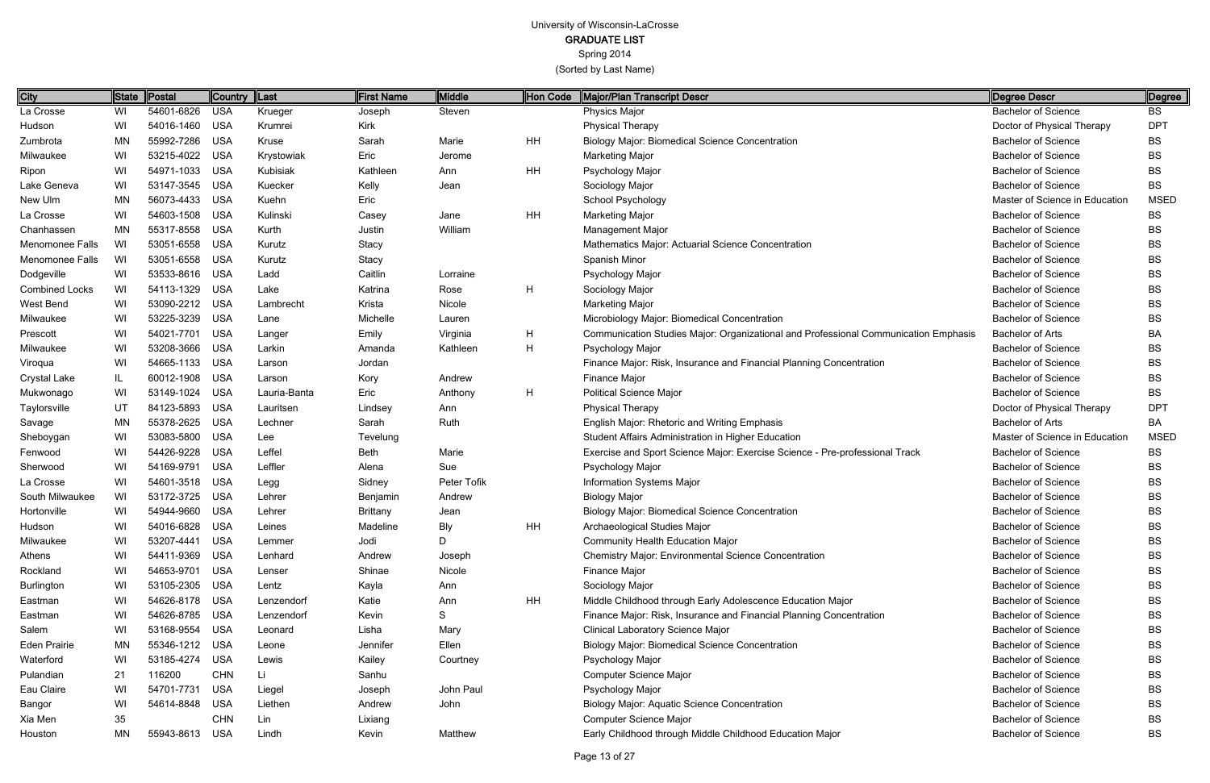University of Wisconsin-LaCrosse
**GRADUATE LIST**
Spring 2014
(Sorted by Last Name)

| City | State | Postal | Country | Last | First Name | Middle | Hon Code | Major/Plan Transcript Descr | Degree Descr | Degree |
|---|---|---|---|---|---|---|---|---|---|---|
| La Crosse | WI | 54601-6826 | USA | Krueger | Joseph | Steven | | Physics Major | Bachelor of Science | BS |
| Hudson | WI | 54016-1460 | USA | Krumrei | Kirk | | | Physical Therapy | Doctor of Physical Therapy | DPT |
| Zumbrota | MN | 55992-7286 | USA | Kruse | Sarah | Marie | HH | Biology Major: Biomedical Science Concentration | Bachelor of Science | BS |
| Milwaukee | WI | 53215-4022 | USA | Krystowiak | Eric | Jerome | | Marketing Major | Bachelor of Science | BS |
| Ripon | WI | 54971-1033 | USA | Kubisiak | Kathleen | Ann | HH | Psychology Major | Bachelor of Science | BS |
| Lake Geneva | WI | 53147-3545 | USA | Kuecker | Kelly | Jean | | Sociology Major | Bachelor of Science | BS |
| New Ulm | MN | 56073-4433 | USA | Kuehn | Eric | | | School Psychology | Master of Science in Education | MSED |
| La Crosse | WI | 54603-1508 | USA | Kulinski | Casey | Jane | HH | Marketing Major | Bachelor of Science | BS |
| Chanhassen | MN | 55317-8558 | USA | Kurth | Justin | William | | Management Major | Bachelor of Science | BS |
| Menomonee Falls | WI | 53051-6558 | USA | Kurutz | Stacy | | | Mathematics Major: Actuarial Science Concentration | Bachelor of Science | BS |
| Menomonee Falls | WI | 53051-6558 | USA | Kurutz | Stacy | | | Spanish Minor | Bachelor of Science | BS |
| Dodgeville | WI | 53533-8616 | USA | Ladd | Caitlin | Lorraine | | Psychology Major | Bachelor of Science | BS |
| Combined Locks | WI | 54113-1329 | USA | Lake | Katrina | Rose | H | Sociology Major | Bachelor of Science | BS |
| West Bend | WI | 53090-2212 | USA | Lambrecht | Krista | Nicole | | Marketing Major | Bachelor of Science | BS |
| Milwaukee | WI | 53225-3239 | USA | Lane | Michelle | Lauren | | Microbiology Major: Biomedical Concentration | Bachelor of Science | BS |
| Prescott | WI | 54021-7701 | USA | Langer | Emily | Virginia | H | Communication Studies Major: Organizational and Professional Communication Emphasis | Bachelor of Arts | BA |
| Milwaukee | WI | 53208-3666 | USA | Larkin | Amanda | Kathleen | H | Psychology Major | Bachelor of Science | BS |
| Viroqua | WI | 54665-1133 | USA | Larson | Jordan | | | Finance Major: Risk, Insurance and Financial Planning Concentration | Bachelor of Science | BS |
| Crystal Lake | IL | 60012-1908 | USA | Larson | Kory | Andrew | | Finance Major | Bachelor of Science | BS |
| Mukwonago | WI | 53149-1024 | USA | Lauria-Banta | Eric | Anthony | H | Political Science Major | Bachelor of Science | BS |
| Taylorsville | UT | 84123-5893 | USA | Lauritsen | Lindsey | Ann | | Physical Therapy | Doctor of Physical Therapy | DPT |
| Savage | MN | 55378-2625 | USA | Lechner | Sarah | Ruth | | English Major: Rhetoric and Writing Emphasis | Bachelor of Arts | BA |
| Sheboygan | WI | 53083-5800 | USA | Lee | Tevelung | | | Student Affairs Administration in Higher Education | Master of Science in Education | MSED |
| Fenwood | WI | 54426-9228 | USA | Leffel | Beth | Marie | | Exercise and Sport Science Major: Exercise Science - Pre-professional Track | Bachelor of Science | BS |
| Sherwood | WI | 54169-9791 | USA | Leffler | Alena | Sue | | Psychology Major | Bachelor of Science | BS |
| La Crosse | WI | 54601-3518 | USA | Legg | Sidney | Peter Tofik | | Information Systems Major | Bachelor of Science | BS |
| South Milwaukee | WI | 53172-3725 | USA | Lehrer | Benjamin | Andrew | | Biology Major | Bachelor of Science | BS |
| Hortonville | WI | 54944-9660 | USA | Lehrer | Brittany | Jean | | Biology Major: Biomedical Science Concentration | Bachelor of Science | BS |
| Hudson | WI | 54016-6828 | USA | Leines | Madeline | Bly | HH | Archaeological Studies Major | Bachelor of Science | BS |
| Milwaukee | WI | 53207-4441 | USA | Lemmer | Jodi | D | | Community Health Education Major | Bachelor of Science | BS |
| Athens | WI | 54411-9369 | USA | Lenhard | Andrew | Joseph | | Chemistry Major: Environmental Science Concentration | Bachelor of Science | BS |
| Rockland | WI | 54653-9701 | USA | Lenser | Shinae | Nicole | | Finance Major | Bachelor of Science | BS |
| Burlington | WI | 53105-2305 | USA | Lentz | Kayla | Ann | | Sociology Major | Bachelor of Science | BS |
| Eastman | WI | 54626-8178 | USA | Lenzendorf | Katie | Ann | HH | Middle Childhood through Early Adolescence Education Major | Bachelor of Science | BS |
| Eastman | WI | 54626-8785 | USA | Lenzendorf | Kevin | S | | Finance Major: Risk, Insurance and Financial Planning Concentration | Bachelor of Science | BS |
| Salem | WI | 53168-9554 | USA | Leonard | Lisha | Mary | | Clinical Laboratory Science Major | Bachelor of Science | BS |
| Eden Prairie | MN | 55346-1212 | USA | Leone | Jennifer | Ellen | | Biology Major: Biomedical Science Concentration | Bachelor of Science | BS |
| Waterford | WI | 53185-4274 | USA | Lewis | Kailey | Courtney | | Psychology Major | Bachelor of Science | BS |
| Pulandian | 21 | 116200 | CHN | Li | Sanhu | | | Computer Science Major | Bachelor of Science | BS |
| Eau Claire | WI | 54701-7731 | USA | Liegel | Joseph | John Paul | | Psychology Major | Bachelor of Science | BS |
| Bangor | WI | 54614-8848 | USA | Liethen | Andrew | John | | Biology Major: Aquatic Science Concentration | Bachelor of Science | BS |
| Xia Men | 35 | | CHN | Lin | Lixiang | | | Computer Science Major | Bachelor of Science | BS |
| Houston | MN | 55943-8613 | USA | Lindh | Kevin | Matthew | | Early Childhood through Middle Childhood Education Major | Bachelor of Science | BS |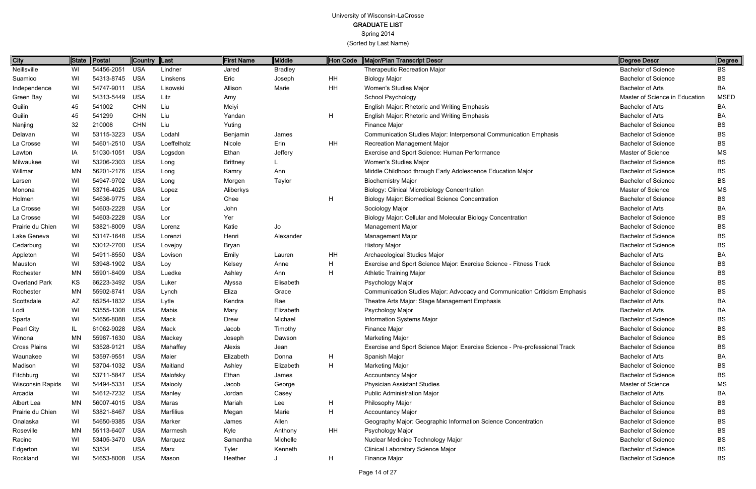University of Wisconsin-LaCrosse

**GRADUATE LIST**

Spring 2014

(Sorted by Last Name)

| City | State | Postal | Country | Last | First Name | Middle | Hon Code | Major/Plan Transcript Descr | Degree Descr | Degree |
|---|---|---|---|---|---|---|---|---|---|---|
| Neillsville | WI | 54456-2051 | USA | Lindner | Jared | Bradley | | Therapeutic Recreation Major | Bachelor of Science | BS |
| Suamico | WI | 54313-8745 | USA | Linskens | Eric | Joseph | HH | Biology Major | Bachelor of Science | BS |
| Independence | WI | 54747-9011 | USA | Lisowski | Allison | Marie | HH | Women's Studies Major | Bachelor of Arts | BA |
| Green Bay | WI | 54313-5449 | USA | Litz | Amy | | | School Psychology | Master of Science in Education | MSED |
| Guilin | 45 | 541002 | CHN | Liu | Meiyi | | | English Major: Rhetoric and Writing Emphasis | Bachelor of Arts | BA |
| Guilin | 45 | 541299 | CHN | Liu | Yandan | | H | English Major: Rhetoric and Writing Emphasis | Bachelor of Arts | BA |
| Nanjing | 32 | 210008 | CHN | Liu | Yuting | | | Finance Major | Bachelor of Science | BS |
| Delavan | WI | 53115-3223 | USA | Lodahl | Benjamin | James | | Communication Studies Major: Interpersonal Communication Emphasis | Bachelor of Science | BS |
| La Crosse | WI | 54601-2510 | USA | Loeffelholz | Nicole | Erin | HH | Recreation Management Major | Bachelor of Science | BS |
| Lawton | IA | 51030-1051 | USA | Logsdon | Ethan | Jeffery | | Exercise and Sport Science: Human Performance | Master of Science | MS |
| Milwaukee | WI | 53206-2303 | USA | Long | Brittney | L | | Women's Studies Major | Bachelor of Science | BS |
| Willmar | MN | 56201-2176 | USA | Long | Kamry | Ann | | Middle Childhood through Early Adolescence Education Major | Bachelor of Science | BS |
| Larsen | WI | 54947-9702 | USA | Long | Morgen | Taylor | | Biochemistry Major | Bachelor of Science | BS |
| Monona | WI | 53716-4025 | USA | Lopez | Aliberkys | | | Biology: Clinical Microbiology Concentration | Master of Science | MS |
| Holmen | WI | 54636-9775 | USA | Lor | Chee | | H | Biology Major: Biomedical Science Concentration | Bachelor of Science | BS |
| La Crosse | WI | 54603-2228 | USA | Lor | John | | | Sociology Major | Bachelor of Arts | BA |
| La Crosse | WI | 54603-2228 | USA | Lor | Yer | | | Biology Major: Cellular and Molecular Biology Concentration | Bachelor of Science | BS |
| Prairie du Chien | WI | 53821-8009 | USA | Lorenz | Katie | Jo | | Management Major | Bachelor of Science | BS |
| Lake Geneva | WI | 53147-1648 | USA | Lorenzi | Henri | Alexander | | Management Major | Bachelor of Science | BS |
| Cedarburg | WI | 53012-2700 | USA | Lovejoy | Bryan | | | History Major | Bachelor of Science | BS |
| Appleton | WI | 54911-8550 | USA | Lovison | Emily | Lauren | HH | Archaeological Studies Major | Bachelor of Arts | BA |
| Mauston | WI | 53948-1902 | USA | Loy | Kelsey | Anne | H | Exercise and Sport Science Major: Exercise Science - Fitness Track | Bachelor of Science | BS |
| Rochester | MN | 55901-8409 | USA | Luedke | Ashley | Ann | H | Athletic Training Major | Bachelor of Science | BS |
| Overland Park | KS | 66223-3492 | USA | Luker | Alyssa | Elisabeth | | Psychology Major | Bachelor of Science | BS |
| Rochester | MN | 55902-8741 | USA | Lynch | Eliza | Grace | | Communication Studies Major: Advocacy and Communication Criticism Emphasis | Bachelor of Science | BS |
| Scottsdale | AZ | 85254-1832 | USA | Lytle | Kendra | Rae | | Theatre Arts Major: Stage Management Emphasis | Bachelor of Arts | BA |
| Lodi | WI | 53555-1308 | USA | Mabis | Mary | Elizabeth | | Psychology Major | Bachelor of Arts | BA |
| Sparta | WI | 54656-8088 | USA | Mack | Drew | Michael | | Information Systems Major | Bachelor of Science | BS |
| Pearl City | IL | 61062-9028 | USA | Mack | Jacob | Timothy | | Finance Major | Bachelor of Science | BS |
| Winona | MN | 55987-1630 | USA | Mackey | Joseph | Dawson | | Marketing Major | Bachelor of Science | BS |
| Cross Plains | WI | 53528-9121 | USA | Mahaffey | Alexis | Jean | | Exercise and Sport Science Major: Exercise Science - Pre-professional Track | Bachelor of Science | BS |
| Waunakee | WI | 53597-9551 | USA | Maier | Elizabeth | Donna | H | Spanish Major | Bachelor of Arts | BA |
| Madison | WI | 53704-1032 | USA | Maitland | Ashley | Elizabeth | H | Marketing Major | Bachelor of Science | BS |
| Fitchburg | WI | 53711-5847 | USA | Malofsky | Ethan | James | | Accountancy Major | Bachelor of Science | BS |
| Wisconsin Rapids | WI | 54494-5331 | USA | Malooly | Jacob | George | | Physician Assistant Studies | Master of Science | MS |
| Arcadia | WI | 54612-7232 | USA | Manley | Jordan | Casey | | Public Administration Major | Bachelor of Arts | BA |
| Albert Lea | MN | 56007-4015 | USA | Maras | Mariah | Lee | H | Philosophy Major | Bachelor of Science | BS |
| Prairie du Chien | WI | 53821-8467 | USA | Marfilius | Megan | Marie | H | Accountancy Major | Bachelor of Science | BS |
| Onalaska | WI | 54650-9385 | USA | Marker | James | Allen | | Geography Major: Geographic Information Science Concentration | Bachelor of Science | BS |
| Roseville | MN | 55113-6407 | USA | Marmesh | Kyle | Anthony | HH | Psychology Major | Bachelor of Science | BS |
| Racine | WI | 53405-3470 | USA | Marquez | Samantha | Michelle | | Nuclear Medicine Technology Major | Bachelor of Science | BS |
| Edgerton | WI | 53534 | USA | Marx | Tyler | Kenneth | | Clinical Laboratory Science Major | Bachelor of Science | BS |
| Rockland | WI | 54653-8008 | USA | Mason | Heather | J | H | Finance Major | Bachelor of Science | BS |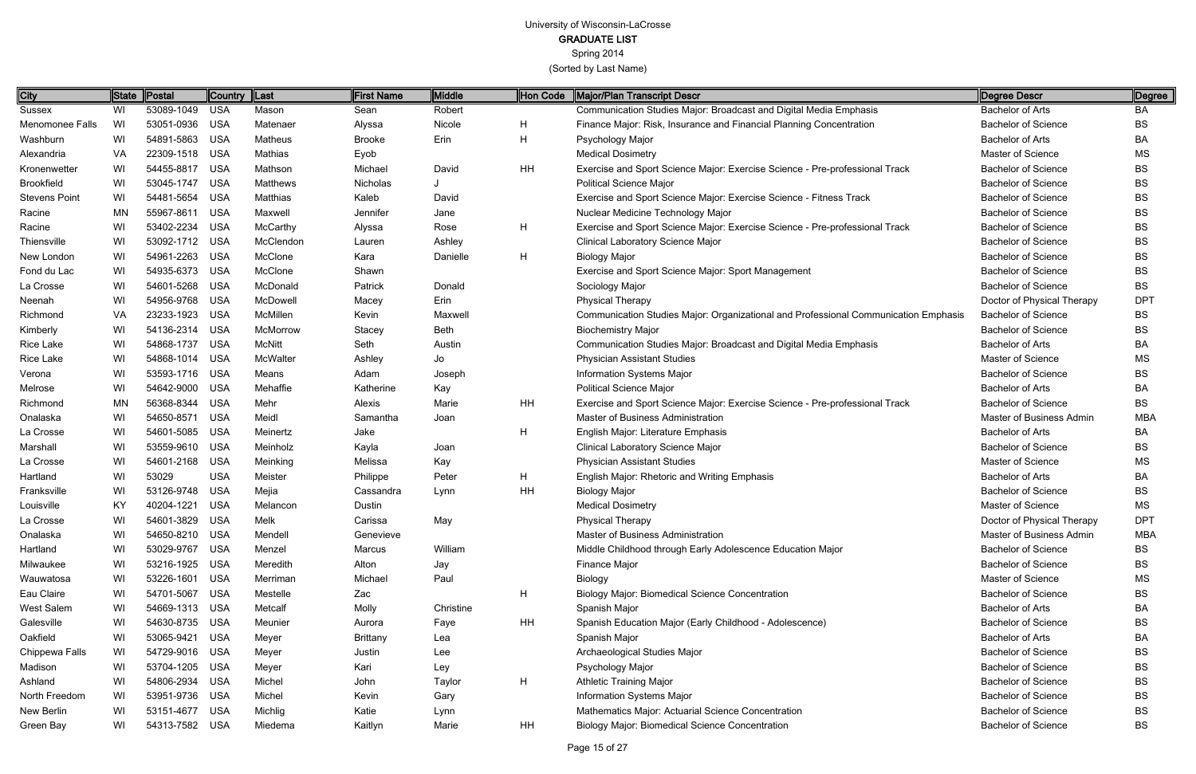University of Wisconsin-LaCrosse

**GRADUATE LIST**

Spring 2014

(Sorted by Last Name)

| City | State | Postal | Country | Last | First Name | Middle | Hon Code | Major/Plan Transcript Descr | Degree Descr | Degree |
|---|---|---|---|---|---|---|---|---|---|---|
| Sussex | WI | 53089-1049 | USA | Mason | Sean | Robert | | Communication Studies Major: Broadcast and Digital Media Emphasis | Bachelor of Arts | BA |
| Menomonee Falls | WI | 53051-0936 | USA | Matenaer | Alyssa | Nicole | H | Finance Major: Risk, Insurance and Financial Planning Concentration | Bachelor of Science | BS |
| Washburn | WI | 54891-5863 | USA | Matheus | Brooke | Erin | H | Psychology Major | Bachelor of Arts | BA |
| Alexandria | VA | 22309-1518 | USA | Mathias | Eyob | | | Medical Dosimetry | Master of Science | MS |
| Kronenwetter | WI | 54455-8817 | USA | Mathson | Michael | David | HH | Exercise and Sport Science Major: Exercise Science - Pre-professional Track | Bachelor of Science | BS |
| Brookfield | WI | 53045-1747 | USA | Matthews | Nicholas | J | | Political Science Major | Bachelor of Science | BS |
| Stevens Point | WI | 54481-5654 | USA | Matthias | Kaleb | David | | Exercise and Sport Science Major: Exercise Science - Fitness Track | Bachelor of Science | BS |
| Racine | MN | 55967-8611 | USA | Maxwell | Jennifer | Jane | | Nuclear Medicine Technology Major | Bachelor of Science | BS |
| Racine | WI | 53402-2234 | USA | McCarthy | Alyssa | Rose | H | Exercise and Sport Science Major: Exercise Science - Pre-professional Track | Bachelor of Science | BS |
| Thiensville | WI | 53092-1712 | USA | McClendon | Lauren | Ashley | | Clinical Laboratory Science Major | Bachelor of Science | BS |
| New London | WI | 54961-2263 | USA | McClone | Kara | Danielle | H | Biology Major | Bachelor of Science | BS |
| Fond du Lac | WI | 54935-6373 | USA | McClone | Shawn | | | Exercise and Sport Science Major: Sport Management | Bachelor of Science | BS |
| La Crosse | WI | 54601-5268 | USA | McDonald | Patrick | Donald | | Sociology Major | Bachelor of Science | BS |
| Neenah | WI | 54956-9768 | USA | McDowell | Macey | Erin | | Physical Therapy | Doctor of Physical Therapy | DPT |
| Richmond | VA | 23233-1923 | USA | McMillen | Kevin | Maxwell | | Communication Studies Major: Organizational and Professional Communication Emphasis | Bachelor of Science | BS |
| Kimberly | WI | 54136-2314 | USA | McMorrow | Stacey | Beth | | Biochemistry Major | Bachelor of Science | BS |
| Rice Lake | WI | 54868-1737 | USA | McNitt | Seth | Austin | | Communication Studies Major: Broadcast and Digital Media Emphasis | Bachelor of Arts | BA |
| Rice Lake | WI | 54868-1014 | USA | McWalter | Ashley | Jo | | Physician Assistant Studies | Master of Science | MS |
| Verona | WI | 53593-1716 | USA | Means | Adam | Joseph | | Information Systems Major | Bachelor of Science | BS |
| Melrose | WI | 54642-9000 | USA | Mehaffie | Katherine | Kay | | Political Science Major | Bachelor of Arts | BA |
| Richmond | MN | 56368-8344 | USA | Mehr | Alexis | Marie | HH | Exercise and Sport Science Major: Exercise Science - Pre-professional Track | Bachelor of Science | BS |
| Onalaska | WI | 54650-8571 | USA | Meidl | Samantha | Joan | | Master of Business Administration | Master of Business Admin | MBA |
| La Crosse | WI | 54601-5085 | USA | Meinertz | Jake | | H | English Major: Literature Emphasis | Bachelor of Arts | BA |
| Marshall | WI | 53559-9610 | USA | Meinholz | Kayla | Joan | | Clinical Laboratory Science Major | Bachelor of Science | BS |
| La Crosse | WI | 54601-2168 | USA | Meinking | Melissa | Kay | | Physician Assistant Studies | Master of Science | MS |
| Hartland | WI | 53029 | USA | Meister | Philippe | Peter | H | English Major: Rhetoric and Writing Emphasis | Bachelor of Arts | BA |
| Franksville | WI | 53126-9748 | USA | Mejia | Cassandra | Lynn | HH | Biology Major | Bachelor of Science | BS |
| Louisville | KY | 40204-1221 | USA | Melancon | Dustin | | | Medical Dosimetry | Master of Science | MS |
| La Crosse | WI | 54601-3829 | USA | Melk | Carissa | May | | Physical Therapy | Doctor of Physical Therapy | DPT |
| Onalaska | WI | 54650-8210 | USA | Mendell | Genevieve | | | Master of Business Administration | Master of Business Admin | MBA |
| Hartland | WI | 53029-9767 | USA | Menzel | Marcus | William | | Middle Childhood through Early Adolescence Education Major | Bachelor of Science | BS |
| Milwaukee | WI | 53216-1925 | USA | Meredith | Alton | Jay | | Finance Major | Bachelor of Science | BS |
| Wauwatosa | WI | 53226-1601 | USA | Merriman | Michael | Paul | | Biology | Master of Science | MS |
| Eau Claire | WI | 54701-5067 | USA | Mestelle | Zac | | H | Biology Major: Biomedical Science Concentration | Bachelor of Science | BS |
| West Salem | WI | 54669-1313 | USA | Metcalf | Molly | Christine | | Spanish Major | Bachelor of Arts | BA |
| Galesville | WI | 54630-8735 | USA | Meunier | Aurora | Faye | HH | Spanish Education Major (Early Childhood - Adolescence) | Bachelor of Science | BS |
| Oakfield | WI | 53065-9421 | USA | Meyer | Brittany | Lea | | Spanish Major | Bachelor of Arts | BA |
| Chippewa Falls | WI | 54729-9016 | USA | Meyer | Justin | Lee | | Archaeological Studies Major | Bachelor of Science | BS |
| Madison | WI | 53704-1205 | USA | Meyer | Kari | Ley | | Psychology Major | Bachelor of Science | BS |
| Ashland | WI | 54806-2934 | USA | Michel | John | Taylor | H | Athletic Training Major | Bachelor of Science | BS |
| North Freedom | WI | 53951-9736 | USA | Michel | Kevin | Gary | | Information Systems Major | Bachelor of Science | BS |
| New Berlin | WI | 53151-4677 | USA | Michlig | Katie | Lynn | | Mathematics Major: Actuarial Science Concentration | Bachelor of Science | BS |
| Green Bay | WI | 54313-7582 | USA | Miedema | Kaitlyn | Marie | HH | Biology Major: Biomedical Science Concentration | Bachelor of Science | BS |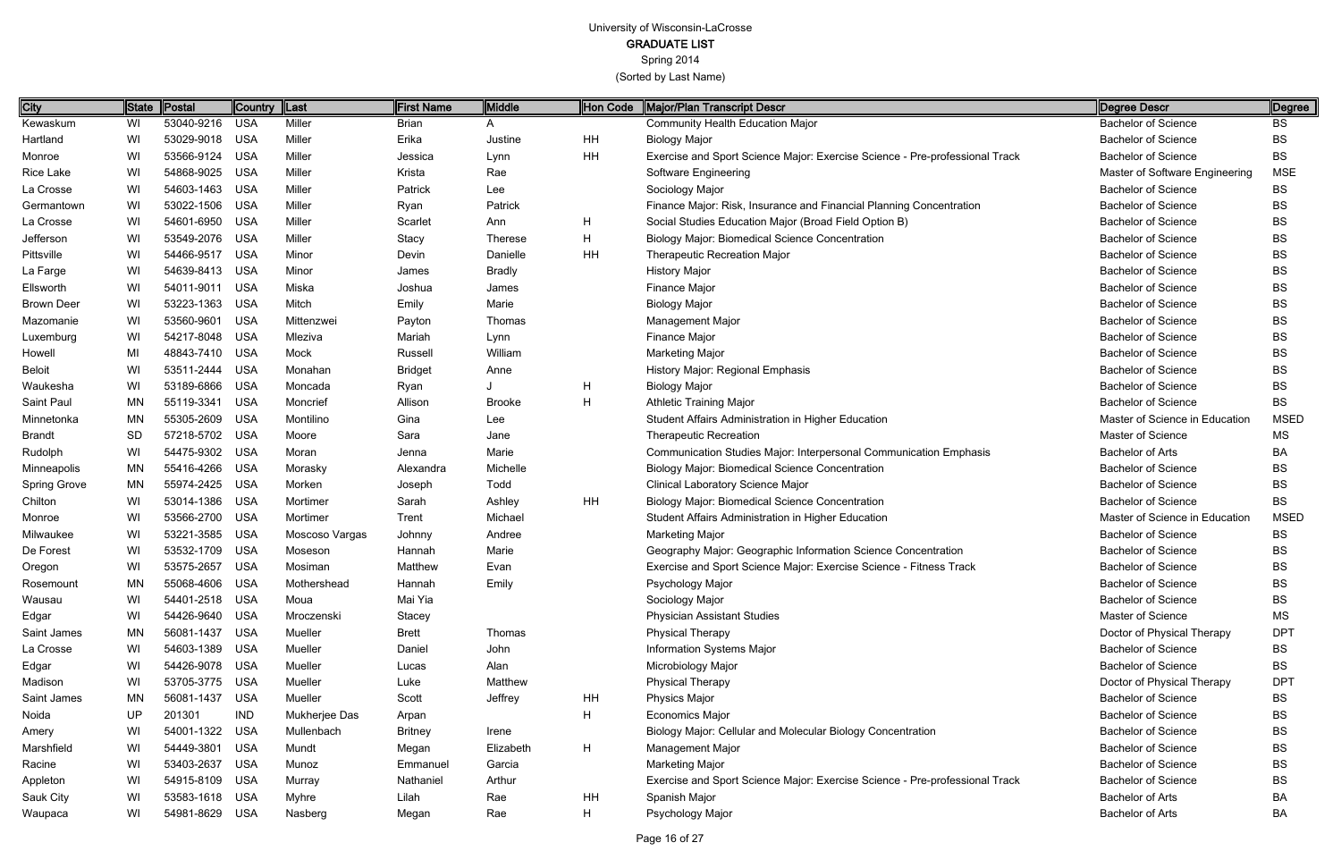University of Wisconsin-LaCrosse
**GRADUATE LIST**
Spring 2014
(Sorted by Last Name)

| City | State | Postal | Country | Last | First Name | Middle | Hon Code | Major/Plan Transcript Descr | Degree Descr | Degree |
|---|---|---|---|---|---|---|---|---|---|---|
| Kewaskum | WI | 53040-9216 | USA | Miller | Brian | A | | Community Health Education Major | Bachelor of Science | BS |
| Hartland | WI | 53029-9018 | USA | Miller | Erika | Justine | HH | Biology Major | Bachelor of Science | BS |
| Monroe | WI | 53566-9124 | USA | Miller | Jessica | Lynn | HH | Exercise and Sport Science Major: Exercise Science - Pre-professional Track | Bachelor of Science | BS |
| Rice Lake | WI | 54868-9025 | USA | Miller | Krista | Rae | | Software Engineering | Master of Software Engineering | MSE |
| La Crosse | WI | 54603-1463 | USA | Miller | Patrick | Lee | | Sociology Major | Bachelor of Science | BS |
| Germantown | WI | 53022-1506 | USA | Miller | Ryan | Patrick | | Finance Major: Risk, Insurance and Financial Planning Concentration | Bachelor of Science | BS |
| La Crosse | WI | 54601-6950 | USA | Miller | Scarlet | Ann | H | Social Studies Education Major (Broad Field Option B) | Bachelor of Science | BS |
| Jefferson | WI | 53549-2076 | USA | Miller | Stacy | Therese | H | Biology Major: Biomedical Science Concentration | Bachelor of Science | BS |
| Pittsville | WI | 54466-9517 | USA | Minor | Devin | Danielle | HH | Therapeutic Recreation Major | Bachelor of Science | BS |
| La Farge | WI | 54639-8413 | USA | Minor | James | Bradly | | History Major | Bachelor of Science | BS |
| Ellsworth | WI | 54011-9011 | USA | Miska | Joshua | James | | Finance Major | Bachelor of Science | BS |
| Brown Deer | WI | 53223-1363 | USA | Mitch | Emily | Marie | | Biology Major | Bachelor of Science | BS |
| Mazomanie | WI | 53560-9601 | USA | Mittenzwei | Payton | Thomas | | Management Major | Bachelor of Science | BS |
| Luxemburg | WI | 54217-8048 | USA | Mleziva | Mariah | Lynn | | Finance Major | Bachelor of Science | BS |
| Howell | MI | 48843-7410 | USA | Mock | Russell | William | | Marketing Major | Bachelor of Science | BS |
| Beloit | WI | 53511-2444 | USA | Monahan | Bridget | Anne | | History Major: Regional Emphasis | Bachelor of Science | BS |
| Waukesha | WI | 53189-6866 | USA | Moncada | Ryan | J | H | Biology Major | Bachelor of Science | BS |
| Saint Paul | MN | 55119-3341 | USA | Moncrief | Allison | Brooke | H | Athletic Training Major | Bachelor of Science | BS |
| Minnetonka | MN | 55305-2609 | USA | Montilino | Gina | Lee | | Student Affairs Administration in Higher Education | Master of Science in Education | MSED |
| Brandt | SD | 57218-5702 | USA | Moore | Sara | Jane | | Therapeutic Recreation | Master of Science | MS |
| Rudolph | WI | 54475-9302 | USA | Moran | Jenna | Marie | | Communication Studies Major: Interpersonal Communication Emphasis | Bachelor of Arts | BA |
| Minneapolis | MN | 55416-4266 | USA | Morasky | Alexandra | Michelle | | Biology Major: Biomedical Science Concentration | Bachelor of Science | BS |
| Spring Grove | MN | 55974-2425 | USA | Morken | Joseph | Todd | | Clinical Laboratory Science Major | Bachelor of Science | BS |
| Chilton | WI | 53014-1386 | USA | Mortimer | Sarah | Ashley | HH | Biology Major: Biomedical Science Concentration | Bachelor of Science | BS |
| Monroe | WI | 53566-2700 | USA | Mortimer | Trent | Michael | | Student Affairs Administration in Higher Education | Master of Science in Education | MSED |
| Milwaukee | WI | 53221-3585 | USA | Moscoso Vargas | Johnny | Andree | | Marketing Major | Bachelor of Science | BS |
| De Forest | WI | 53532-1709 | USA | Moseson | Hannah | Marie | | Geography Major: Geographic Information Science Concentration | Bachelor of Science | BS |
| Oregon | WI | 53575-2657 | USA | Mosiman | Matthew | Evan | | Exercise and Sport Science Major: Exercise Science - Fitness Track | Bachelor of Science | BS |
| Rosemount | MN | 55068-4606 | USA | Mothershead | Hannah | Emily | | Psychology Major | Bachelor of Science | BS |
| Wausau | WI | 54401-2518 | USA | Moua | Mai Yia | | | Sociology Major | Bachelor of Science | BS |
| Edgar | WI | 54426-9640 | USA | Mroczenski | Stacey | | | Physician Assistant Studies | Master of Science | MS |
| Saint James | MN | 56081-1437 | USA | Mueller | Brett | Thomas | | Physical Therapy | Doctor of Physical Therapy | DPT |
| La Crosse | WI | 54603-1389 | USA | Mueller | Daniel | John | | Information Systems Major | Bachelor of Science | BS |
| Edgar | WI | 54426-9078 | USA | Mueller | Lucas | Alan | | Microbiology Major | Bachelor of Science | BS |
| Madison | WI | 53705-3775 | USA | Mueller | Luke | Matthew | | Physical Therapy | Doctor of Physical Therapy | DPT |
| Saint James | MN | 56081-1437 | USA | Mueller | Scott | Jeffrey | HH | Physics Major | Bachelor of Science | BS |
| Noida | UP | 201301 | IND | Mukherjee Das | Arpan | | H | Economics Major | Bachelor of Science | BS |
| Amery | WI | 54001-1322 | USA | Mullenbach | Britney | Irene | | Biology Major: Cellular and Molecular Biology Concentration | Bachelor of Science | BS |
| Marshfield | WI | 54449-3801 | USA | Mundt | Megan | Elizabeth | H | Management Major | Bachelor of Science | BS |
| Racine | WI | 53403-2637 | USA | Munoz | Emmanuel | Garcia | | Marketing Major | Bachelor of Science | BS |
| Appleton | WI | 54915-8109 | USA | Murray | Nathaniel | Arthur | | Exercise and Sport Science Major: Exercise Science - Pre-professional Track | Bachelor of Science | BS |
| Sauk City | WI | 53583-1618 | USA | Myhre | Lilah | Rae | HH | Spanish Major | Bachelor of Arts | BA |
| Waupaca | WI | 54981-8629 | USA | Nasberg | Megan | Rae | H | Psychology Major | Bachelor of Arts | BA |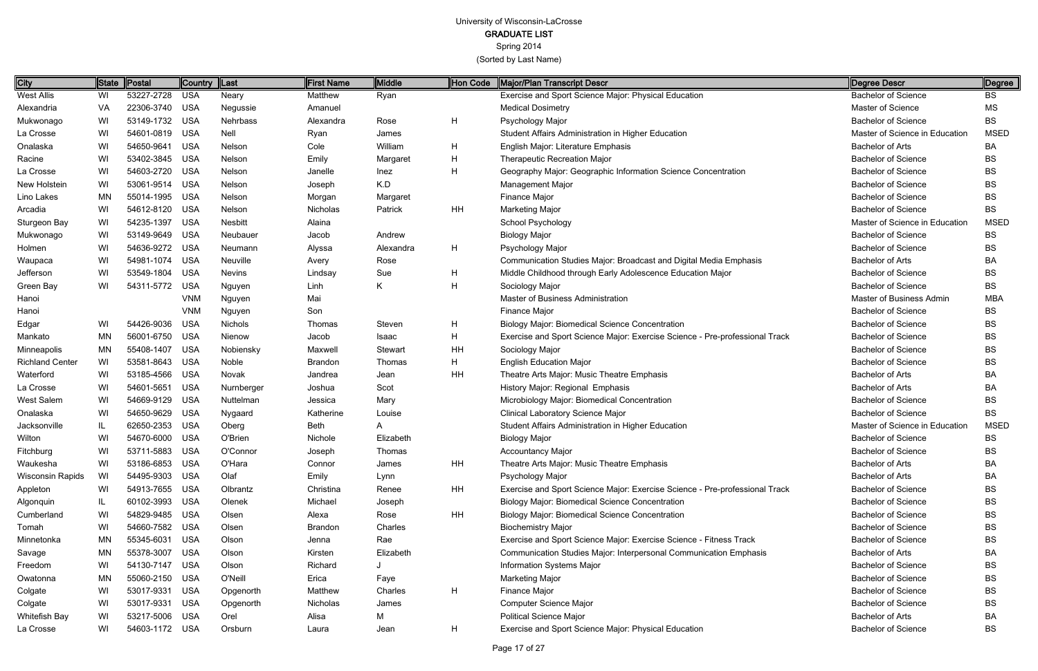University of Wisconsin-LaCrosse

GRADUATE LIST

Spring 2014

(Sorted by Last Name)

| City | State | Postal | Country | Last | First Name | Middle | Hon Code | Major/Plan Transcript Descr | Degree Descr | Degree |
|---|---|---|---|---|---|---|---|---|---|---|
| West Allis | WI | 53227-2728 | USA | Neary | Matthew | Ryan | | Exercise and Sport Science Major: Physical Education | Bachelor of Science | BS |
| Alexandria | VA | 22306-3740 | USA | Negussie | Amanuel | | | Medical Dosimetry | Master of Science | MS |
| Mukwonago | WI | 53149-1732 | USA | Nehrbass | Alexandra | Rose | H | Psychology Major | Bachelor of Science | BS |
| La Crosse | WI | 54601-0819 | USA | Nell | Ryan | James | | Student Affairs Administration in Higher Education | Master of Science in Education | MSED |
| Onalaska | WI | 54650-9641 | USA | Nelson | Cole | William | H | English Major: Literature Emphasis | Bachelor of Arts | BA |
| Racine | WI | 53402-3845 | USA | Nelson | Emily | Margaret | H | Therapeutic Recreation Major | Bachelor of Science | BS |
| La Crosse | WI | 54603-2720 | USA | Nelson | Janelle | Inez | H | Geography Major: Geographic Information Science Concentration | Bachelor of Science | BS |
| New Holstein | WI | 53061-9514 | USA | Nelson | Joseph | K.D | | Management Major | Bachelor of Science | BS |
| Lino Lakes | MN | 55014-1995 | USA | Nelson | Morgan | Margaret | | Finance Major | Bachelor of Science | BS |
| Arcadia | WI | 54612-8120 | USA | Nelson | Nicholas | Patrick | HH | Marketing Major | Bachelor of Science | BS |
| Sturgeon Bay | WI | 54235-1397 | USA | Nesbitt | Alaina | | | School Psychology | Master of Science in Education | MSED |
| Mukwonago | WI | 53149-9649 | USA | Neubauer | Jacob | Andrew | | Biology Major | Bachelor of Science | BS |
| Holmen | WI | 54636-9272 | USA | Neumann | Alyssa | Alexandra | H | Psychology Major | Bachelor of Science | BS |
| Waupaca | WI | 54981-1074 | USA | Neuville | Avery | Rose | | Communication Studies Major: Broadcast and Digital Media Emphasis | Bachelor of Arts | BA |
| Jefferson | WI | 53549-1804 | USA | Nevins | Lindsay | Sue | H | Middle Childhood through Early Adolescence Education Major | Bachelor of Science | BS |
| Green Bay | WI | 54311-5772 | USA | Nguyen | Linh | K | H | Sociology Major | Bachelor of Science | BS |
| Hanoi | | | VNM | Nguyen | Mai | | | Master of Business Administration | Master of Business Admin | MBA |
| Hanoi | | | VNM | Nguyen | Son | | | Finance Major | Bachelor of Science | BS |
| Edgar | WI | 54426-9036 | USA | Nichols | Thomas | Steven | H | Biology Major: Biomedical Science Concentration | Bachelor of Science | BS |
| Mankato | MN | 56001-6750 | USA | Nienow | Jacob | Isaac | H | Exercise and Sport Science Major: Exercise Science - Pre-professional Track | Bachelor of Science | BS |
| Minneapolis | MN | 55408-1407 | USA | Nobiensky | Maxwell | Stewart | HH | Sociology Major | Bachelor of Science | BS |
| Richland Center | WI | 53581-8643 | USA | Noble | Brandon | Thomas | H | English Education Major | Bachelor of Science | BS |
| Waterford | WI | 53185-4566 | USA | Novak | Jandrea | Jean | HH | Theatre Arts Major: Music Theatre Emphasis | Bachelor of Arts | BA |
| La Crosse | WI | 54601-5651 | USA | Nurnberger | Joshua | Scot | | History Major: Regional Emphasis | Bachelor of Arts | BA |
| West Salem | WI | 54669-9129 | USA | Nuttelman | Jessica | Mary | | Microbiology Major: Biomedical Concentration | Bachelor of Science | BS |
| Onalaska | WI | 54650-9629 | USA | Nygaard | Katherine | Louise | | Clinical Laboratory Science Major | Bachelor of Science | BS |
| Jacksonville | IL | 62650-2353 | USA | Oberg | Beth | A | | Student Affairs Administration in Higher Education | Master of Science in Education | MSED |
| Wilton | WI | 54670-6000 | USA | O'Brien | Nichole | Elizabeth | | Biology Major | Bachelor of Science | BS |
| Fitchburg | WI | 53711-5883 | USA | O'Connor | Joseph | Thomas | | Accountancy Major | Bachelor of Science | BS |
| Waukesha | WI | 53186-6853 | USA | O'Hara | Connor | James | HH | Theatre Arts Major: Music Theatre Emphasis | Bachelor of Arts | BA |
| Wisconsin Rapids | WI | 54495-9303 | USA | Olaf | Emily | Lynn | | Psychology Major | Bachelor of Arts | BA |
| Appleton | WI | 54913-7655 | USA | Olbrantz | Christina | Renee | HH | Exercise and Sport Science Major: Exercise Science - Pre-professional Track | Bachelor of Science | BS |
| Algonquin | IL | 60102-3993 | USA | Olenek | Michael | Joseph | | Biology Major: Biomedical Science Concentration | Bachelor of Science | BS |
| Cumberland | WI | 54829-9485 | USA | Olsen | Alexa | Rose | HH | Biology Major: Biomedical Science Concentration | Bachelor of Science | BS |
| Tomah | WI | 54660-7582 | USA | Olsen | Brandon | Charles | | Biochemistry Major | Bachelor of Science | BS |
| Minnetonka | MN | 55345-6031 | USA | Olson | Jenna | Rae | | Exercise and Sport Science Major: Exercise Science - Fitness Track | Bachelor of Science | BS |
| Savage | MN | 55378-3007 | USA | Olson | Kirsten | Elizabeth | | Communication Studies Major: Interpersonal Communication Emphasis | Bachelor of Arts | BA |
| Freedom | WI | 54130-7147 | USA | Olson | Richard | J | | Information Systems Major | Bachelor of Science | BS |
| Owatonna | MN | 55060-2150 | USA | O'Neill | Erica | Faye | | Marketing Major | Bachelor of Science | BS |
| Colgate | WI | 53017-9331 | USA | Opgenorth | Matthew | Charles | H | Finance Major | Bachelor of Science | BS |
| Colgate | WI | 53017-9331 | USA | Opgenorth | Nicholas | James | | Computer Science Major | Bachelor of Science | BS |
| Whitefish Bay | WI | 53217-5006 | USA | Orel | Alisa | M | | Political Science Major | Bachelor of Arts | BA |
| La Crosse | WI | 54603-1172 | USA | Orsburn | Laura | Jean | H | Exercise and Sport Science Major: Physical Education | Bachelor of Science | BS |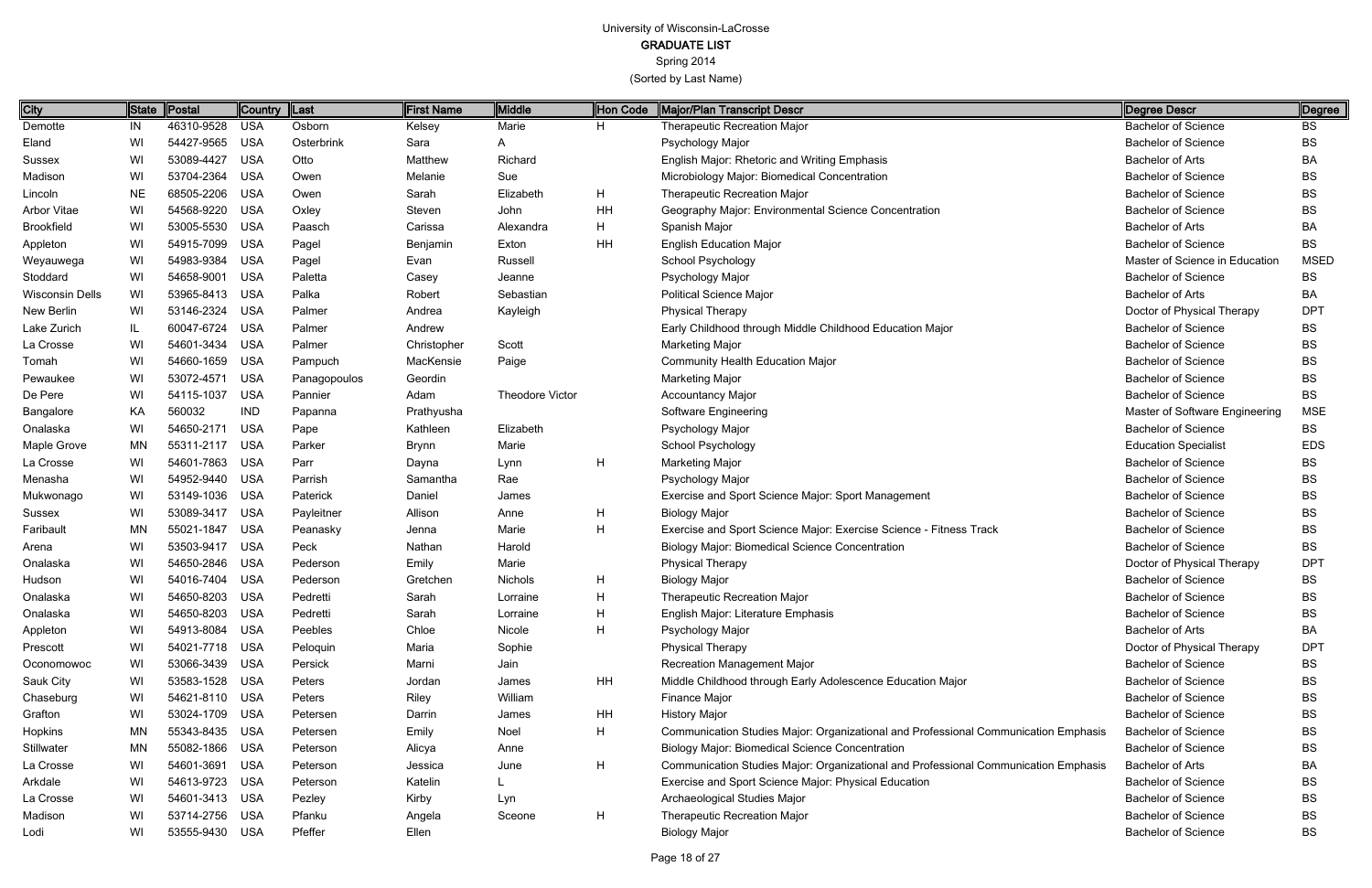University of Wisconsin-LaCrosse

**GRADUATE LIST**

Spring 2014

(Sorted by Last Name)

| City | State | Postal | Country | Last | First Name | Middle | Hon Code | Major/Plan Transcript Descr | Degree Descr | Degree |
|---|---|---|---|---|---|---|---|---|---|---|
| Demotte | IN | 46310-9528 | USA | Osborn | Kelsey | Marie | H | Therapeutic Recreation Major | Bachelor of Science | BS |
| Eland | WI | 54427-9565 | USA | Osterbrink | Sara | A | | Psychology Major | Bachelor of Science | BS |
| Sussex | WI | 53089-4427 | USA | Otto | Matthew | Richard | | English Major: Rhetoric and Writing Emphasis | Bachelor of Arts | BA |
| Madison | WI | 53704-2364 | USA | Owen | Melanie | Sue | | Microbiology Major: Biomedical Concentration | Bachelor of Science | BS |
| Lincoln | NE | 68505-2206 | USA | Owen | Sarah | Elizabeth | H | Therapeutic Recreation Major | Bachelor of Science | BS |
| Arbor Vitae | WI | 54568-9220 | USA | Oxley | Steven | John | HH | Geography Major: Environmental Science Concentration | Bachelor of Science | BS |
| Brookfield | WI | 53005-5530 | USA | Paasch | Carissa | Alexandra | H | Spanish Major | Bachelor of Arts | BA |
| Appleton | WI | 54915-7099 | USA | Pagel | Benjamin | Exton | HH | English Education Major | Bachelor of Science | BS |
| Weyauwega | WI | 54983-9384 | USA | Pagel | Evan | Russell | | School Psychology | Master of Science in Education | MSED |
| Stoddard | WI | 54658-9001 | USA | Paletta | Casey | Jeanne | | Psychology Major | Bachelor of Science | BS |
| Wisconsin Dells | WI | 53965-8413 | USA | Palka | Robert | Sebastian | | Political Science Major | Bachelor of Arts | BA |
| New Berlin | WI | 53146-2324 | USA | Palmer | Andrea | Kayleigh | | Physical Therapy | Doctor of Physical Therapy | DPT |
| Lake Zurich | IL | 60047-6724 | USA | Palmer | Andrew | | | Early Childhood through Middle Childhood Education Major | Bachelor of Science | BS |
| La Crosse | WI | 54601-3434 | USA | Palmer | Christopher | Scott | | Marketing Major | Bachelor of Science | BS |
| Tomah | WI | 54660-1659 | USA | Pampuch | MacKensie | Paige | | Community Health Education Major | Bachelor of Science | BS |
| Pewaukee | WI | 53072-4571 | USA | Panagopoulos | Geordin | | | Marketing Major | Bachelor of Science | BS |
| De Pere | WI | 54115-1037 | USA | Pannier | Adam | Theodore Victor | | Accountancy Major | Bachelor of Science | BS |
| Bangalore | KA | 560032 | IND | Papanna | Prathyusha | | | Software Engineering | Master of Software Engineering | MSE |
| Onalaska | WI | 54650-2171 | USA | Pape | Kathleen | Elizabeth | | Psychology Major | Bachelor of Science | BS |
| Maple Grove | MN | 55311-2117 | USA | Parker | Brynn | Marie | | School Psychology | Education Specialist | EDS |
| La Crosse | WI | 54601-7863 | USA | Parr | Dayna | Lynn | H | Marketing Major | Bachelor of Science | BS |
| Menasha | WI | 54952-9440 | USA | Parrish | Samantha | Rae | | Psychology Major | Bachelor of Science | BS |
| Mukwonago | WI | 53149-1036 | USA | Paterick | Daniel | James | | Exercise and Sport Science Major: Sport Management | Bachelor of Science | BS |
| Sussex | WI | 53089-3417 | USA | Payleitner | Allison | Anne | H | Biology Major | Bachelor of Science | BS |
| Faribault | MN | 55021-1847 | USA | Peanasky | Jenna | Marie | H | Exercise and Sport Science Major: Exercise Science - Fitness Track | Bachelor of Science | BS |
| Arena | WI | 53503-9417 | USA | Peck | Nathan | Harold | | Biology Major: Biomedical Science Concentration | Bachelor of Science | BS |
| Onalaska | WI | 54650-2846 | USA | Pederson | Emily | Marie | | Physical Therapy | Doctor of Physical Therapy | DPT |
| Hudson | WI | 54016-7404 | USA | Pederson | Gretchen | Nichols | H | Biology Major | Bachelor of Science | BS |
| Onalaska | WI | 54650-8203 | USA | Pedretti | Sarah | Lorraine | H | Therapeutic Recreation Major | Bachelor of Science | BS |
| Onalaska | WI | 54650-8203 | USA | Pedretti | Sarah | Lorraine | H | English Major: Literature Emphasis | Bachelor of Science | BS |
| Appleton | WI | 54913-8084 | USA | Peebles | Chloe | Nicole | H | Psychology Major | Bachelor of Arts | BA |
| Prescott | WI | 54021-7718 | USA | Peloquin | Maria | Sophie | | Physical Therapy | Doctor of Physical Therapy | DPT |
| Oconomowoc | WI | 53066-3439 | USA | Persick | Marni | Jain | | Recreation Management Major | Bachelor of Science | BS |
| Sauk City | WI | 53583-1528 | USA | Peters | Jordan | James | HH | Middle Childhood through Early Adolescence Education Major | Bachelor of Science | BS |
| Chaseburg | WI | 54621-8110 | USA | Peters | Riley | William | | Finance Major | Bachelor of Science | BS |
| Grafton | WI | 53024-1709 | USA | Petersen | Darrin | James | HH | History Major | Bachelor of Science | BS |
| Hopkins | MN | 55343-8435 | USA | Petersen | Emily | Noel | H | Communication Studies Major: Organizational and Professional Communication Emphasis | Bachelor of Science | BS |
| Stillwater | MN | 55082-1866 | USA | Peterson | Alicya | Anne | | Biology Major: Biomedical Science Concentration | Bachelor of Science | BS |
| La Crosse | WI | 54601-3691 | USA | Peterson | Jessica | June | H | Communication Studies Major: Organizational and Professional Communication Emphasis | Bachelor of Arts | BA |
| Arkdale | WI | 54613-9723 | USA | Peterson | Katelin | L | | Exercise and Sport Science Major: Physical Education | Bachelor of Science | BS |
| La Crosse | WI | 54601-3413 | USA | Pezley | Kirby | Lyn | | Archaeological Studies Major | Bachelor of Science | BS |
| Madison | WI | 53714-2756 | USA | Pfanku | Angela | Sceone | H | Therapeutic Recreation Major | Bachelor of Science | BS |
| Lodi | WI | 53555-9430 | USA | Pfeffer | Ellen | | | Biology Major | Bachelor of Science | BS |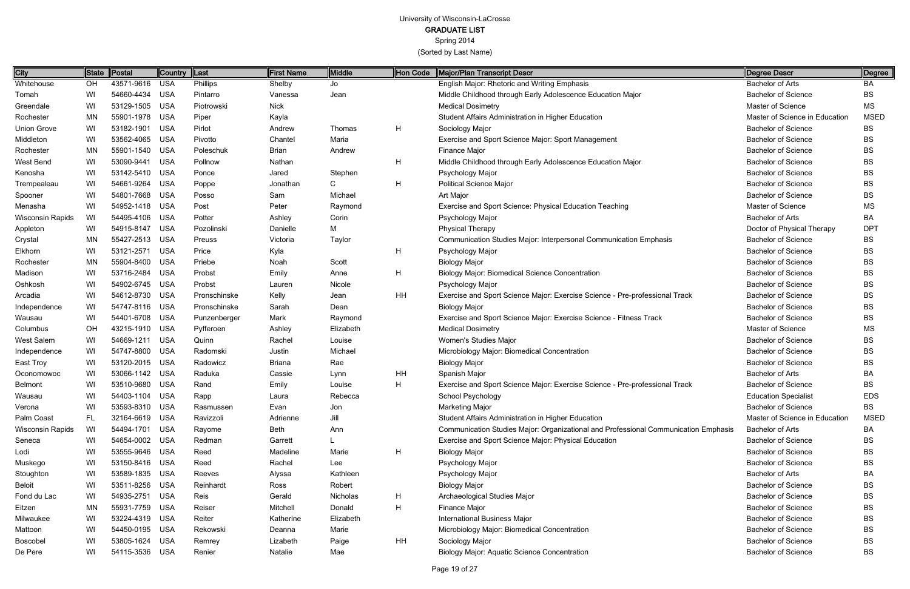University of Wisconsin-LaCrosse

**GRADUATE LIST**

Spring 2014

(Sorted by Last Name)

| City | State | Postal | Country | Last | First Name | Middle | Hon Code | Major/Plan Transcript Descr | Degree Descr | Degree |
|---|---|---|---|---|---|---|---|---|---|---|
| Whitehouse | OH | 43571-9616 | USA | Phillips | Shelby | Jo | | English Major: Rhetoric and Writing Emphasis | Bachelor of Arts | BA |
| Tomah | WI | 54660-4434 | USA | Pintarro | Vanessa | Jean | | Middle Childhood through Early Adolescence Education Major | Bachelor of Science | BS |
| Greendale | WI | 53129-1505 | USA | Piotrowski | Nick | | | Medical Dosimetry | Master of Science | MS |
| Rochester | MN | 55901-1978 | USA | Piper | Kayla | | | Student Affairs Administration in Higher Education | Master of Science in Education | MSED |
| Union Grove | WI | 53182-1901 | USA | Pirlot | Andrew | Thomas | H | Sociology Major | Bachelor of Science | BS |
| Middleton | WI | 53562-4065 | USA | Pivotto | Chantel | Maria | | Exercise and Sport Science Major: Sport Management | Bachelor of Science | BS |
| Rochester | MN | 55901-1540 | USA | Poleschuk | Brian | Andrew | | Finance Major | Bachelor of Science | BS |
| West Bend | WI | 53090-9441 | USA | Pollnow | Nathan | | H | Middle Childhood through Early Adolescence Education Major | Bachelor of Science | BS |
| Kenosha | WI | 53142-5410 | USA | Ponce | Jared | Stephen | | Psychology Major | Bachelor of Science | BS |
| Trempealeau | WI | 54661-9264 | USA | Poppe | Jonathan | C | H | Political Science Major | Bachelor of Science | BS |
| Spooner | WI | 54801-7668 | USA | Posso | Sam | Michael | | Art Major | Bachelor of Science | BS |
| Menasha | WI | 54952-1418 | USA | Post | Peter | Raymond | | Exercise and Sport Science: Physical Education Teaching | Master of Science | MS |
| Wisconsin Rapids | WI | 54495-4106 | USA | Potter | Ashley | Corin | | Psychology Major | Bachelor of Arts | BA |
| Appleton | WI | 54915-8147 | USA | Pozolinski | Danielle | M | | Physical Therapy | Doctor of Physical Therapy | DPT |
| Crystal | MN | 55427-2513 | USA | Preuss | Victoria | Taylor | | Communication Studies Major: Interpersonal Communication Emphasis | Bachelor of Science | BS |
| Elkhorn | WI | 53121-2571 | USA | Price | Kyla | | H | Psychology Major | Bachelor of Science | BS |
| Rochester | MN | 55904-8400 | USA | Priebe | Noah | Scott | | Biology Major | Bachelor of Science | BS |
| Madison | WI | 53716-2484 | USA | Probst | Emily | Anne | H | Biology Major: Biomedical Science Concentration | Bachelor of Science | BS |
| Oshkosh | WI | 54902-6745 | USA | Probst | Lauren | Nicole | | Psychology Major | Bachelor of Science | BS |
| Arcadia | WI | 54612-8730 | USA | Pronschinske | Kelly | Jean | HH | Exercise and Sport Science Major: Exercise Science - Pre-professional Track | Bachelor of Science | BS |
| Independence | WI | 54747-8116 | USA | Pronschinske | Sarah | Dean | | Biology Major | Bachelor of Science | BS |
| Wausau | WI | 54401-6708 | USA | Punzenberger | Mark | Raymond | | Exercise and Sport Science Major: Exercise Science - Fitness Track | Bachelor of Science | BS |
| Columbus | OH | 43215-1910 | USA | Pyfferoen | Ashley | Elizabeth | | Medical Dosimetry | Master of Science | MS |
| West Salem | WI | 54669-1211 | USA | Quinn | Rachel | Louise | | Women's Studies Major | Bachelor of Science | BS |
| Independence | WI | 54747-8800 | USA | Radomski | Justin | Michael | | Microbiology Major: Biomedical Concentration | Bachelor of Science | BS |
| East Troy | WI | 53120-2015 | USA | Radowicz | Briana | Rae | | Biology Major | Bachelor of Science | BS |
| Oconomowoc | WI | 53066-1142 | USA | Raduka | Cassie | Lynn | HH | Spanish Major | Bachelor of Arts | BA |
| Belmont | WI | 53510-9680 | USA | Rand | Emily | Louise | H | Exercise and Sport Science Major: Exercise Science - Pre-professional Track | Bachelor of Science | BS |
| Wausau | WI | 54403-1104 | USA | Rapp | Laura | Rebecca | | School Psychology | Education Specialist | EDS |
| Verona | WI | 53593-8310 | USA | Rasmussen | Evan | Jon | | Marketing Major | Bachelor of Science | BS |
| Palm Coast | FL | 32164-6619 | USA | Ravizzoli | Adrienne | Jill | | Student Affairs Administration in Higher Education | Master of Science in Education | MSED |
| Wisconsin Rapids | WI | 54494-1701 | USA | Rayome | Beth | Ann | | Communication Studies Major: Organizational and Professional Communication Emphasis | Bachelor of Arts | BA |
| Seneca | WI | 54654-0002 | USA | Redman | Garrett | L | | Exercise and Sport Science Major: Physical Education | Bachelor of Science | BS |
| Lodi | WI | 53555-9646 | USA | Reed | Madeline | Marie | H | Biology Major | Bachelor of Science | BS |
| Muskego | WI | 53150-8416 | USA | Reed | Rachel | Lee | | Psychology Major | Bachelor of Science | BS |
| Stoughton | WI | 53589-1835 | USA | Reeves | Alyssa | Kathleen | | Psychology Major | Bachelor of Arts | BA |
| Beloit | WI | 53511-8256 | USA | Reinhardt | Ross | Robert | | Biology Major | Bachelor of Science | BS |
| Fond du Lac | WI | 54935-2751 | USA | Reis | Gerald | Nicholas | H | Archaeological Studies Major | Bachelor of Science | BS |
| Eitzen | MN | 55931-7759 | USA | Reiser | Mitchell | Donald | H | Finance Major | Bachelor of Science | BS |
| Milwaukee | WI | 53224-4319 | USA | Reiter | Katherine | Elizabeth | | International Business Major | Bachelor of Science | BS |
| Mattoon | WI | 54450-0195 | USA | Rekowski | Deanna | Marie | | Microbiology Major: Biomedical Concentration | Bachelor of Science | BS |
| Boscobel | WI | 53805-1624 | USA | Remrey | Lizabeth | Paige | HH | Sociology Major | Bachelor of Science | BS |
| De Pere | WI | 54115-3536 | USA | Renier | Natalie | Mae | | Biology Major: Aquatic Science Concentration | Bachelor of Science | BS |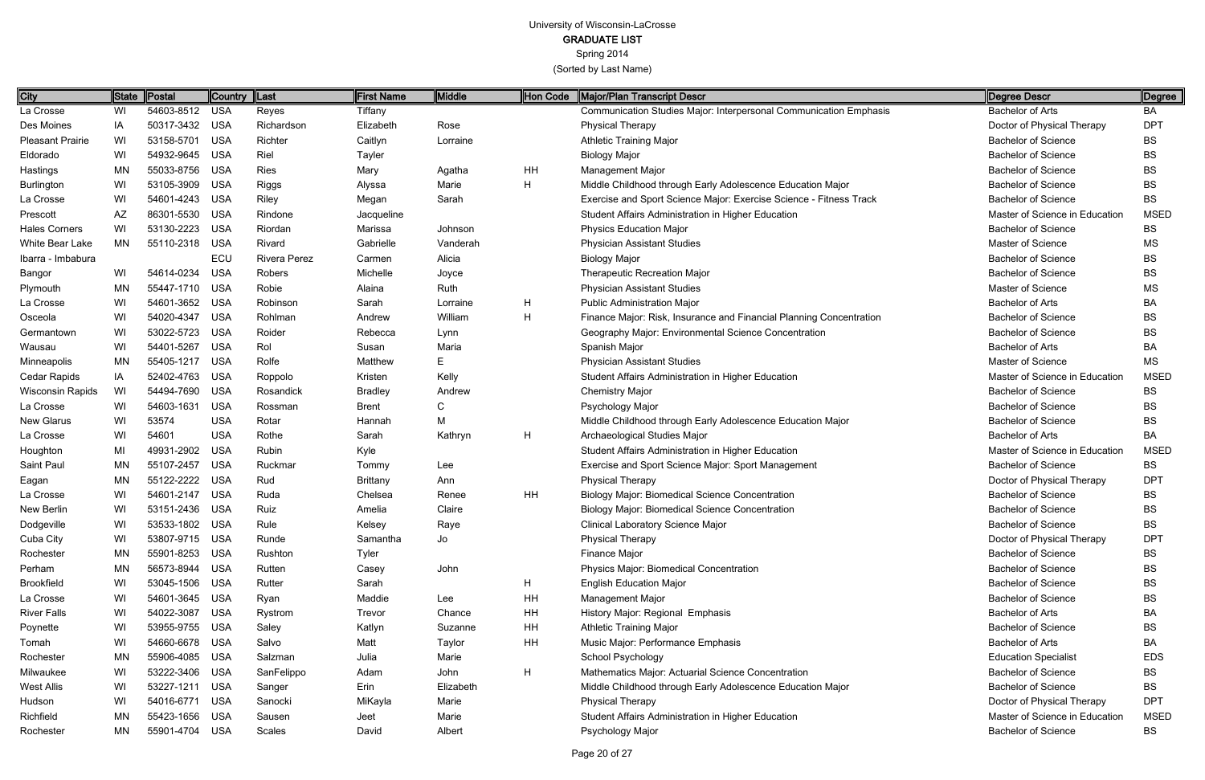University of Wisconsin-LaCrosse
GRADUATE LIST
Spring 2014
(Sorted by Last Name)

| City | State | Postal | Country | Last | First Name | Middle | Hon Code | Major/Plan Transcript Descr | Degree Descr | Degree |
|---|---|---|---|---|---|---|---|---|---|---|
| La Crosse | WI | 54603-8512 | USA | Reyes | Tiffany | | | Communication Studies Major: Interpersonal Communication Emphasis | Bachelor of Arts | BA |
| Des Moines | IA | 50317-3432 | USA | Richardson | Elizabeth | Rose | | Physical Therapy | Doctor of Physical Therapy | DPT |
| Pleasant Prairie | WI | 53158-5701 | USA | Richter | Caitlyn | Lorraine | | Athletic Training Major | Bachelor of Science | BS |
| Eldorado | WI | 54932-9645 | USA | Riel | Tayler | | | Biology Major | Bachelor of Science | BS |
| Hastings | MN | 55033-8756 | USA | Ries | Mary | Agatha | HH | Management Major | Bachelor of Science | BS |
| Burlington | WI | 53105-3909 | USA | Riggs | Alyssa | Marie | H | Middle Childhood through Early Adolescence Education Major | Bachelor of Science | BS |
| La Crosse | WI | 54601-4243 | USA | Riley | Megan | Sarah | | Exercise and Sport Science Major: Exercise Science - Fitness Track | Bachelor of Science | BS |
| Prescott | AZ | 86301-5530 | USA | Rindone | Jacqueline | | | Student Affairs Administration in Higher Education | Master of Science in Education | MSED |
| Hales Corners | WI | 53130-2223 | USA | Riordan | Marissa | Johnson | | Physics Education Major | Bachelor of Science | BS |
| White Bear Lake | MN | 55110-2318 | USA | Rivard | Gabrielle | Vanderah | | Physician Assistant Studies | Master of Science | MS |
| Ibarra - Imbabura | | | ECU | Rivera Perez | Carmen | Alicia | | Biology Major | Bachelor of Science | BS |
| Bangor | WI | 54614-0234 | USA | Robers | Michelle | Joyce | | Therapeutic Recreation Major | Bachelor of Science | BS |
| Plymouth | MN | 55447-1710 | USA | Robie | Alaina | Ruth | | Physician Assistant Studies | Master of Science | MS |
| La Crosse | WI | 54601-3652 | USA | Robinson | Sarah | Lorraine | H | Public Administration Major | Bachelor of Arts | BA |
| Osceola | WI | 54020-4347 | USA | Rohlman | Andrew | William | H | Finance Major: Risk, Insurance and Financial Planning Concentration | Bachelor of Science | BS |
| Germantown | WI | 53022-5723 | USA | Roider | Rebecca | Lynn | | Geography Major: Environmental Science Concentration | Bachelor of Science | BS |
| Wausau | WI | 54401-5267 | USA | Rol | Susan | Maria | | Spanish Major | Bachelor of Arts | BA |
| Minneapolis | MN | 55405-1217 | USA | Rolfe | Matthew | E | | Physician Assistant Studies | Master of Science | MS |
| Cedar Rapids | IA | 52402-4763 | USA | Roppolo | Kristen | Kelly | | Student Affairs Administration in Higher Education | Master of Science in Education | MSED |
| Wisconsin Rapids | WI | 54494-7690 | USA | Rosandick | Bradley | Andrew | | Chemistry Major | Bachelor of Science | BS |
| La Crosse | WI | 54603-1631 | USA | Rossman | Brent | C | | Psychology Major | Bachelor of Science | BS |
| New Glarus | WI | 53574 | USA | Rotar | Hannah | M | | Middle Childhood through Early Adolescence Education Major | Bachelor of Science | BS |
| La Crosse | WI | 54601 | USA | Rothe | Sarah | Kathryn | H | Archaeological Studies Major | Bachelor of Arts | BA |
| Houghton | MI | 49931-2902 | USA | Rubin | Kyle | | | Student Affairs Administration in Higher Education | Master of Science in Education | MSED |
| Saint Paul | MN | 55107-2457 | USA | Ruckmar | Tommy | Lee | | Exercise and Sport Science Major: Sport Management | Bachelor of Science | BS |
| Eagan | MN | 55122-2222 | USA | Rud | Brittany | Ann | | Physical Therapy | Doctor of Physical Therapy | DPT |
| La Crosse | WI | 54601-2147 | USA | Ruda | Chelsea | Renee | HH | Biology Major: Biomedical Science Concentration | Bachelor of Science | BS |
| New Berlin | WI | 53151-2436 | USA | Ruiz | Amelia | Claire | | Biology Major: Biomedical Science Concentration | Bachelor of Science | BS |
| Dodgeville | WI | 53533-1802 | USA | Rule | Kelsey | Raye | | Clinical Laboratory Science Major | Bachelor of Science | BS |
| Cuba City | WI | 53807-9715 | USA | Runde | Samantha | Jo | | Physical Therapy | Doctor of Physical Therapy | DPT |
| Rochester | MN | 55901-8253 | USA | Rushton | Tyler | | | Finance Major | Bachelor of Science | BS |
| Perham | MN | 56573-8944 | USA | Rutten | Casey | John | | Physics Major: Biomedical Concentration | Bachelor of Science | BS |
| Brookfield | WI | 53045-1506 | USA | Rutter | Sarah | | H | English Education Major | Bachelor of Science | BS |
| La Crosse | WI | 54601-3645 | USA | Ryan | Maddie | Lee | HH | Management Major | Bachelor of Science | BS |
| River Falls | WI | 54022-3087 | USA | Rystrom | Trevor | Chance | HH | History Major: Regional Emphasis | Bachelor of Arts | BA |
| Poynette | WI | 53955-9755 | USA | Saley | Katlyn | Suzanne | HH | Athletic Training Major | Bachelor of Science | BS |
| Tomah | WI | 54660-6678 | USA | Salvo | Matt | Taylor | HH | Music Major: Performance Emphasis | Bachelor of Arts | BA |
| Rochester | MN | 55906-4085 | USA | Salzman | Julia | Marie | | School Psychology | Education Specialist | EDS |
| Milwaukee | WI | 53222-3406 | USA | SanFelippo | Adam | John | H | Mathematics Major: Actuarial Science Concentration | Bachelor of Science | BS |
| West Allis | WI | 53227-1211 | USA | Sanger | Erin | Elizabeth | | Middle Childhood through Early Adolescence Education Major | Bachelor of Science | BS |
| Hudson | WI | 54016-6771 | USA | Sanocki | MiKayla | Marie | | Physical Therapy | Doctor of Physical Therapy | DPT |
| Richfield | MN | 55423-1656 | USA | Sausen | Jeet | Marie | | Student Affairs Administration in Higher Education | Master of Science in Education | MSED |
| Rochester | MN | 55901-4704 | USA | Scales | David | Albert | | Psychology Major | Bachelor of Science | BS |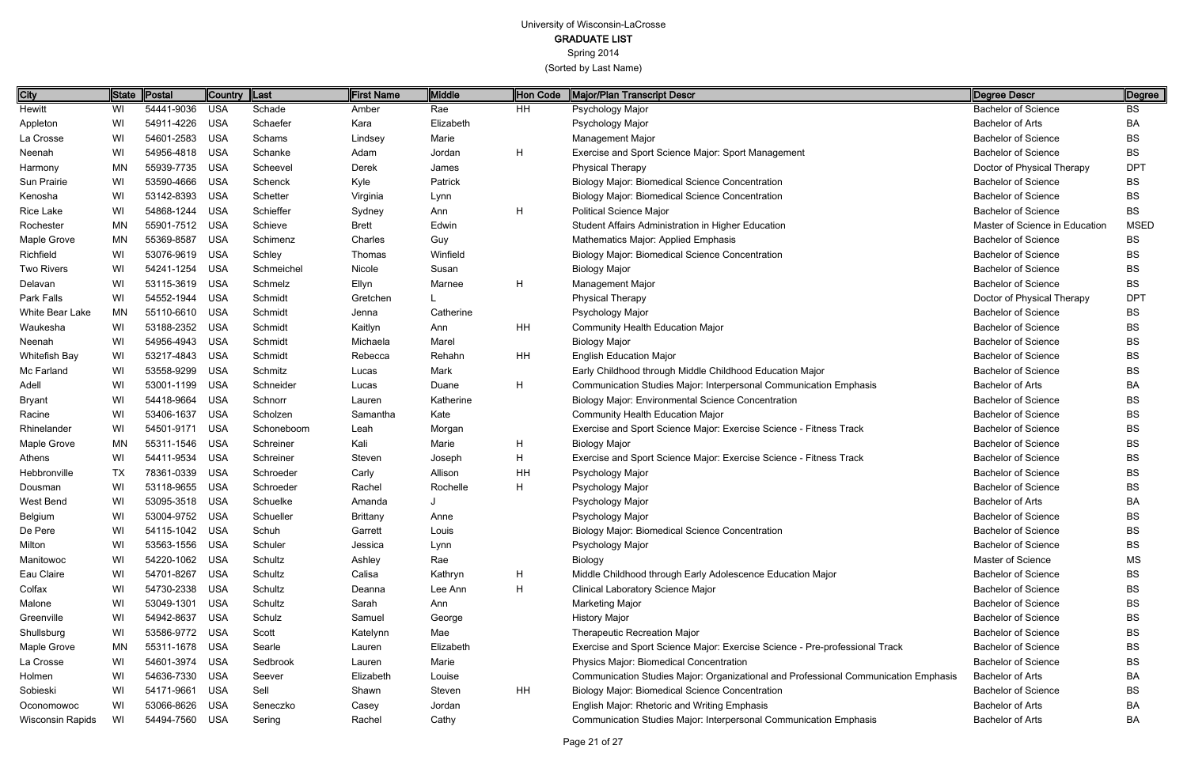# University of Wisconsin-LaCrosse
## GRADUATE LIST
Spring 2014
(Sorted by Last Name)

| City | State | Postal | Country | Last | First Name | Middle | Hon Code | Major/Plan Transcript Descr | Degree Descr | Degree |
|---|---|---|---|---|---|---|---|---|---|---|
| Hewitt | WI | 54441-9036 | USA | Schade | Amber | Rae | HH | Psychology Major | Bachelor of Science | BS |
| Appleton | WI | 54911-4226 | USA | Schaefer | Kara | Elizabeth | | Psychology Major | Bachelor of Arts | BA |
| La Crosse | WI | 54601-2583 | USA | Schams | Lindsey | Marie | | Management Major | Bachelor of Science | BS |
| Neenah | WI | 54956-4818 | USA | Schanke | Adam | Jordan | H | Exercise and Sport Science Major: Sport Management | Bachelor of Science | BS |
| Harmony | MN | 55939-7735 | USA | Scheevel | Derek | James | | Physical Therapy | Doctor of Physical Therapy | DPT |
| Sun Prairie | WI | 53590-4666 | USA | Schenck | Kyle | Patrick | | Biology Major: Biomedical Science Concentration | Bachelor of Science | BS |
| Kenosha | WI | 53142-8393 | USA | Schetter | Virginia | Lynn | | Biology Major: Biomedical Science Concentration | Bachelor of Science | BS |
| Rice Lake | WI | 54868-1244 | USA | Schieffer | Sydney | Ann | H | Political Science Major | Bachelor of Science | BS |
| Rochester | MN | 55901-7512 | USA | Schieve | Brett | Edwin | | Student Affairs Administration in Higher Education | Master of Science in Education | MSED |
| Maple Grove | MN | 55369-8587 | USA | Schimenz | Charles | Guy | | Mathematics Major: Applied Emphasis | Bachelor of Science | BS |
| Richfield | WI | 53076-9619 | USA | Schley | Thomas | Winfield | | Biology Major: Biomedical Science Concentration | Bachelor of Science | BS |
| Two Rivers | WI | 54241-1254 | USA | Schmeichel | Nicole | Susan | | Biology Major | Bachelor of Science | BS |
| Delavan | WI | 53115-3619 | USA | Schmelz | Ellyn | Marnee | H | Management Major | Bachelor of Science | BS |
| Park Falls | WI | 54552-1944 | USA | Schmidt | Gretchen | L | | Physical Therapy | Doctor of Physical Therapy | DPT |
| White Bear Lake | MN | 55110-6610 | USA | Schmidt | Jenna | Catherine | | Psychology Major | Bachelor of Science | BS |
| Waukesha | WI | 53188-2352 | USA | Schmidt | Kaitlyn | Ann | HH | Community Health Education Major | Bachelor of Science | BS |
| Neenah | WI | 54956-4943 | USA | Schmidt | Michaela | Marel | | Biology Major | Bachelor of Science | BS |
| Whitefish Bay | WI | 53217-4843 | USA | Schmidt | Rebecca | Rehahn | HH | English Education Major | Bachelor of Science | BS |
| Mc Farland | WI | 53558-9299 | USA | Schmitz | Lucas | Mark | | Early Childhood through Middle Childhood Education Major | Bachelor of Science | BS |
| Adell | WI | 53001-1199 | USA | Schneider | Lucas | Duane | H | Communication Studies Major: Interpersonal Communication Emphasis | Bachelor of Arts | BA |
| Bryant | WI | 54418-9664 | USA | Schnorr | Lauren | Katherine | | Biology Major: Environmental Science Concentration | Bachelor of Science | BS |
| Racine | WI | 53406-1637 | USA | Scholzen | Samantha | Kate | | Community Health Education Major | Bachelor of Science | BS |
| Rhinelander | WI | 54501-9171 | USA | Schoneboom | Leah | Morgan | | Exercise and Sport Science Major: Exercise Science - Fitness Track | Bachelor of Science | BS |
| Maple Grove | MN | 55311-1546 | USA | Schreiner | Kali | Marie | H | Biology Major | Bachelor of Science | BS |
| Athens | WI | 54411-9534 | USA | Schreiner | Steven | Joseph | H | Exercise and Sport Science Major: Exercise Science - Fitness Track | Bachelor of Science | BS |
| Hebbronville | TX | 78361-0339 | USA | Schroeder | Carly | Allison | HH | Psychology Major | Bachelor of Science | BS |
| Dousman | WI | 53118-9655 | USA | Schroeder | Rachel | Rochelle | H | Psychology Major | Bachelor of Science | BS |
| West Bend | WI | 53095-3518 | USA | Schuelke | Amanda | J | | Psychology Major | Bachelor of Arts | BA |
| Belgium | WI | 53004-9752 | USA | Schueller | Brittany | Anne | | Psychology Major | Bachelor of Science | BS |
| De Pere | WI | 54115-1042 | USA | Schuh | Garrett | Louis | | Biology Major: Biomedical Science Concentration | Bachelor of Science | BS |
| Milton | WI | 53563-1556 | USA | Schuler | Jessica | Lynn | | Psychology Major | Bachelor of Science | BS |
| Manitowoc | WI | 54220-1062 | USA | Schultz | Ashley | Rae | | Biology | Master of Science | MS |
| Eau Claire | WI | 54701-8267 | USA | Schultz | Calisa | Kathryn | H | Middle Childhood through Early Adolescence Education Major | Bachelor of Science | BS |
| Colfax | WI | 54730-2338 | USA | Schultz | Deanna | Lee Ann | H | Clinical Laboratory Science Major | Bachelor of Science | BS |
| Malone | WI | 53049-1301 | USA | Schultz | Sarah | Ann | | Marketing Major | Bachelor of Science | BS |
| Greenville | WI | 54942-8637 | USA | Schulz | Samuel | George | | History Major | Bachelor of Science | BS |
| Shullsburg | WI | 53586-9772 | USA | Scott | Katelynn | Mae | | Therapeutic Recreation Major | Bachelor of Science | BS |
| Maple Grove | MN | 55311-1678 | USA | Searle | Lauren | Elizabeth | | Exercise and Sport Science Major: Exercise Science - Pre-professional Track | Bachelor of Science | BS |
| La Crosse | WI | 54601-3974 | USA | Sedbrook | Lauren | Marie | | Physics Major: Biomedical Concentration | Bachelor of Science | BS |
| Holmen | WI | 54636-7330 | USA | Seever | Elizabeth | Louise | | Communication Studies Major: Organizational and Professional Communication Emphasis | Bachelor of Arts | BA |
| Sobieski | WI | 54171-9661 | USA | Sell | Shawn | Steven | HH | Biology Major: Biomedical Science Concentration | Bachelor of Science | BS |
| Oconomowoc | WI | 53066-8626 | USA | Seneczko | Casey | Jordan | | English Major: Rhetoric and Writing Emphasis | Bachelor of Arts | BA |
| Wisconsin Rapids | WI | 54494-7560 | USA | Sering | Rachel | Cathy | | Communication Studies Major: Interpersonal Communication Emphasis | Bachelor of Arts | BA |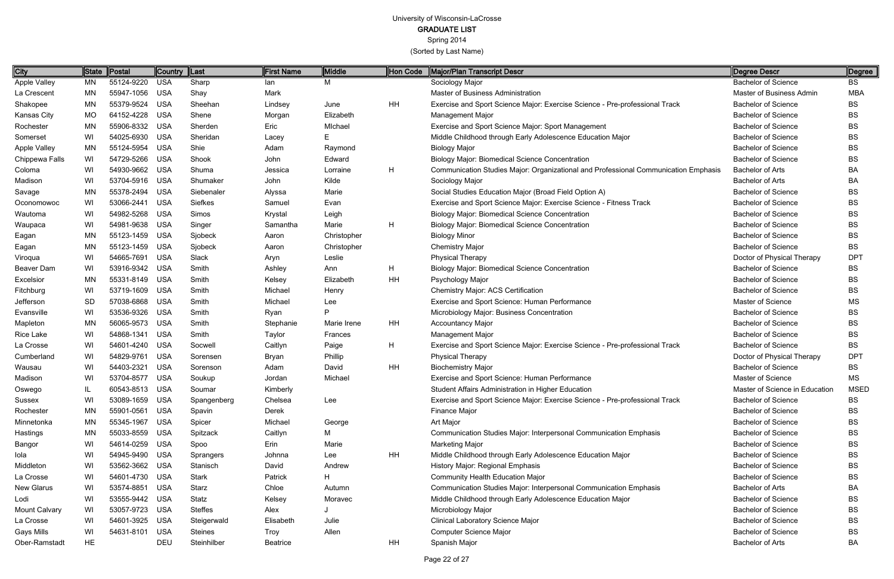# University of Wisconsin-LaCrosse

## GRADUATE LIST

Spring 2014

(Sorted by Last Name)

| City | State | Postal | Country | Last | First Name | Middle | Hon Code | Major/Plan Transcript Descr | Degree Descr | Degree |
|---|---|---|---|---|---|---|---|---|---|---|
| Apple Valley | MN | 55124-9220 | USA | Sharp | Ian | M | | Sociology Major | Bachelor of Science | BS |
| La Crescent | MN | 55947-1056 | USA | Shay | Mark | | | Master of Business Administration | Master of Business Admin | MBA |
| Shakopee | MN | 55379-9524 | USA | Sheehan | Lindsey | June | HH | Exercise and Sport Science Major: Exercise Science - Pre-professional Track | Bachelor of Science | BS |
| Kansas City | MO | 64152-4228 | USA | Shene | Morgan | Elizabeth | | Management Major | Bachelor of Science | BS |
| Rochester | MN | 55906-8332 | USA | Sherden | Eric | MIchael | | Exercise and Sport Science Major: Sport Management | Bachelor of Science | BS |
| Somerset | WI | 54025-6930 | USA | Sheridan | Lacey | E | | Middle Childhood through Early Adolescence Education Major | Bachelor of Science | BS |
| Apple Valley | MN | 55124-5954 | USA | Shie | Adam | Raymond | | Biology Major | Bachelor of Science | BS |
| Chippewa Falls | WI | 54729-5266 | USA | Shook | John | Edward | | Biology Major: Biomedical Science Concentration | Bachelor of Science | BS |
| Coloma | WI | 54930-9662 | USA | Shuma | Jessica | Lorraine | H | Communication Studies Major: Organizational and Professional Communication Emphasis | Bachelor of Arts | BA |
| Madison | WI | 53704-5916 | USA | Shumaker | John | Kilde | | Sociology Major | Bachelor of Arts | BA |
| Savage | MN | 55378-2494 | USA | Siebenaler | Alyssa | Marie | | Social Studies Education Major (Broad Field Option A) | Bachelor of Science | BS |
| Oconomowoc | WI | 53066-2441 | USA | Siefkes | Samuel | Evan | | Exercise and Sport Science Major: Exercise Science - Fitness Track | Bachelor of Science | BS |
| Wautoma | WI | 54982-5268 | USA | Simos | Krystal | Leigh | | Biology Major: Biomedical Science Concentration | Bachelor of Science | BS |
| Waupaca | WI | 54981-9638 | USA | Singer | Samantha | Marie | H | Biology Major: Biomedical Science Concentration | Bachelor of Science | BS |
| Eagan | MN | 55123-1459 | USA | Sjobeck | Aaron | Christopher | | Biology Minor | Bachelor of Science | BS |
| Eagan | MN | 55123-1459 | USA | Sjobeck | Aaron | Christopher | | Chemistry Major | Bachelor of Science | BS |
| Viroqua | WI | 54665-7691 | USA | Slack | Aryn | Leslie | | Physical Therapy | Doctor of Physical Therapy | DPT |
| Beaver Dam | WI | 53916-9342 | USA | Smith | Ashley | Ann | H | Biology Major: Biomedical Science Concentration | Bachelor of Science | BS |
| Excelsior | MN | 55331-8149 | USA | Smith | Kelsey | Elizabeth | HH | Psychology Major | Bachelor of Science | BS |
| Fitchburg | WI | 53719-1609 | USA | Smith | Michael | Henry | | Chemistry Major: ACS Certification | Bachelor of Science | BS |
| Jefferson | SD | 57038-6868 | USA | Smith | Michael | Lee | | Exercise and Sport Science: Human Performance | Master of Science | MS |
| Evansville | WI | 53536-9326 | USA | Smith | Ryan | P | | Microbiology Major: Business Concentration | Bachelor of Science | BS |
| Mapleton | MN | 56065-9573 | USA | Smith | Stephanie | Marie Irene | HH | Accountancy Major | Bachelor of Science | BS |
| Rice Lake | WI | 54868-1341 | USA | Smith | Taylor | Frances | | Management Major | Bachelor of Science | BS |
| La Crosse | WI | 54601-4240 | USA | Socwell | Caitlyn | Paige | H | Exercise and Sport Science Major: Exercise Science - Pre-professional Track | Bachelor of Science | BS |
| Cumberland | WI | 54829-9761 | USA | Sorensen | Bryan | Phillip | | Physical Therapy | Doctor of Physical Therapy | DPT |
| Wausau | WI | 54403-2321 | USA | Sorenson | Adam | David | HH | Biochemistry Major | Bachelor of Science | BS |
| Madison | WI | 53704-8577 | USA | Soukup | Jordan | Michael | | Exercise and Sport Science: Human Performance | Master of Science | MS |
| Oswego | IL | 60543-8513 | USA | Soumar | Kimberly | | | Student Affairs Administration in Higher Education | Master of Science in Education | MSED |
| Sussex | WI | 53089-1659 | USA | Spangenberg | Chelsea | Lee | | Exercise and Sport Science Major: Exercise Science - Pre-professional Track | Bachelor of Science | BS |
| Rochester | MN | 55901-0561 | USA | Spavin | Derek | | | Finance Major | Bachelor of Science | BS |
| Minnetonka | MN | 55345-1967 | USA | Spicer | Michael | George | | Art Major | Bachelor of Science | BS |
| Hastings | MN | 55033-8559 | USA | Spitzack | Caitlyn | M | | Communication Studies Major: Interpersonal Communication Emphasis | Bachelor of Science | BS |
| Bangor | WI | 54614-0259 | USA | Spoo | Erin | Marie | | Marketing Major | Bachelor of Science | BS |
| Iola | WI | 54945-9490 | USA | Sprangers | Johnna | Lee | HH | Middle Childhood through Early Adolescence Education Major | Bachelor of Science | BS |
| Middleton | WI | 53562-3662 | USA | Stanisch | David | Andrew | | History Major: Regional Emphasis | Bachelor of Science | BS |
| La Crosse | WI | 54601-4730 | USA | Stark | Patrick | H | | Community Health Education Major | Bachelor of Science | BS |
| New Glarus | WI | 53574-8851 | USA | Starz | Chloe | Autumn | | Communication Studies Major: Interpersonal Communication Emphasis | Bachelor of Arts | BA |
| Lodi | WI | 53555-9442 | USA | Statz | Kelsey | Moravec | | Middle Childhood through Early Adolescence Education Major | Bachelor of Science | BS |
| Mount Calvary | WI | 53057-9723 | USA | Steffes | Alex | J | | Microbiology Major | Bachelor of Science | BS |
| La Crosse | WI | 54601-3925 | USA | Steigerwald | Elisabeth | Julie | | Clinical Laboratory Science Major | Bachelor of Science | BS |
| Gays Mills | WI | 54631-8101 | USA | Steines | Troy | Allen | | Computer Science Major | Bachelor of Science | BS |
| Ober-Ramstadt | HE | | DEU | Steinhilber | Beatrice | | HH | Spanish Major | Bachelor of Arts | BA |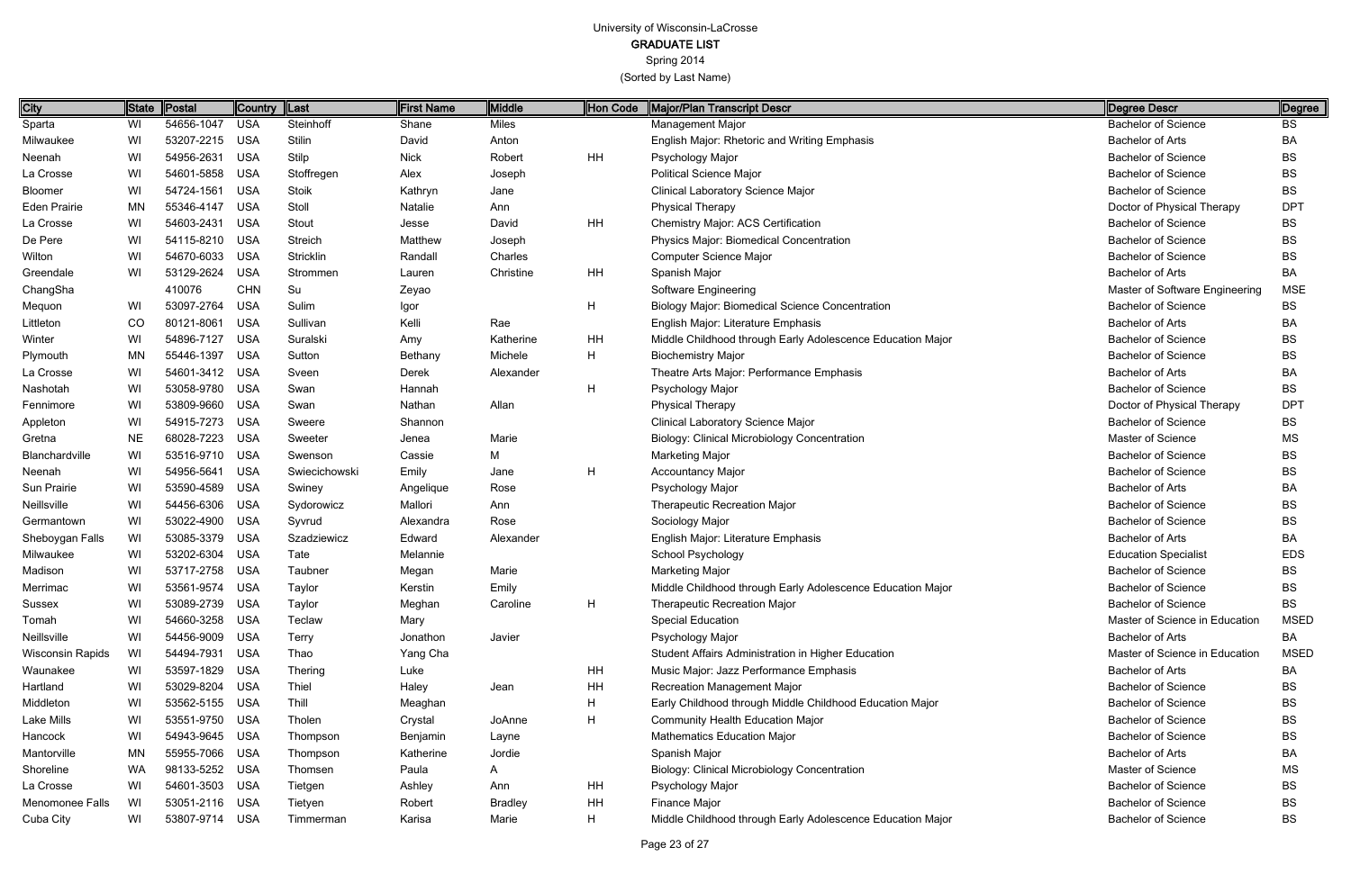University of Wisconsin-LaCrosse

**GRADUATE LIST**

Spring 2014

(Sorted by Last Name)

| City | State | Postal | Country | Last | First Name | Middle | Hon Code | Major/Plan Transcript Descr | Degree Descr | Degree |
|---|---|---|---|---|---|---|---|---|---|---|
| Sparta | WI | 54656-1047 | USA | Steinhoff | Shane | Miles | | Management Major | Bachelor of Science | BS |
| Milwaukee | WI | 53207-2215 | USA | Stilin | David | Anton | | English Major: Rhetoric and Writing Emphasis | Bachelor of Arts | BA |
| Neenah | WI | 54956-2631 | USA | Stilp | Nick | Robert | HH | Psychology Major | Bachelor of Science | BS |
| La Crosse | WI | 54601-5858 | USA | Stoffregen | Alex | Joseph | | Political Science Major | Bachelor of Science | BS |
| Bloomer | WI | 54724-1561 | USA | Stoik | Kathryn | Jane | | Clinical Laboratory Science Major | Bachelor of Science | BS |
| Eden Prairie | MN | 55346-4147 | USA | Stoll | Natalie | Ann | | Physical Therapy | Doctor of Physical Therapy | DPT |
| La Crosse | WI | 54603-2431 | USA | Stout | Jesse | David | HH | Chemistry Major: ACS Certification | Bachelor of Science | BS |
| De Pere | WI | 54115-8210 | USA | Streich | Matthew | Joseph | | Physics Major: Biomedical Concentration | Bachelor of Science | BS |
| Wilton | WI | 54670-6033 | USA | Stricklin | Randall | Charles | | Computer Science Major | Bachelor of Science | BS |
| Greendale | WI | 53129-2624 | USA | Strommen | Lauren | Christine | HH | Spanish Major | Bachelor of Arts | BA |
| ChangSha | | 410076 | CHN | Su | Zeyao | | | Software Engineering | Master of Software Engineering | MSE |
| Mequon | WI | 53097-2764 | USA | Sulim | Igor | | H | Biology Major: Biomedical Science Concentration | Bachelor of Science | BS |
| Littleton | CO | 80121-8061 | USA | Sullivan | Kelli | Rae | | English Major: Literature Emphasis | Bachelor of Arts | BA |
| Winter | WI | 54896-7127 | USA | Suralski | Amy | Katherine | HH | Middle Childhood through Early Adolescence Education Major | Bachelor of Science | BS |
| Plymouth | MN | 55446-1397 | USA | Sutton | Bethany | Michele | H | Biochemistry Major | Bachelor of Science | BS |
| La Crosse | WI | 54601-3412 | USA | Sveen | Derek | Alexander | | Theatre Arts Major: Performance Emphasis | Bachelor of Arts | BA |
| Nashotah | WI | 53058-9780 | USA | Swan | Hannah | | H | Psychology Major | Bachelor of Science | BS |
| Fennimore | WI | 53809-9660 | USA | Swan | Nathan | Allan | | Physical Therapy | Doctor of Physical Therapy | DPT |
| Appleton | WI | 54915-7273 | USA | Sweere | Shannon | | | Clinical Laboratory Science Major | Bachelor of Science | BS |
| Gretna | NE | 68028-7223 | USA | Sweeter | Jenea | Marie | | Biology: Clinical Microbiology Concentration | Master of Science | MS |
| Blanchardville | WI | 53516-9710 | USA | Swenson | Cassie | M | | Marketing Major | Bachelor of Science | BS |
| Neenah | WI | 54956-5641 | USA | Swiecichowski | Emily | Jane | H | Accountancy Major | Bachelor of Science | BS |
| Sun Prairie | WI | 53590-4589 | USA | Swiney | Angelique | Rose | | Psychology Major | Bachelor of Arts | BA |
| Neillsville | WI | 54456-6306 | USA | Sydorowicz | Mallori | Ann | | Therapeutic Recreation Major | Bachelor of Science | BS |
| Germantown | WI | 53022-4900 | USA | Syvrud | Alexandra | Rose | | Sociology Major | Bachelor of Science | BS |
| Sheboygan Falls | WI | 53085-3379 | USA | Szadziewicz | Edward | Alexander | | English Major: Literature Emphasis | Bachelor of Arts | BA |
| Milwaukee | WI | 53202-6304 | USA | Tate | Melannie | | | School Psychology | Education Specialist | EDS |
| Madison | WI | 53717-2758 | USA | Taubner | Megan | Marie | | Marketing Major | Bachelor of Science | BS |
| Merrimac | WI | 53561-9574 | USA | Taylor | Kerstin | Emily | | Middle Childhood through Early Adolescence Education Major | Bachelor of Science | BS |
| Sussex | WI | 53089-2739 | USA | Taylor | Meghan | Caroline | H | Therapeutic Recreation Major | Bachelor of Science | BS |
| Tomah | WI | 54660-3258 | USA | Teclaw | Mary | | | Special Education | Master of Science in Education | MSED |
| Neillsville | WI | 54456-9009 | USA | Terry | Jonathon | Javier | | Psychology Major | Bachelor of Arts | BA |
| Wisconsin Rapids | WI | 54494-7931 | USA | Thao | Yang Cha | | | Student Affairs Administration in Higher Education | Master of Science in Education | MSED |
| Waunakee | WI | 53597-1829 | USA | Thering | Luke | | HH | Music Major: Jazz Performance Emphasis | Bachelor of Arts | BA |
| Hartland | WI | 53029-8204 | USA | Thiel | Haley | Jean | HH | Recreation Management Major | Bachelor of Science | BS |
| Middleton | WI | 53562-5155 | USA | Thill | Meaghan | | H | Early Childhood through Middle Childhood Education Major | Bachelor of Science | BS |
| Lake Mills | WI | 53551-9750 | USA | Tholen | Crystal | JoAnne | H | Community Health Education Major | Bachelor of Science | BS |
| Hancock | WI | 54943-9645 | USA | Thompson | Benjamin | Layne | | Mathematics Education Major | Bachelor of Science | BS |
| Mantorville | MN | 55955-7066 | USA | Thompson | Katherine | Jordie | | Spanish Major | Bachelor of Arts | BA |
| Shoreline | WA | 98133-5252 | USA | Thomsen | Paula | A | | Biology: Clinical Microbiology Concentration | Master of Science | MS |
| La Crosse | WI | 54601-3503 | USA | Tietgen | Ashley | Ann | HH | Psychology Major | Bachelor of Science | BS |
| Menomonee Falls | WI | 53051-2116 | USA | Tietyen | Robert | Bradley | HH | Finance Major | Bachelor of Science | BS |
| Cuba City | WI | 53807-9714 | USA | Timmerman | Karisa | Marie | H | Middle Childhood through Early Adolescence Education Major | Bachelor of Science | BS |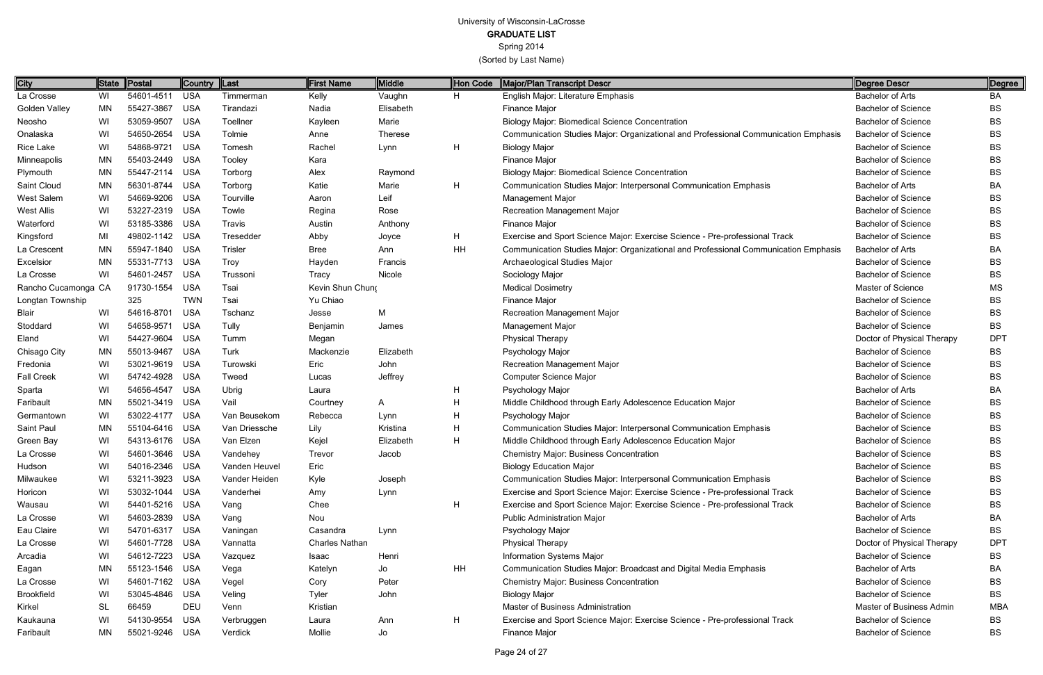University of Wisconsin-LaCrosse
**GRADUATE LIST**
Spring 2014
(Sorted by Last Name)

| City | State | Postal | Country | Last | First Name | Middle | Hon Code | Major/Plan Transcript Descr | Degree Descr | Degree |
|---|---|---|---|---|---|---|---|---|---|---|
| La Crosse | WI | 54601-4511 | USA | Timmerman | Kelly | Vaughn | H | English Major: Literature Emphasis | Bachelor of Arts | BA |
| Golden Valley | MN | 55427-3867 | USA | Tirandazi | Nadia | Elisabeth | | Finance Major | Bachelor of Science | BS |
| Neosho | WI | 53059-9507 | USA | Toellner | Kayleen | Marie | | Biology Major: Biomedical Science Concentration | Bachelor of Science | BS |
| Onalaska | WI | 54650-2654 | USA | Tolmie | Anne | Therese | | Communication Studies Major: Organizational and Professional Communication Emphasis | Bachelor of Science | BS |
| Rice Lake | WI | 54868-9721 | USA | Tomesh | Rachel | Lynn | H | Biology Major | Bachelor of Science | BS |
| Minneapolis | MN | 55403-2449 | USA | Tooley | Kara | | | Finance Major | Bachelor of Science | BS |
| Plymouth | MN | 55447-2114 | USA | Torborg | Alex | Raymond | | Biology Major: Biomedical Science Concentration | Bachelor of Science | BS |
| Saint Cloud | MN | 56301-8744 | USA | Torborg | Katie | Marie | H | Communication Studies Major: Interpersonal Communication Emphasis | Bachelor of Arts | BA |
| West Salem | WI | 54669-9206 | USA | Tourville | Aaron | Leif | | Management Major | Bachelor of Science | BS |
| West Allis | WI | 53227-2319 | USA | Towle | Regina | Rose | | Recreation Management Major | Bachelor of Science | BS |
| Waterford | WI | 53185-3386 | USA | Travis | Austin | Anthony | | Finance Major | Bachelor of Science | BS |
| Kingsford | MI | 49802-1142 | USA | Tresedder | Abby | Joyce | H | Exercise and Sport Science Major: Exercise Science - Pre-professional Track | Bachelor of Science | BS |
| La Crescent | MN | 55947-1840 | USA | Trisler | Bree | Ann | HH | Communication Studies Major: Organizational and Professional Communication Emphasis | Bachelor of Arts | BA |
| Excelsior | MN | 55331-7713 | USA | Troy | Hayden | Francis | | Archaeological Studies Major | Bachelor of Science | BS |
| La Crosse | WI | 54601-2457 | USA | Trussoni | Tracy | Nicole | | Sociology Major | Bachelor of Science | BS |
| Rancho Cucamonga | CA | 91730-1554 | USA | Tsai | Kevin Shun Chung | | | Medical Dosimetry | Master of Science | MS |
| Longtan Township | | 325 | TWN | Tsai | Yu Chiao | | | Finance Major | Bachelor of Science | BS |
| Blair | WI | 54616-8701 | USA | Tschanz | Jesse | M | | Recreation Management Major | Bachelor of Science | BS |
| Stoddard | WI | 54658-9571 | USA | Tully | Benjamin | James | | Management Major | Bachelor of Science | BS |
| Eland | WI | 54427-9604 | USA | Tumm | Megan | | | Physical Therapy | Doctor of Physical Therapy | DPT |
| Chisago City | MN | 55013-9467 | USA | Turk | Mackenzie | Elizabeth | | Psychology Major | Bachelor of Science | BS |
| Fredonia | WI | 53021-9619 | USA | Turowski | Eric | John | | Recreation Management Major | Bachelor of Science | BS |
| Fall Creek | WI | 54742-4928 | USA | Tweed | Lucas | Jeffrey | | Computer Science Major | Bachelor of Science | BS |
| Sparta | WI | 54656-4547 | USA | Ubrig | Laura | | H | Psychology Major | Bachelor of Arts | BA |
| Faribault | MN | 55021-3419 | USA | Vail | Courtney | A | H | Middle Childhood through Early Adolescence Education Major | Bachelor of Science | BS |
| Germantown | WI | 53022-4177 | USA | Van Beusekom | Rebecca | Lynn | H | Psychology Major | Bachelor of Science | BS |
| Saint Paul | MN | 55104-6416 | USA | Van Driessche | Lily | Kristina | H | Communication Studies Major: Interpersonal Communication Emphasis | Bachelor of Science | BS |
| Green Bay | WI | 54313-6176 | USA | Van Elzen | Kejel | Elizabeth | H | Middle Childhood through Early Adolescence Education Major | Bachelor of Science | BS |
| La Crosse | WI | 54601-3646 | USA | Vandehey | Trevor | Jacob | | Chemistry Major: Business Concentration | Bachelor of Science | BS |
| Hudson | WI | 54016-2346 | USA | Vanden Heuvel | Eric | | | Biology Education Major | Bachelor of Science | BS |
| Milwaukee | WI | 53211-3923 | USA | Vander Heiden | Kyle | Joseph | | Communication Studies Major: Interpersonal Communication Emphasis | Bachelor of Science | BS |
| Horicon | WI | 53032-1044 | USA | Vanderhei | Amy | Lynn | | Exercise and Sport Science Major: Exercise Science - Pre-professional Track | Bachelor of Science | BS |
| Wausau | WI | 54401-5216 | USA | Vang | Chee | | H | Exercise and Sport Science Major: Exercise Science - Pre-professional Track | Bachelor of Science | BS |
| La Crosse | WI | 54603-2839 | USA | Vang | Nou | | | Public Administration Major | Bachelor of Arts | BA |
| Eau Claire | WI | 54701-6317 | USA | Vaningan | Casandra | Lynn | | Psychology Major | Bachelor of Science | BS |
| La Crosse | WI | 54601-7728 | USA | Vannatta | Charles Nathan | | | Physical Therapy | Doctor of Physical Therapy | DPT |
| Arcadia | WI | 54612-7223 | USA | Vazquez | Isaac | Henri | | Information Systems Major | Bachelor of Science | BS |
| Eagan | MN | 55123-1546 | USA | Vega | Katelyn | Jo | HH | Communication Studies Major: Broadcast and Digital Media Emphasis | Bachelor of Arts | BA |
| La Crosse | WI | 54601-7162 | USA | Vegel | Cory | Peter | | Chemistry Major: Business Concentration | Bachelor of Science | BS |
| Brookfield | WI | 53045-4846 | USA | Veling | Tyler | John | | Biology Major | Bachelor of Science | BS |
| Kirkel | SL | 66459 | DEU | Venn | Kristian | | | Master of Business Administration | Master of Business Admin | MBA |
| Kaukauna | WI | 54130-9554 | USA | Verbruggen | Laura | Ann | H | Exercise and Sport Science Major: Exercise Science - Pre-professional Track | Bachelor of Science | BS |
| Faribault | MN | 55021-9246 | USA | Verdick | Mollie | Jo | | Finance Major | Bachelor of Science | BS |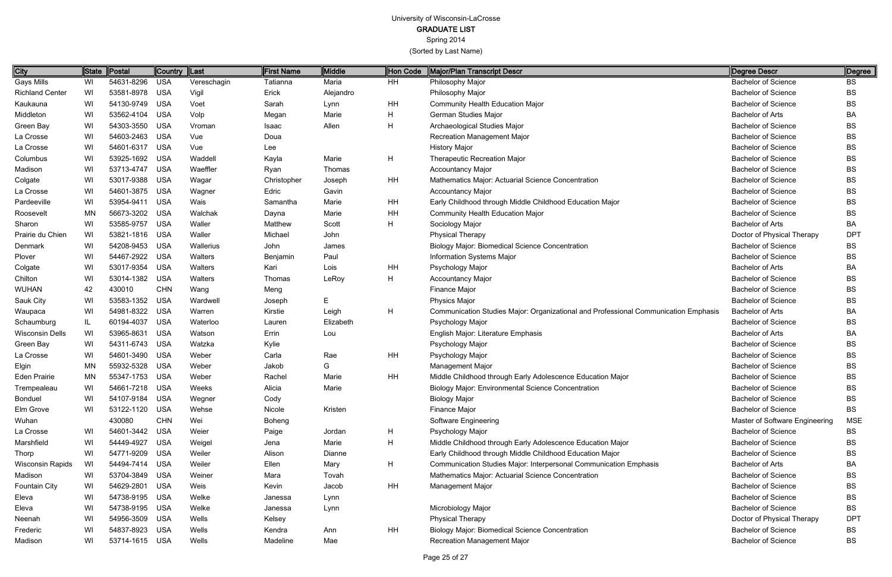# University of Wisconsin-LaCrosse

## GRADUATE LIST

Spring 2014

(Sorted by Last Name)

| City | State | Postal | Country | Last | First Name | Middle | Hon Code | Major/Plan Transcript Descr | Degree Descr | Degree |
|---|---|---|---|---|---|---|---|---|---|---|
| Gays Mills | WI | 54631-8296 | USA | Vereschagin | Tatianna | Maria | HH | Philosophy Major | Bachelor of Science | BS |
| Richland Center | WI | 53581-8978 | USA | Vigil | Erick | Alejandro | | Philosophy Major | Bachelor of Science | BS |
| Kaukauna | WI | 54130-9749 | USA | Voet | Sarah | Lynn | HH | Community Health Education Major | Bachelor of Science | BS |
| Middleton | WI | 53562-4104 | USA | Volp | Megan | Marie | H | German Studies Major | Bachelor of Arts | BA |
| Green Bay | WI | 54303-3550 | USA | Vroman | Isaac | Allen | H | Archaeological Studies Major | Bachelor of Science | BS |
| La Crosse | WI | 54603-2463 | USA | Vue | Doua | | | Recreation Management Major | Bachelor of Science | BS |
| La Crosse | WI | 54601-6317 | USA | Vue | Lee | | | History Major | Bachelor of Science | BS |
| Columbus | WI | 53925-1692 | USA | Waddell | Kayla | Marie | H | Therapeutic Recreation Major | Bachelor of Science | BS |
| Madison | WI | 53713-4747 | USA | Waeffler | Ryan | Thomas | | Accountancy Major | Bachelor of Science | BS |
| Colgate | WI | 53017-9388 | USA | Wagar | Christopher | Joseph | HH | Mathematics Major: Actuarial Science Concentration | Bachelor of Science | BS |
| La Crosse | WI | 54601-3875 | USA | Wagner | Edric | Gavin | | Accountancy Major | Bachelor of Science | BS |
| Pardeeville | WI | 53954-9411 | USA | Wais | Samantha | Marie | HH | Early Childhood through Middle Childhood Education Major | Bachelor of Science | BS |
| Roosevelt | MN | 56673-3202 | USA | Walchak | Dayna | Marie | HH | Community Health Education Major | Bachelor of Science | BS |
| Sharon | WI | 53585-9757 | USA | Waller | Matthew | Scott | H | Sociology Major | Bachelor of Arts | BA |
| Prairie du Chien | WI | 53821-1816 | USA | Waller | Michael | John | | Physical Therapy | Doctor of Physical Therapy | DPT |
| Denmark | WI | 54208-9453 | USA | Wallerius | John | James | | Biology Major: Biomedical Science Concentration | Bachelor of Science | BS |
| Plover | WI | 54467-2922 | USA | Walters | Benjamin | Paul | | Information Systems Major | Bachelor of Science | BS |
| Colgate | WI | 53017-9354 | USA | Walters | Kari | Lois | HH | Psychology Major | Bachelor of Arts | BA |
| Chilton | WI | 53014-1382 | USA | Walters | Thomas | LeRoy | H | Accountancy Major | Bachelor of Science | BS |
| WUHAN | 42 | 430010 | CHN | Wang | Meng | | | Finance Major | Bachelor of Science | BS |
| Sauk City | WI | 53583-1352 | USA | Wardwell | Joseph | E | | Physics Major | Bachelor of Science | BS |
| Waupaca | WI | 54981-8322 | USA | Warren | Kirstie | Leigh | H | Communication Studies Major: Organizational and Professional Communication Emphasis | Bachelor of Arts | BA |
| Schaumburg | IL | 60194-4037 | USA | Waterloo | Lauren | Elizabeth | | Psychology Major | Bachelor of Science | BS |
| Wisconsin Dells | WI | 53965-8631 | USA | Watson | Errin | Lou | | English Major: Literature Emphasis | Bachelor of Arts | BA |
| Green Bay | WI | 54311-6743 | USA | Watzka | Kylie | | | Psychology Major | Bachelor of Science | BS |
| La Crosse | WI | 54601-3490 | USA | Weber | Carla | Rae | HH | Psychology Major | Bachelor of Science | BS |
| Elgin | MN | 55932-5328 | USA | Weber | Jakob | G | | Management Major | Bachelor of Science | BS |
| Eden Prairie | MN | 55347-1753 | USA | Weber | Rachel | Marie | HH | Middle Childhood through Early Adolescence Education Major | Bachelor of Science | BS |
| Trempealeau | WI | 54661-7218 | USA | Weeks | Alicia | Marie | | Biology Major: Environmental Science Concentration | Bachelor of Science | BS |
| Bonduel | WI | 54107-9184 | USA | Wegner | Cody | | | Biology Major | Bachelor of Science | BS |
| Elm Grove | WI | 53122-1120 | USA | Wehse | Nicole | Kristen | | Finance Major | Bachelor of Science | BS |
| Wuhan | | 430080 | CHN | Wei | Boheng | | | Software Engineering | Master of Software Engineering | MSE |
| La Crosse | WI | 54601-3442 | USA | Weier | Paige | Jordan | H | Psychology Major | Bachelor of Science | BS |
| Marshfield | WI | 54449-4927 | USA | Weigel | Jena | Marie | H | Middle Childhood through Early Adolescence Education Major | Bachelor of Science | BS |
| Thorp | WI | 54771-9209 | USA | Weiler | Alison | Dianne | | Early Childhood through Middle Childhood Education Major | Bachelor of Science | BS |
| Wisconsin Rapids | WI | 54494-7414 | USA | Weiler | Ellen | Mary | H | Communication Studies Major: Interpersonal Communication Emphasis | Bachelor of Arts | BA |
| Madison | WI | 53704-3849 | USA | Weiner | Mara | Tovah | | Mathematics Major: Actuarial Science Concentration | Bachelor of Science | BS |
| Fountain City | WI | 54629-2801 | USA | Weis | Kevin | Jacob | HH | Management Major | Bachelor of Science | BS |
| Eleva | WI | 54738-9195 | USA | Welke | Janessa | Lynn | | | Bachelor of Science | BS |
| Eleva | WI | 54738-9195 | USA | Welke | Janessa | Lynn | | Microbiology Major | Bachelor of Science | BS |
| Neenah | WI | 54956-3509 | USA | Wells | Kelsey | | | Physical Therapy | Doctor of Physical Therapy | DPT |
| Frederic | WI | 54837-8923 | USA | Wells | Kendra | Ann | HH | Biology Major: Biomedical Science Concentration | Bachelor of Science | BS |
| Madison | WI | 53714-1615 | USA | Wells | Madeline | Mae | | Recreation Management Major | Bachelor of Science | BS |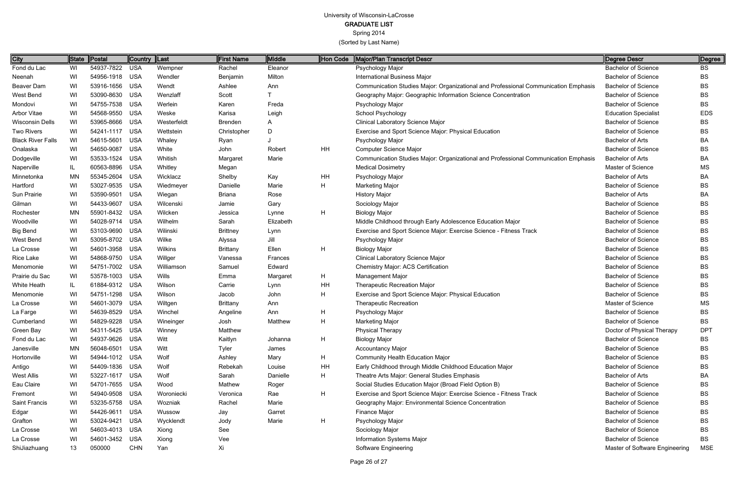# University of Wisconsin-LaCrosse

## GRADUATE LIST

Spring 2014

(Sorted by Last Name)

| City | State | Postal | Country | Last | First Name | Middle | Hon Code | Major/Plan Transcript Descr | Degree Descr | Degree |
|---|---|---|---|---|---|---|---|---|---|---|
| Fond du Lac | WI | 54937-7822 | USA | Wempner | Rachel | Eleanor | | Psychology Major | Bachelor of Science | BS |
| Neenah | WI | 54956-1918 | USA | Wendler | Benjamin | Milton | | International Business Major | Bachelor of Science | BS |
| Beaver Dam | WI | 53916-1656 | USA | Wendt | Ashlee | Ann | | Communication Studies Major: Organizational and Professional Communication Emphasis | Bachelor of Science | BS |
| West Bend | WI | 53090-8630 | USA | Wenzlaff | Scott | T | | Geography Major: Geographic Information Science Concentration | Bachelor of Science | BS |
| Mondovi | WI | 54755-7538 | USA | Werlein | Karen | Freda | | Psychology Major | Bachelor of Science | BS |
| Arbor Vitae | WI | 54568-9550 | USA | Weske | Karisa | Leigh | | School Psychology | Education Specialist | EDS |
| Wisconsin Dells | WI | 53965-8666 | USA | Westerfeldt | Brenden | A | | Clinical Laboratory Science Major | Bachelor of Science | BS |
| Two Rivers | WI | 54241-1117 | USA | Wettstein | Christopher | D | | Exercise and Sport Science Major: Physical Education | Bachelor of Science | BS |
| Black River Falls | WI | 54615-5601 | USA | Whaley | Ryan | J | | Psychology Major | Bachelor of Arts | BA |
| Onalaska | WI | 54650-9087 | USA | White | John | Robert | HH | Computer Science Major | Bachelor of Science | BS |
| Dodgeville | WI | 53533-1524 | USA | Whitish | Margaret | Marie | | Communication Studies Major: Organizational and Professional Communication Emphasis | Bachelor of Arts | BA |
| Naperville | IL | 60563-8896 | USA | Whitley | Megan | | | Medical Dosimetry | Master of Science | MS |
| Minnetonka | MN | 55345-2604 | USA | Wicklacz | Shelby | Kay | HH | Psychology Major | Bachelor of Arts | BA |
| Hartford | WI | 53027-9535 | USA | Wiedmeyer | Danielle | Marie | H | Marketing Major | Bachelor of Science | BS |
| Sun Prairie | WI | 53590-9501 | USA | Wiegan | Briana | Rose | | History Major | Bachelor of Arts | BA |
| Gilman | WI | 54433-9607 | USA | Wilcenski | Jamie | Gary | | Sociology Major | Bachelor of Science | BS |
| Rochester | MN | 55901-8432 | USA | Wilcken | Jessica | Lynne | H | Biology Major | Bachelor of Science | BS |
| Woodville | WI | 54028-9714 | USA | Wilhelm | Sarah | Elizabeth | | Middle Childhood through Early Adolescence Education Major | Bachelor of Science | BS |
| Big Bend | WI | 53103-9690 | USA | Wilinski | Brittney | Lynn | | Exercise and Sport Science Major: Exercise Science - Fitness Track | Bachelor of Science | BS |
| West Bend | WI | 53095-8702 | USA | Wilke | Alyssa | Jill | | Psychology Major | Bachelor of Science | BS |
| La Crosse | WI | 54601-3958 | USA | Wilkins | Brittany | Ellen | H | Biology Major | Bachelor of Science | BS |
| Rice Lake | WI | 54868-9750 | USA | Willger | Vanessa | Frances | | Clinical Laboratory Science Major | Bachelor of Science | BS |
| Menomonie | WI | 54751-7002 | USA | Williamson | Samuel | Edward | | Chemistry Major: ACS Certification | Bachelor of Science | BS |
| Prairie du Sac | WI | 53578-1003 | USA | Wills | Emma | Margaret | H | Management Major | Bachelor of Science | BS |
| White Heath | IL | 61884-9312 | USA | Wilson | Carrie | Lynn | HH | Therapeutic Recreation Major | Bachelor of Science | BS |
| Menomonie | WI | 54751-1298 | USA | Wilson | Jacob | John | H | Exercise and Sport Science Major: Physical Education | Bachelor of Science | BS |
| La Crosse | WI | 54601-3079 | USA | Wiltgen | Brittany | Ann | | Therapeutic Recreation | Master of Science | MS |
| La Farge | WI | 54639-8529 | USA | Winchel | Angeline | Ann | H | Psychology Major | Bachelor of Science | BS |
| Cumberland | WI | 54829-9228 | USA | Wineinger | Josh | Matthew | H | Marketing Major | Bachelor of Science | BS |
| Green Bay | WI | 54311-5425 | USA | Winney | Matthew | | | Physical Therapy | Doctor of Physical Therapy | DPT |
| Fond du Lac | WI | 54937-9626 | USA | Witt | Kaitlyn | Johanna | H | Biology Major | Bachelor of Science | BS |
| Janesville | MN | 56048-6501 | USA | Witt | Tyler | James | | Accountancy Major | Bachelor of Science | BS |
| Hortonville | WI | 54944-1012 | USA | Wolf | Ashley | Mary | H | Community Health Education Major | Bachelor of Science | BS |
| Antigo | WI | 54409-1836 | USA | Wolf | Rebekah | Louise | HH | Early Childhood through Middle Childhood Education Major | Bachelor of Science | BS |
| West Allis | WI | 53227-1617 | USA | Wolf | Sarah | Danielle | H | Theatre Arts Major: General Studies Emphasis | Bachelor of Arts | BA |
| Eau Claire | WI | 54701-7655 | USA | Wood | Mathew | Roger | | Social Studies Education Major (Broad Field Option B) | Bachelor of Science | BS |
| Fremont | WI | 54940-9508 | USA | Woroniecki | Veronica | Rae | H | Exercise and Sport Science Major: Exercise Science - Fitness Track | Bachelor of Science | BS |
| Saint Francis | WI | 53235-5758 | USA | Wozniak | Rachel | Marie | | Geography Major: Environmental Science Concentration | Bachelor of Science | BS |
| Edgar | WI | 54426-9611 | USA | Wussow | Jay | Garret | | Finance Major | Bachelor of Science | BS |
| Grafton | WI | 53024-9421 | USA | Wycklendt | Jody | Marie | H | Psychology Major | Bachelor of Science | BS |
| La Crosse | WI | 54603-4013 | USA | Xiong | See | | | Sociology Major | Bachelor of Science | BS |
| La Crosse | WI | 54601-3452 | USA | Xiong | Vee | | | Information Systems Major | Bachelor of Science | BS |
| ShiJiazhuang | 13 | 050000 | CHN | Yan | Xi | | | Software Engineering | Master of Software Engineering | MSE |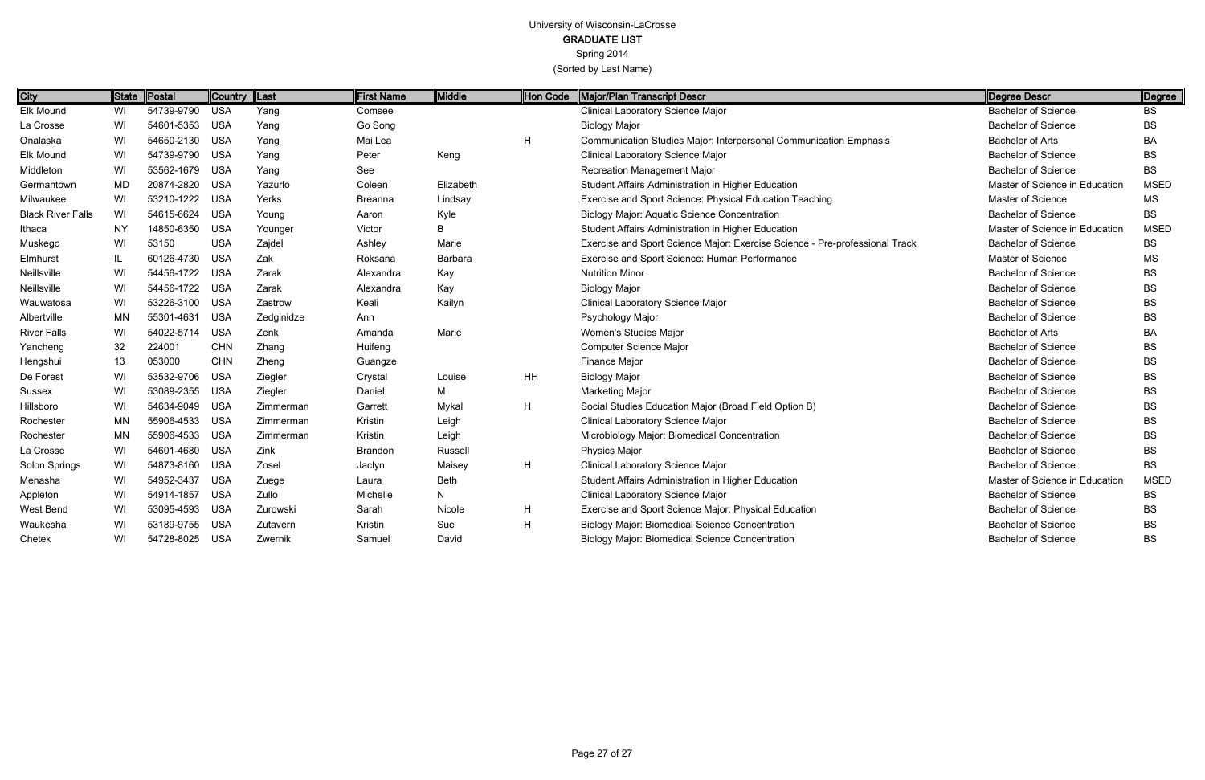University of Wisconsin-LaCrosse
**GRADUATE LIST**
Spring 2014
(Sorted by Last Name)

| City | State | Postal | Country | Last | First Name | Middle | Hon Code | Major/Plan Transcript Descr | Degree Descr | Degree |
|---|---|---|---|---|---|---|---|---|---|---|
| Elk Mound | WI | 54739-9790 | USA | Yang | Comsee | | | Clinical Laboratory Science Major | Bachelor of Science | BS |
| La Crosse | WI | 54601-5353 | USA | Yang | Go Song | | | Biology Major | Bachelor of Science | BS |
| Onalaska | WI | 54650-2130 | USA | Yang | Mai Lea | | H | Communication Studies Major: Interpersonal Communication Emphasis | Bachelor of Arts | BA |
| Elk Mound | WI | 54739-9790 | USA | Yang | Peter | Keng | | Clinical Laboratory Science Major | Bachelor of Science | BS |
| Middleton | WI | 53562-1679 | USA | Yang | See | | | Recreation Management Major | Bachelor of Science | BS |
| Germantown | MD | 20874-2820 | USA | Yazurlo | Coleen | Elizabeth | | Student Affairs Administration in Higher Education | Master of Science in Education | MSED |
| Milwaukee | WI | 53210-1222 | USA | Yerks | Breanna | Lindsay | | Exercise and Sport Science: Physical Education Teaching | Master of Science | MS |
| Black River Falls | WI | 54615-6624 | USA | Young | Aaron | Kyle | | Biology Major: Aquatic Science Concentration | Bachelor of Science | BS |
| Ithaca | NY | 14850-6350 | USA | Younger | Victor | B | | Student Affairs Administration in Higher Education | Master of Science in Education | MSED |
| Muskego | WI | 53150 | USA | Zajdel | Ashley | Marie | | Exercise and Sport Science Major: Exercise Science - Pre-professional Track | Bachelor of Science | BS |
| Elmhurst | IL | 60126-4730 | USA | Zak | Roksana | Barbara | | Exercise and Sport Science: Human Performance | Master of Science | MS |
| Neillsville | WI | 54456-1722 | USA | Zarak | Alexandra | Kay | | Nutrition Minor | Bachelor of Science | BS |
| Neillsville | WI | 54456-1722 | USA | Zarak | Alexandra | Kay | | Biology Major | Bachelor of Science | BS |
| Wauwatosa | WI | 53226-3100 | USA | Zastrow | Keali | Kailyn | | Clinical Laboratory Science Major | Bachelor of Science | BS |
| Albertville | MN | 55301-4631 | USA | Zedginidze | Ann | | | Psychology Major | Bachelor of Science | BS |
| River Falls | WI | 54022-5714 | USA | Zenk | Amanda | Marie | | Women's Studies Major | Bachelor of Arts | BA |
| Yancheng | 32 | 224001 | CHN | Zhang | Huifeng | | | Computer Science Major | Bachelor of Science | BS |
| Hengshui | 13 | 053000 | CHN | Zheng | Guangze | | | Finance Major | Bachelor of Science | BS |
| De Forest | WI | 53532-9706 | USA | Ziegler | Crystal | Louise | HH | Biology Major | Bachelor of Science | BS |
| Sussex | WI | 53089-2355 | USA | Ziegler | Daniel | M | | Marketing Major | Bachelor of Science | BS |
| Hillsboro | WI | 54634-9049 | USA | Zimmerman | Garrett | Mykal | H | Social Studies Education Major (Broad Field Option B) | Bachelor of Science | BS |
| Rochester | MN | 55906-4533 | USA | Zimmerman | Kristin | Leigh | | Clinical Laboratory Science Major | Bachelor of Science | BS |
| Rochester | MN | 55906-4533 | USA | Zimmerman | Kristin | Leigh | | Microbiology Major: Biomedical Concentration | Bachelor of Science | BS |
| La Crosse | WI | 54601-4680 | USA | Zink | Brandon | Russell | | Physics Major | Bachelor of Science | BS |
| Solon Springs | WI | 54873-8160 | USA | Zosel | Jaclyn | Maisey | H | Clinical Laboratory Science Major | Bachelor of Science | BS |
| Menasha | WI | 54952-3437 | USA | Zuege | Laura | Beth | | Student Affairs Administration in Higher Education | Master of Science in Education | MSED |
| Appleton | WI | 54914-1857 | USA | Zullo | Michelle | N | | Clinical Laboratory Science Major | Bachelor of Science | BS |
| West Bend | WI | 53095-4593 | USA | Zurowski | Sarah | Nicole | H | Exercise and Sport Science Major: Physical Education | Bachelor of Science | BS |
| Waukesha | WI | 53189-9755 | USA | Zutavern | Kristin | Sue | H | Biology Major: Biomedical Science Concentration | Bachelor of Science | BS |
| Chetek | WI | 54728-8025 | USA | Zwernik | Samuel | David | | Biology Major: Biomedical Science Concentration | Bachelor of Science | BS |